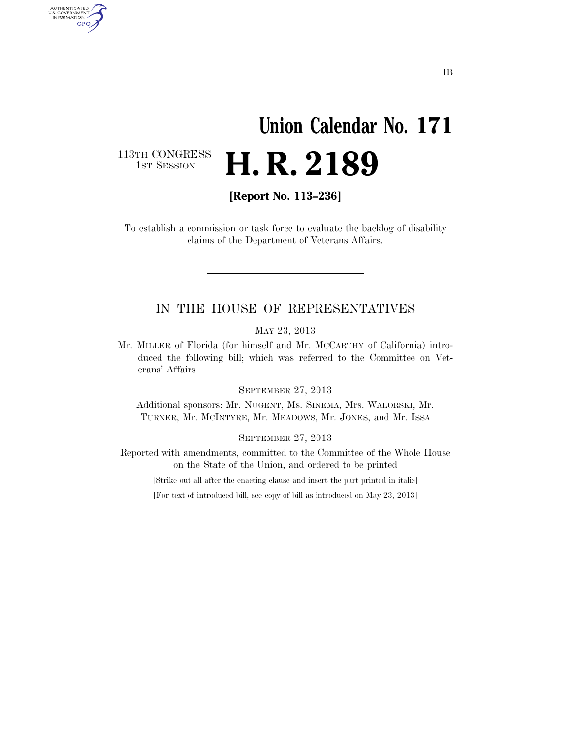IB

# Union Calendar No. 171

113TH CONGRESS
1ST SESSION

# H. R. 2189

**[Report No. 113–236]**

To establish a commission or task force to evaluate the backlog of disability claims of the Department of Veterans Affairs.

---

IN THE HOUSE OF REPRESENTATIVES

MAY 23, 2013

Mr. MILLER of Florida (for himself and Mr. MCCARTHY of California) introduced the following bill; which was referred to the Committee on Veterans' Affairs

SEPTEMBER 27, 2013

Additional sponsors: Mr. NUGENT, Ms. SINEMA, Mrs. WALORSKI, Mr. TURNER, Mr. MCINTYRE, Mr. MEADOWS, Mr. JONES, and Mr. ISSA

SEPTEMBER 27, 2013

Reported with amendments, committed to the Committee of the Whole House on the State of the Union, and ordered to be printed

[Strike out all after the enacting clause and insert the part printed in italic]

[For text of introduced bill, see copy of bill as introduced on May 23, 2013]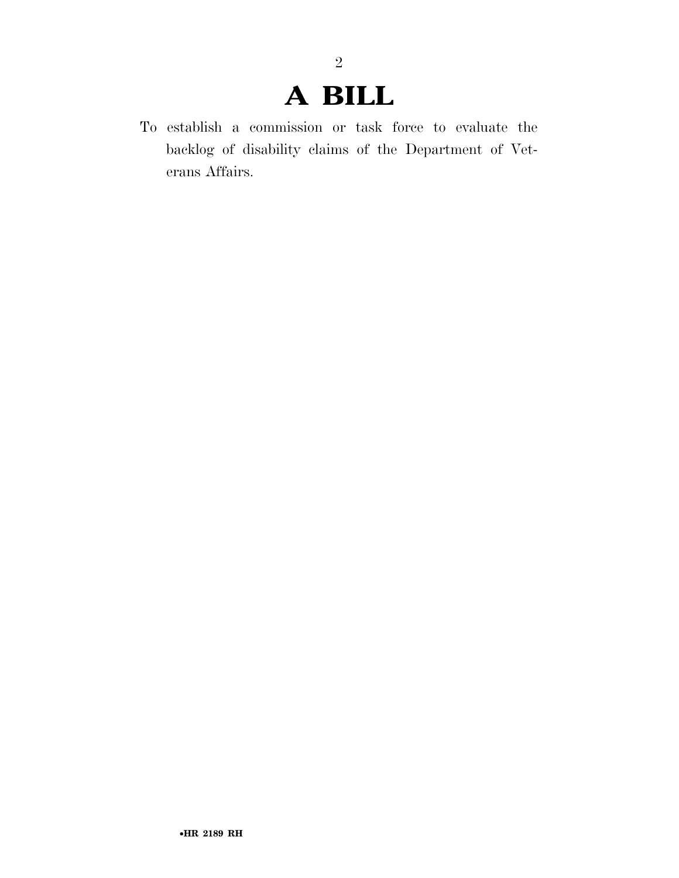# A BILL

To establish a commission or task force to evaluate the backlog of disability claims of the Department of Veterans Affairs.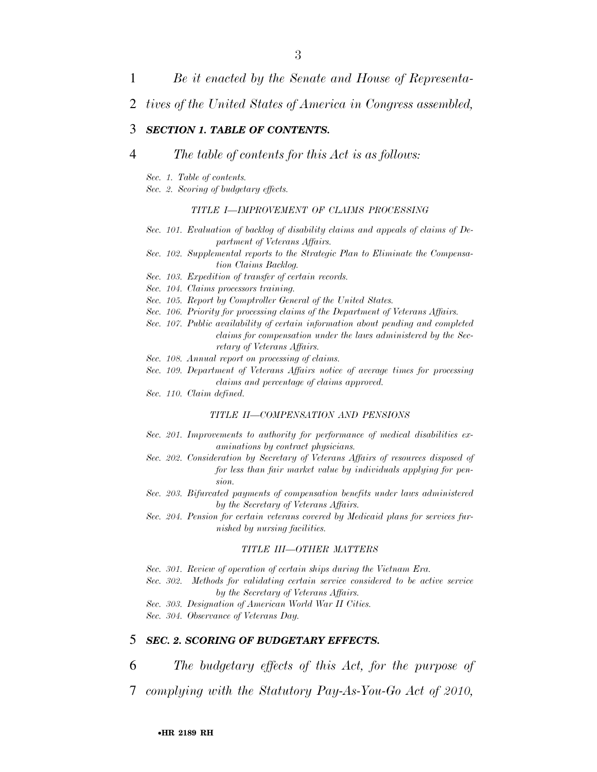*Be it enacted by the Senate and House of Representatives of the United States of America in Congress assembled,*

### ***SECTION 1. TABLE OF CONTENTS.***

*The table of contents for this Act is as follows:*

*Sec. 1. Table of contents.*
*Sec. 2. Scoring of budgetary effects.*

*TITLE I—IMPROVEMENT OF CLAIMS PROCESSING*

*Sec. 101. Evaluation of backlog of disability claims and appeals of claims of Department of Veterans Affairs.*
*Sec. 102. Supplemental reports to the Strategic Plan to Eliminate the Compensation Claims Backlog.*
*Sec. 103. Expedition of transfer of certain records.*
*Sec. 104. Claims processors training.*
*Sec. 105. Report by Comptroller General of the United States.*
*Sec. 106. Priority for processing claims of the Department of Veterans Affairs.*
*Sec. 107. Public availability of certain information about pending and completed claims for compensation under the laws administered by the Secretary of Veterans Affairs.*
*Sec. 108. Annual report on processing of claims.*
*Sec. 109. Department of Veterans Affairs notice of average times for processing claims and percentage of claims approved.*
*Sec. 110. Claim defined.*

*TITLE II—COMPENSATION AND PENSIONS*

*Sec. 201. Improvements to authority for performance of medical disabilities examinations by contract physicians.*
*Sec. 202. Consideration by Secretary of Veterans Affairs of resources disposed of for less than fair market value by individuals applying for pension.*
*Sec. 203. Bifurcated payments of compensation benefits under laws administered by the Secretary of Veterans Affairs.*
*Sec. 204. Pension for certain veterans covered by Medicaid plans for services furnished by nursing facilities.*

*TITLE III—OTHER MATTERS*

*Sec. 301. Review of operation of certain ships during the Vietnam Era.*
*Sec. 302. Methods for validating certain service considered to be active service by the Secretary of Veterans Affairs.*
*Sec. 303. Designation of American World War II Cities.*
*Sec. 304. Observance of Veterans Day.*

### ***SEC. 2. SCORING OF BUDGETARY EFFECTS.***

*The budgetary effects of this Act, for the purpose of complying with the Statutory Pay-As-You-Go Act of 2010,*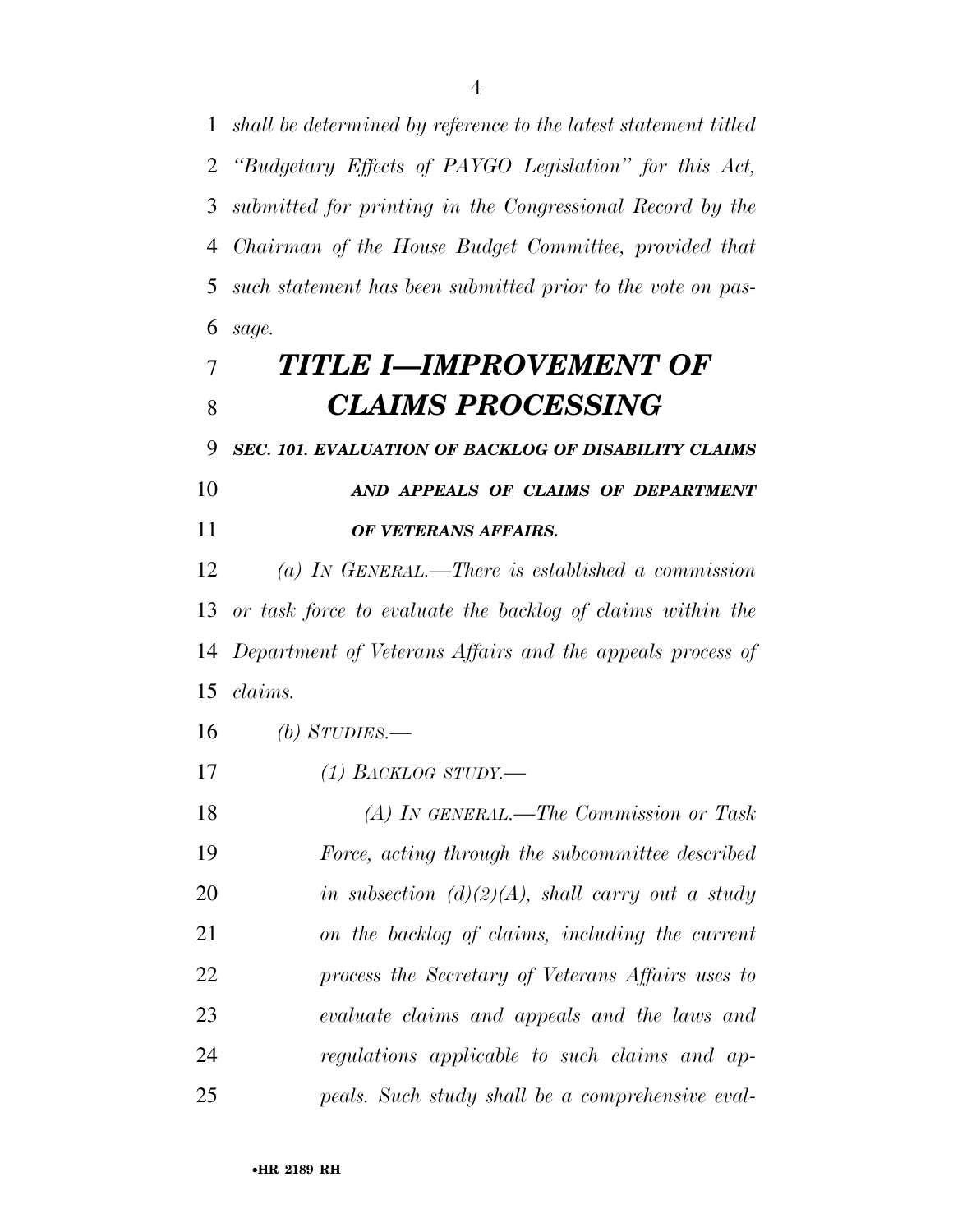*shall be determined by reference to the latest statement titled "Budgetary Effects of PAYGO Legislation" for this Act, submitted for printing in the Congressional Record by the Chairman of the House Budget Committee, provided that such statement has been submitted prior to the vote on passage.*

# *TITLE I—IMPROVEMENT OF CLAIMS PROCESSING*

### *SEC. 101. EVALUATION OF BACKLOG OF DISABILITY CLAIMS AND APPEALS OF CLAIMS OF DEPARTMENT OF VETERANS AFFAIRS.*

*(a) IN GENERAL.—There is established a commission or task force to evaluate the backlog of claims within the Department of Veterans Affairs and the appeals process of claims.*

*(b) STUDIES.—*

*(1) BACKLOG STUDY.—*

*(A) IN GENERAL.—The Commission or Task Force, acting through the subcommittee described in subsection (d)(2)(A), shall carry out a study on the backlog of claims, including the current process the Secretary of Veterans Affairs uses to evaluate claims and appeals and the laws and regulations applicable to such claims and appeals. Such study shall be a comprehensive eval-*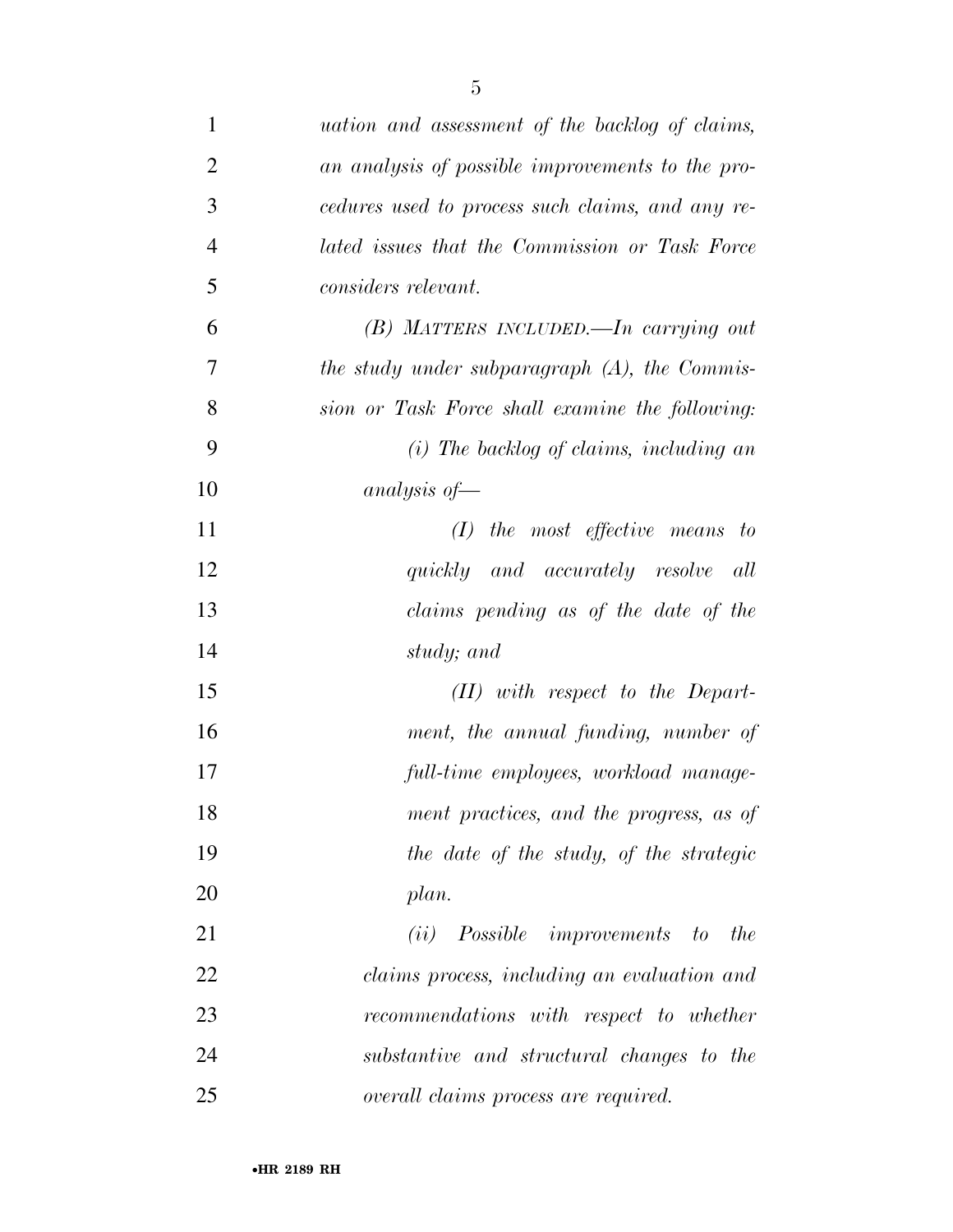*uation and assessment of the backlog of claims, an analysis of possible improvements to the procedures used to process such claims, and any related issues that the Commission or Task Force considers relevant.*

*(B) MATTERS INCLUDED.—In carrying out the study under subparagraph (A), the Commission or Task Force shall examine the following:*

*(i) The backlog of claims, including an analysis of—*

*(I) the most effective means to quickly and accurately resolve all claims pending as of the date of the study; and*

*(II) with respect to the Department, the annual funding, number of full-time employees, workload management practices, and the progress, as of the date of the study, of the strategic plan.*

*(ii) Possible improvements to the claims process, including an evaluation and recommendations with respect to whether substantive and structural changes to the overall claims process are required.*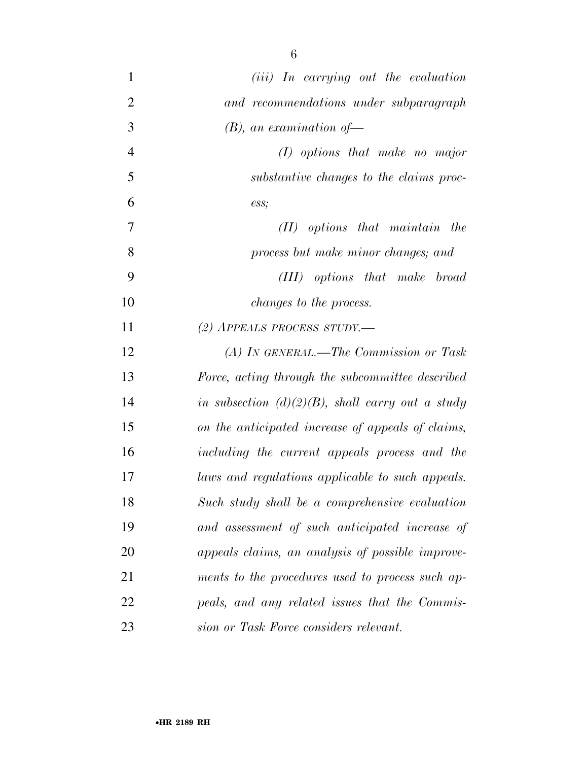*(iii) In carrying out the evaluation and recommendations under subparagraph (B), an examination of—*

*(I) options that make no major substantive changes to the claims process;*

*(II) options that maintain the process but make minor changes; and*

*(III) options that make broad changes to the process.*

*(2) APPEALS PROCESS STUDY.—*

*(A) IN GENERAL.—The Commission or Task Force, acting through the subcommittee described in subsection (d)(2)(B), shall carry out a study on the anticipated increase of appeals of claims, including the current appeals process and the laws and regulations applicable to such appeals. Such study shall be a comprehensive evaluation and assessment of such anticipated increase of appeals claims, an analysis of possible improvements to the procedures used to process such appeals, and any related issues that the Commission or Task Force considers relevant.*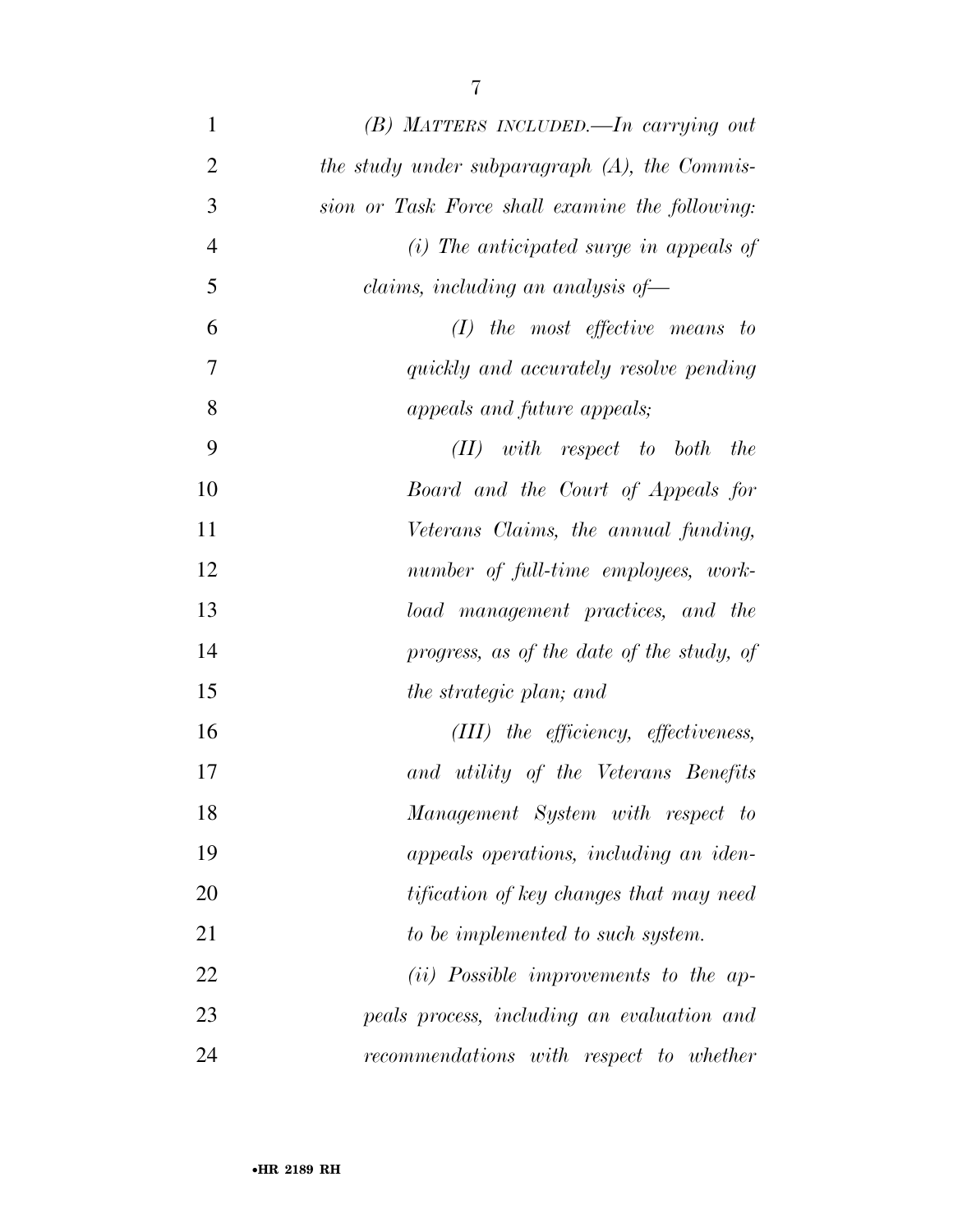*(B) MATTERS INCLUDED.—In carrying out the study under subparagraph (A), the Commission or Task Force shall examine the following:*

*(i) The anticipated surge in appeals of claims, including an analysis of—*

*(I) the most effective means to quickly and accurately resolve pending appeals and future appeals;*

*(II) with respect to both the Board and the Court of Appeals for Veterans Claims, the annual funding, number of full-time employees, workload management practices, and the progress, as of the date of the study, of the strategic plan; and*

*(III) the efficiency, effectiveness, and utility of the Veterans Benefits Management System with respect to appeals operations, including an identification of key changes that may need to be implemented to such system.*

*(ii) Possible improvements to the appeals process, including an evaluation and recommendations with respect to whether*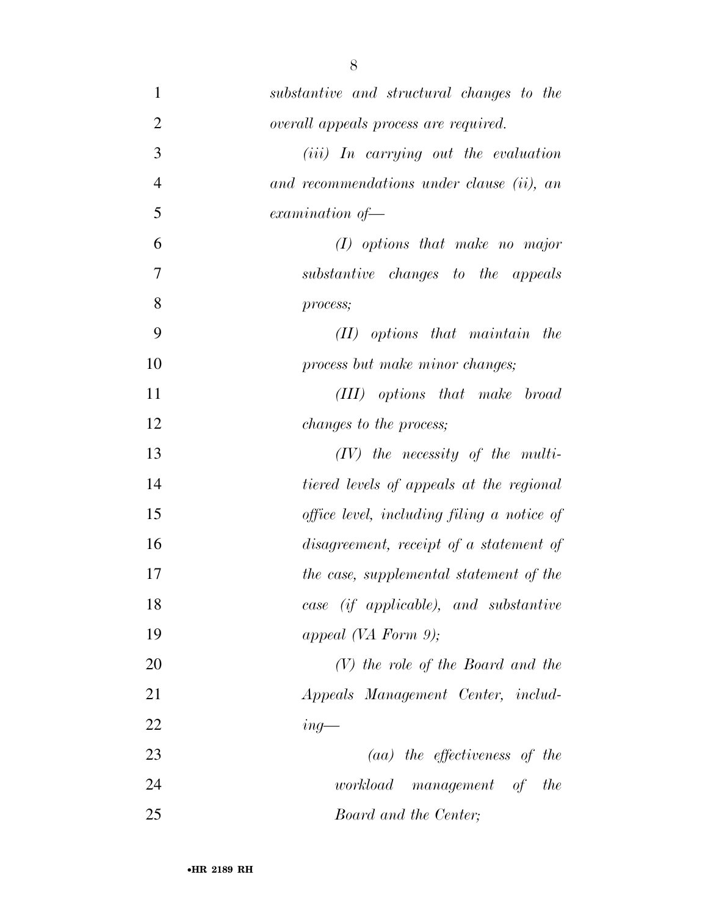*substantive and structural changes to the overall appeals process are required.*

*(iii) In carrying out the evaluation and recommendations under clause (ii), an examination of—*

*(I) options that make no major substantive changes to the appeals process;*

*(II) options that maintain the process but make minor changes;*

*(III) options that make broad changes to the process;*

*(IV) the necessity of the multi-tiered levels of appeals at the regional office level, including filing a notice of disagreement, receipt of a statement of the case, supplemental statement of the case (if applicable), and substantive appeal (VA Form 9);*

*(V) the role of the Board and the Appeals Management Center, including—*

*(aa) the effectiveness of the workload management of the Board and the Center;*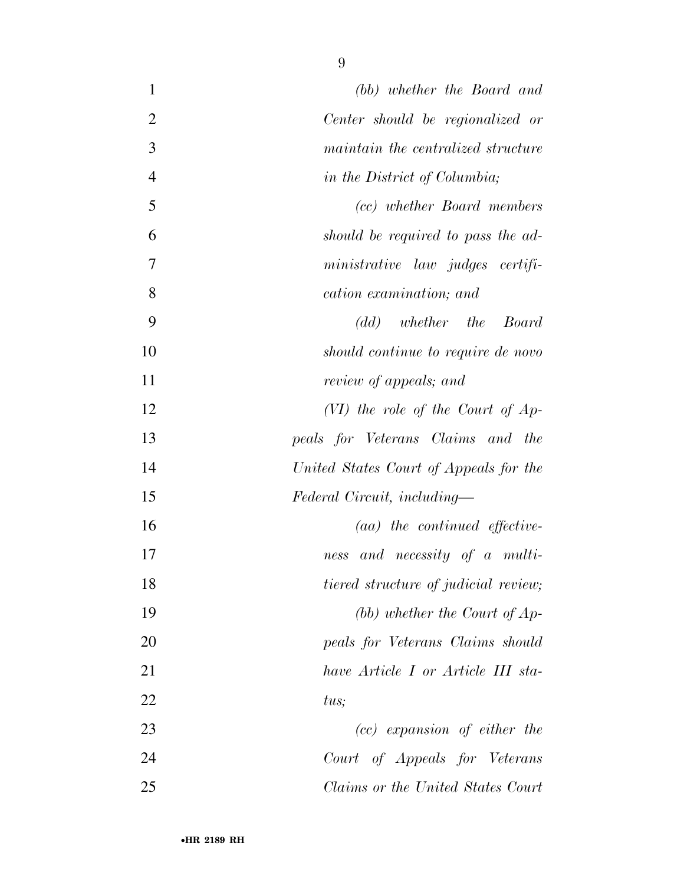*(bb) whether the Board and Center should be regionalized or maintain the centralized structure in the District of Columbia;*

*(cc) whether Board members should be required to pass the administrative law judges certification examination; and*

*(dd) whether the Board should continue to require de novo review of appeals; and*

*(VI) the role of the Court of Appeals for Veterans Claims and the United States Court of Appeals for the Federal Circuit, including—*

*(aa) the continued effectiveness and necessity of a multi-tiered structure of judicial review;*

*(bb) whether the Court of Appeals for Veterans Claims should have Article I or Article III status;*

*(cc) expansion of either the Court of Appeals for Veterans Claims or the United States Court*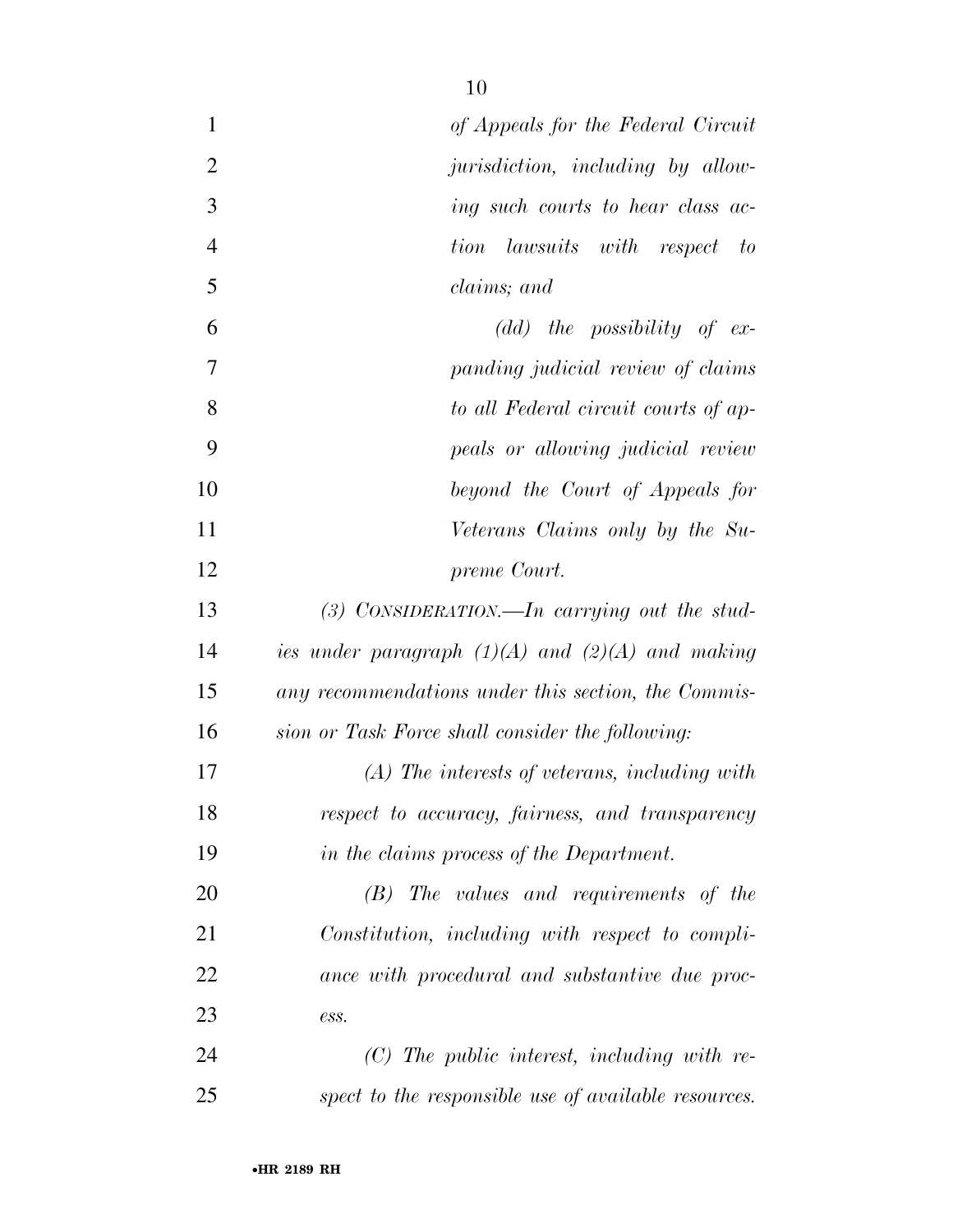*of Appeals for the Federal Circuit jurisdiction, including by allowing such courts to hear class action lawsuits with respect to claims; and*

*(dd) the possibility of expanding judicial review of claims to all Federal circuit courts of appeals or allowing judicial review beyond the Court of Appeals for Veterans Claims only by the Supreme Court.*

*(3) CONSIDERATION.—In carrying out the studies under paragraph (1)(A) and (2)(A) and making any recommendations under this section, the Commission or Task Force shall consider the following:*

*(A) The interests of veterans, including with respect to accuracy, fairness, and transparency in the claims process of the Department.*

*(B) The values and requirements of the Constitution, including with respect to compliance with procedural and substantive due process.*

*(C) The public interest, including with respect to the responsible use of available resources.*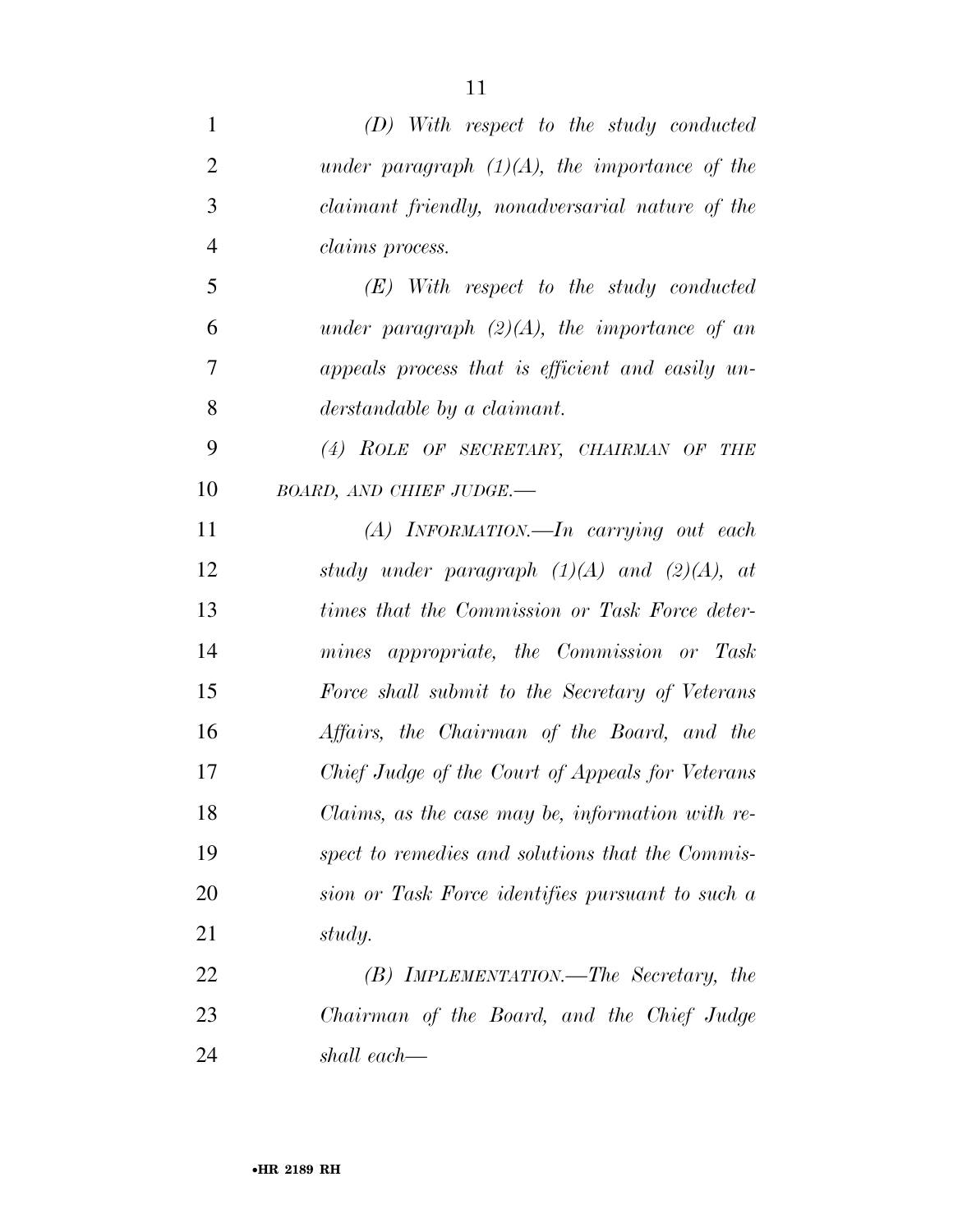*(D) With respect to the study conducted under paragraph (1)(A), the importance of the claimant friendly, nonadversarial nature of the claims process.*

*(E) With respect to the study conducted under paragraph (2)(A), the importance of an appeals process that is efficient and easily understandable by a claimant.*

*(4) ROLE OF SECRETARY, CHAIRMAN OF THE BOARD, AND CHIEF JUDGE.—*

*(A) INFORMATION.—In carrying out each study under paragraph (1)(A) and (2)(A), at times that the Commission or Task Force determines appropriate, the Commission or Task Force shall submit to the Secretary of Veterans Affairs, the Chairman of the Board, and the Chief Judge of the Court of Appeals for Veterans Claims, as the case may be, information with respect to remedies and solutions that the Commission or Task Force identifies pursuant to such a study.*

*(B) IMPLEMENTATION.—The Secretary, the Chairman of the Board, and the Chief Judge shall each—*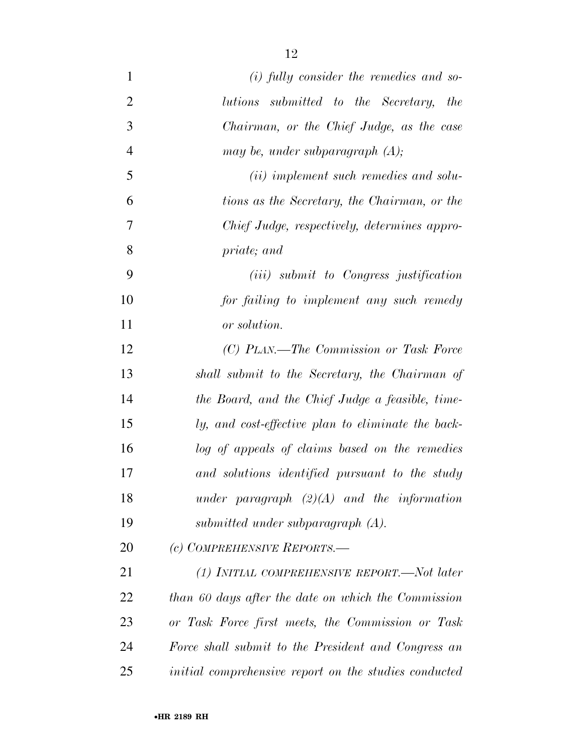*(i) fully consider the remedies and solutions submitted to the Secretary, the Chairman, or the Chief Judge, as the case may be, under subparagraph (A);*

*(ii) implement such remedies and solutions as the Secretary, the Chairman, or the Chief Judge, respectively, determines appropriate; and*

*(iii) submit to Congress justification for failing to implement any such remedy or solution.*

*(C) PLAN.—The Commission or Task Force shall submit to the Secretary, the Chairman of the Board, and the Chief Judge a feasible, timely, and cost-effective plan to eliminate the backlog of appeals of claims based on the remedies and solutions identified pursuant to the study under paragraph (2)(A) and the information submitted under subparagraph (A).*

*(c) COMPREHENSIVE REPORTS.—*

*(1) INITIAL COMPREHENSIVE REPORT.—Not later than 60 days after the date on which the Commission or Task Force first meets, the Commission or Task Force shall submit to the President and Congress an initial comprehensive report on the studies conducted*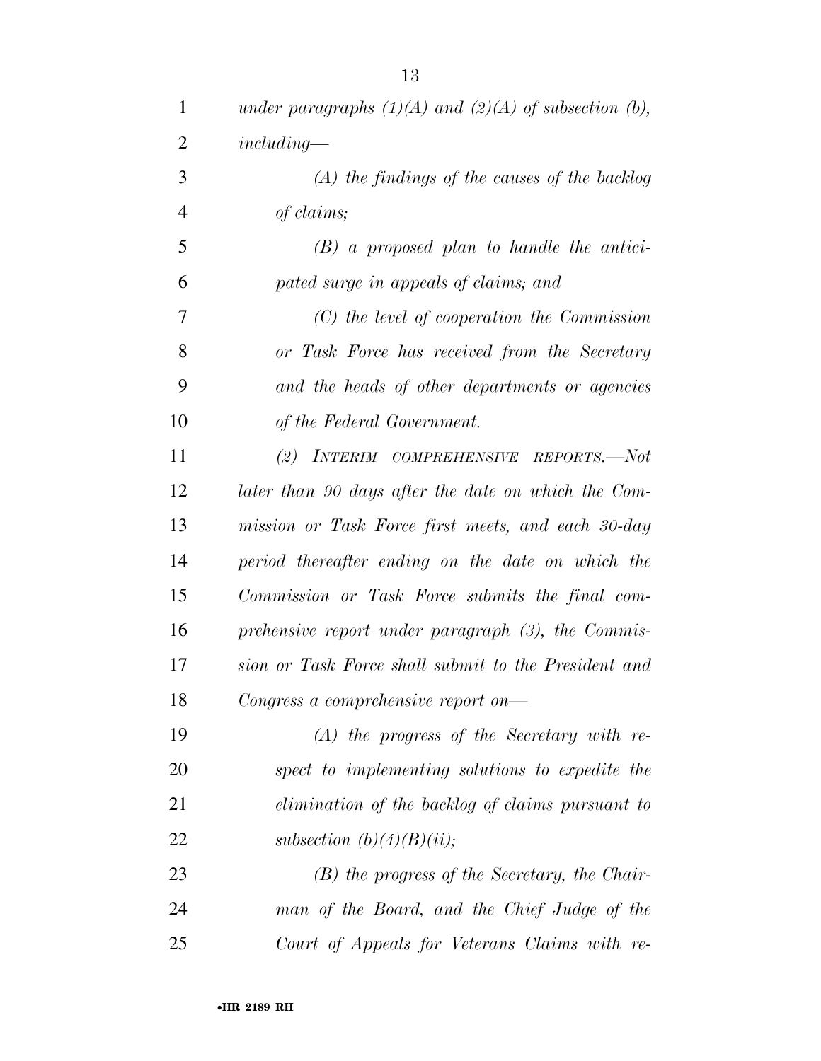*under paragraphs (1)(A) and (2)(A) of subsection (b), including—*

*(A) the findings of the causes of the backlog of claims;*

*(B) a proposed plan to handle the anticipated surge in appeals of claims; and*

*(C) the level of cooperation the Commission or Task Force has received from the Secretary and the heads of other departments or agencies of the Federal Government.*

*(2) INTERIM COMPREHENSIVE REPORTS.—Not later than 90 days after the date on which the Commission or Task Force first meets, and each 30-day period thereafter ending on the date on which the Commission or Task Force submits the final comprehensive report under paragraph (3), the Commission or Task Force shall submit to the President and Congress a comprehensive report on—*

*(A) the progress of the Secretary with respect to implementing solutions to expedite the elimination of the backlog of claims pursuant to subsection (b)(4)(B)(ii);*

*(B) the progress of the Secretary, the Chairman of the Board, and the Chief Judge of the Court of Appeals for Veterans Claims with re-*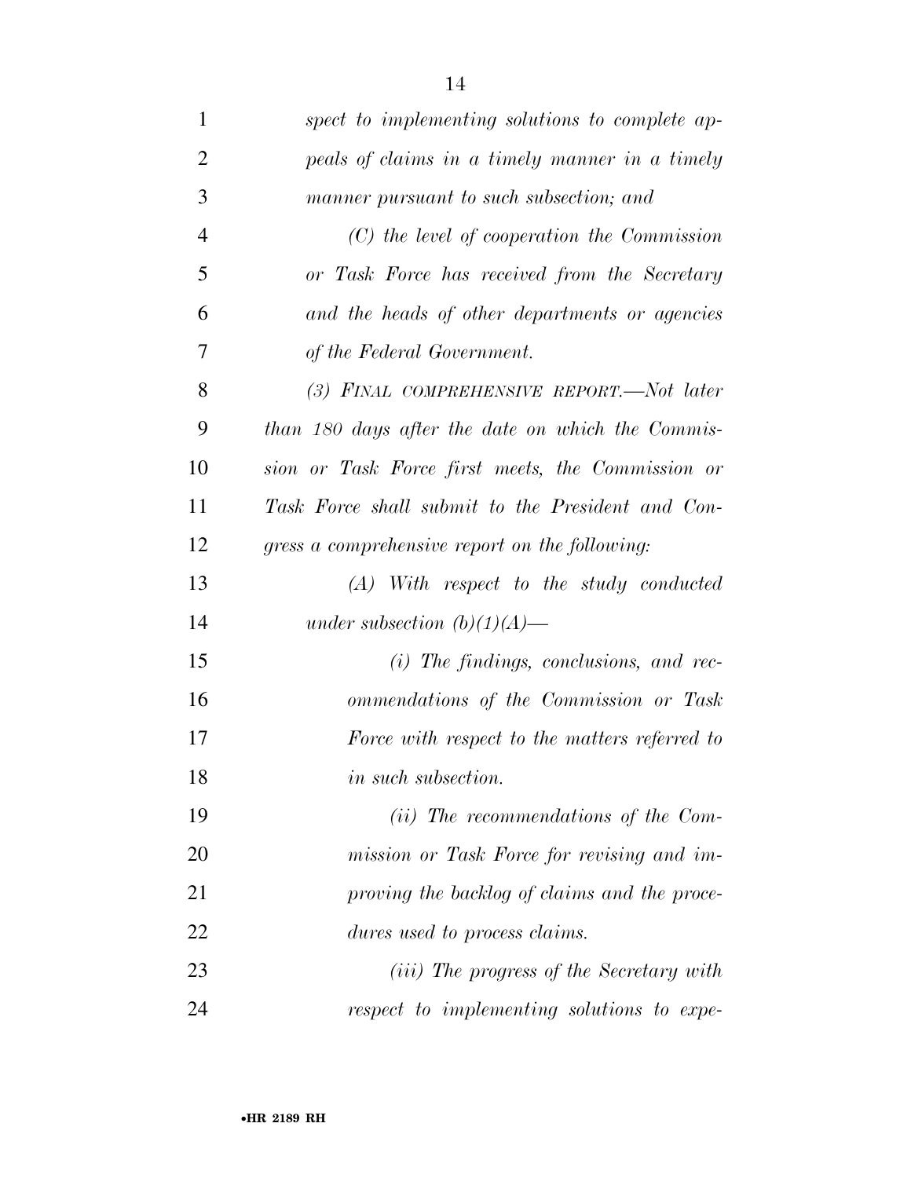*spect to implementing solutions to complete appeals of claims in a timely manner in a timely manner pursuant to such subsection; and*

*(C) the level of cooperation the Commission or Task Force has received from the Secretary and the heads of other departments or agencies of the Federal Government.*

*(3) FINAL COMPREHENSIVE REPORT.—Not later than 180 days after the date on which the Commission or Task Force first meets, the Commission or Task Force shall submit to the President and Congress a comprehensive report on the following:*

*(A) With respect to the study conducted under subsection (b)(1)(A)—*

*(i) The findings, conclusions, and recommendations of the Commission or Task Force with respect to the matters referred to in such subsection.*

*(ii) The recommendations of the Commission or Task Force for revising and improving the backlog of claims and the procedures used to process claims.*

*(iii) The progress of the Secretary with respect to implementing solutions to expe-*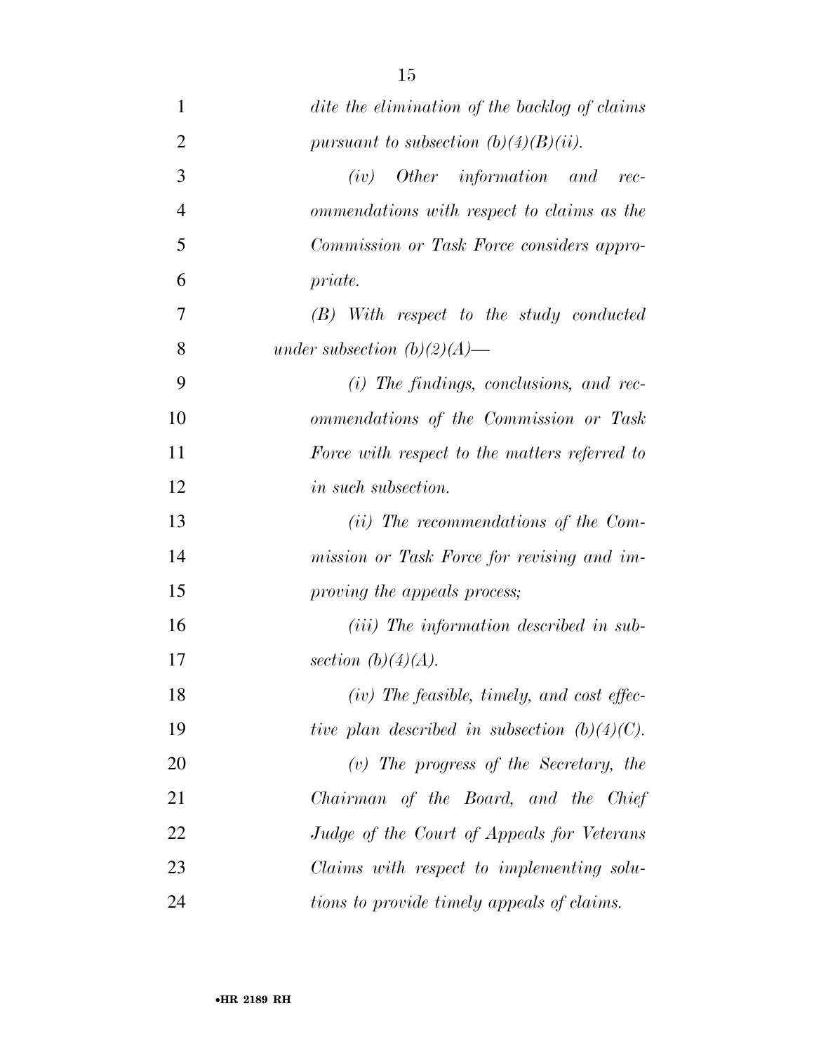*dite the elimination of the backlog of claims pursuant to subsection (b)(4)(B)(ii).*

*(iv) Other information and recommendations with respect to claims as the Commission or Task Force considers appropriate.*

*(B) With respect to the study conducted under subsection (b)(2)(A)—*

*(i) The findings, conclusions, and recommendations of the Commission or Task Force with respect to the matters referred to in such subsection.*

*(ii) The recommendations of the Commission or Task Force for revising and improving the appeals process;*

*(iii) The information described in subsection (b)(4)(A).*

*(iv) The feasible, timely, and cost effective plan described in subsection (b)(4)(C).*

*(v) The progress of the Secretary, the Chairman of the Board, and the Chief Judge of the Court of Appeals for Veterans Claims with respect to implementing solutions to provide timely appeals of claims.*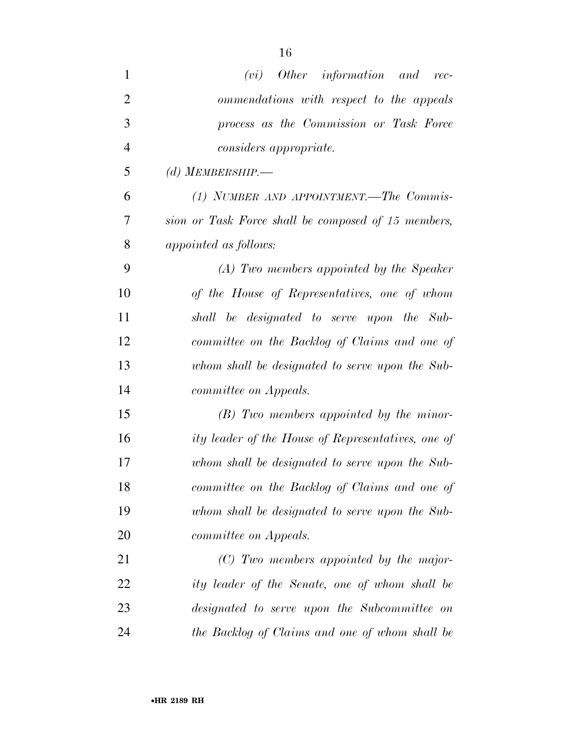*(vi) Other information and recommendations with respect to the appeals process as the Commission or Task Force considers appropriate.*

*(d) MEMBERSHIP.—*

*(1) NUMBER AND APPOINTMENT.—The Commission or Task Force shall be composed of 15 members, appointed as follows:*

*(A) Two members appointed by the Speaker of the House of Representatives, one of whom shall be designated to serve upon the Subcommittee on the Backlog of Claims and one of whom shall be designated to serve upon the Subcommittee on Appeals.*

*(B) Two members appointed by the minority leader of the House of Representatives, one of whom shall be designated to serve upon the Subcommittee on the Backlog of Claims and one of whom shall be designated to serve upon the Subcommittee on Appeals.*

*(C) Two members appointed by the majority leader of the Senate, one of whom shall be designated to serve upon the Subcommittee on the Backlog of Claims and one of whom shall be*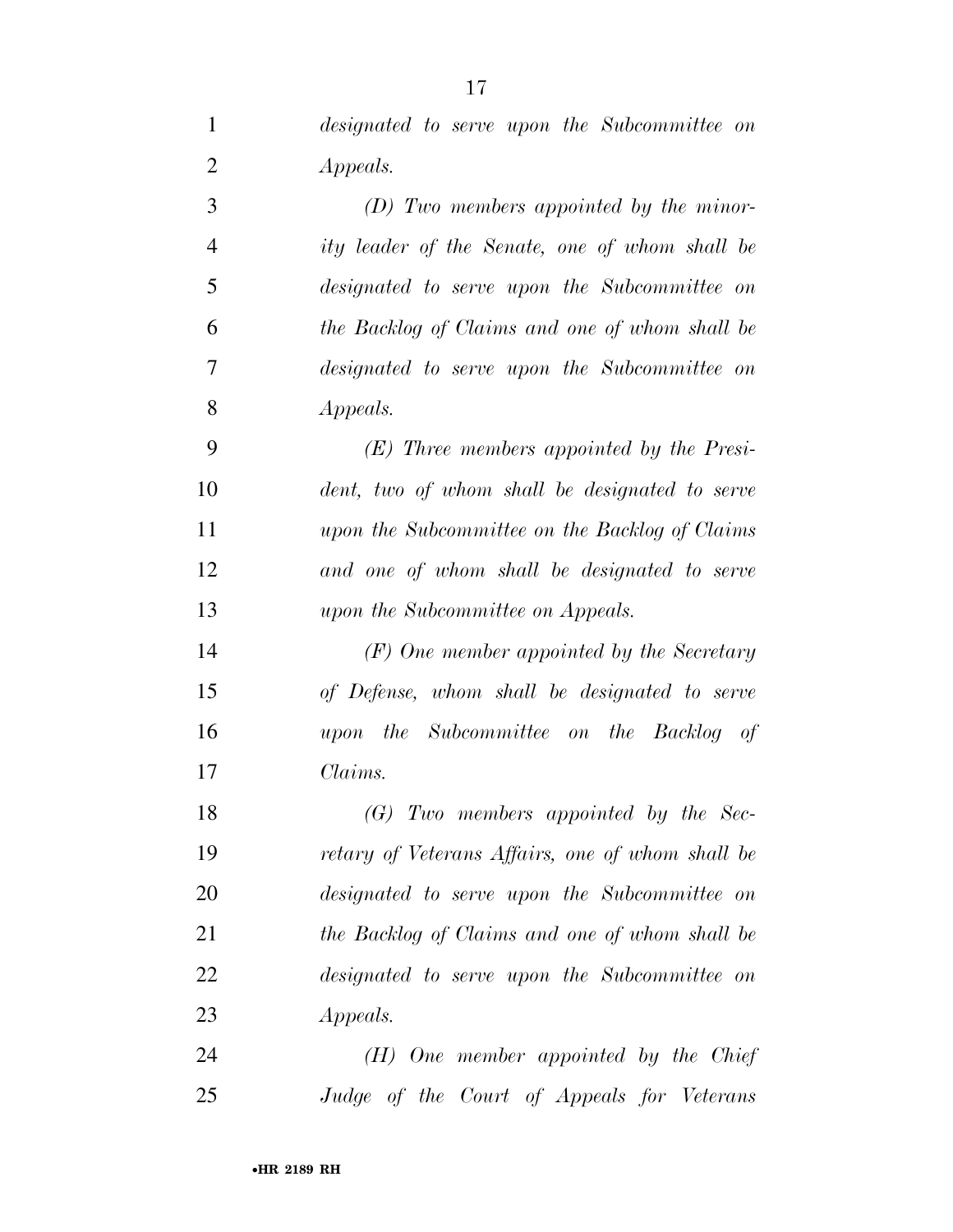*designated to serve upon the Subcommittee on Appeals.*

*(D) Two members appointed by the minority leader of the Senate, one of whom shall be designated to serve upon the Subcommittee on the Backlog of Claims and one of whom shall be designated to serve upon the Subcommittee on Appeals.*

*(E) Three members appointed by the President, two of whom shall be designated to serve upon the Subcommittee on the Backlog of Claims and one of whom shall be designated to serve upon the Subcommittee on Appeals.*

*(F) One member appointed by the Secretary of Defense, whom shall be designated to serve upon the Subcommittee on the Backlog of Claims.*

*(G) Two members appointed by the Secretary of Veterans Affairs, one of whom shall be designated to serve upon the Subcommittee on the Backlog of Claims and one of whom shall be designated to serve upon the Subcommittee on Appeals.*

*(H) One member appointed by the Chief Judge of the Court of Appeals for Veterans*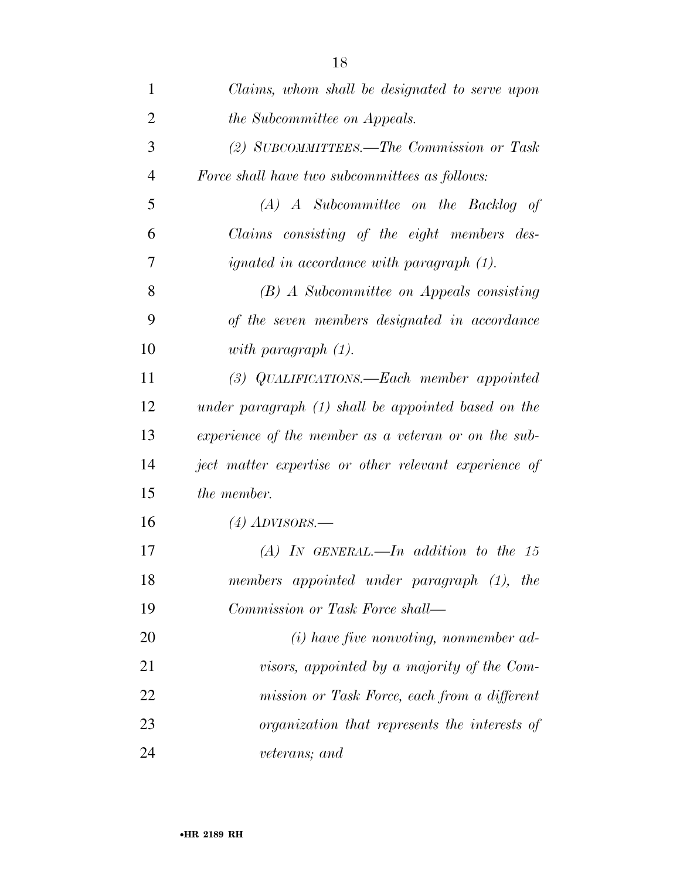*Claims, whom shall be designated to serve upon the Subcommittee on Appeals.*

*(2) SUBCOMMITTEES.—The Commission or Task Force shall have two subcommittees as follows:*

*(A) A Subcommittee on the Backlog of Claims consisting of the eight members designated in accordance with paragraph (1).*

*(B) A Subcommittee on Appeals consisting of the seven members designated in accordance with paragraph (1).*

*(3) QUALIFICATIONS.—Each member appointed under paragraph (1) shall be appointed based on the experience of the member as a veteran or on the subject matter expertise or other relevant experience of the member.*

*(4) ADVISORS.—*

*(A) IN GENERAL.—In addition to the 15 members appointed under paragraph (1), the Commission or Task Force shall—*

*(i) have five nonvoting, nonmember advisors, appointed by a majority of the Commission or Task Force, each from a different organization that represents the interests of veterans; and*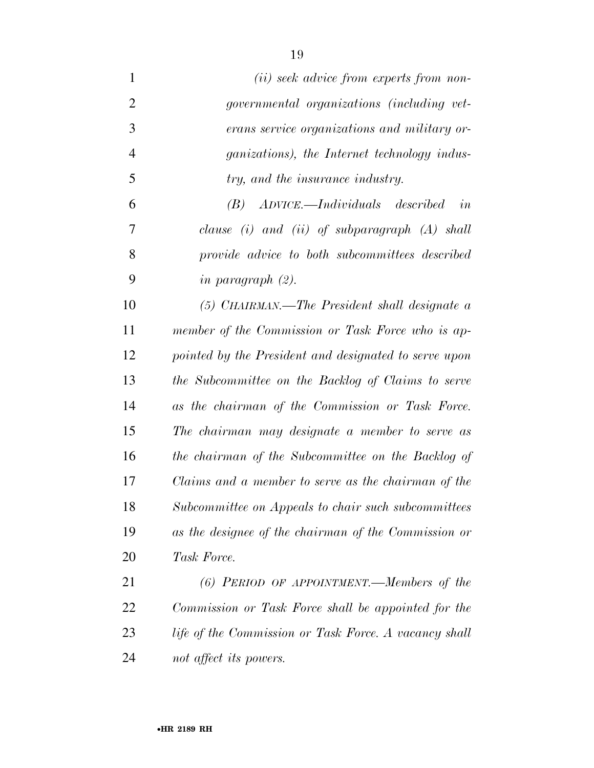*(ii) seek advice from experts from non-governmental organizations (including veterans service organizations and military organizations), the Internet technology industry, and the insurance industry.*

*(B) ADVICE.—Individuals described in clause (i) and (ii) of subparagraph (A) shall provide advice to both subcommittees described in paragraph (2).*

*(5) CHAIRMAN.—The President shall designate a member of the Commission or Task Force who is appointed by the President and designated to serve upon the Subcommittee on the Backlog of Claims to serve as the chairman of the Commission or Task Force. The chairman may designate a member to serve as the chairman of the Subcommittee on the Backlog of Claims and a member to serve as the chairman of the Subcommittee on Appeals to chair such subcommittees as the designee of the chairman of the Commission or Task Force.*

*(6) PERIOD OF APPOINTMENT.—Members of the Commission or Task Force shall be appointed for the life of the Commission or Task Force. A vacancy shall not affect its powers.*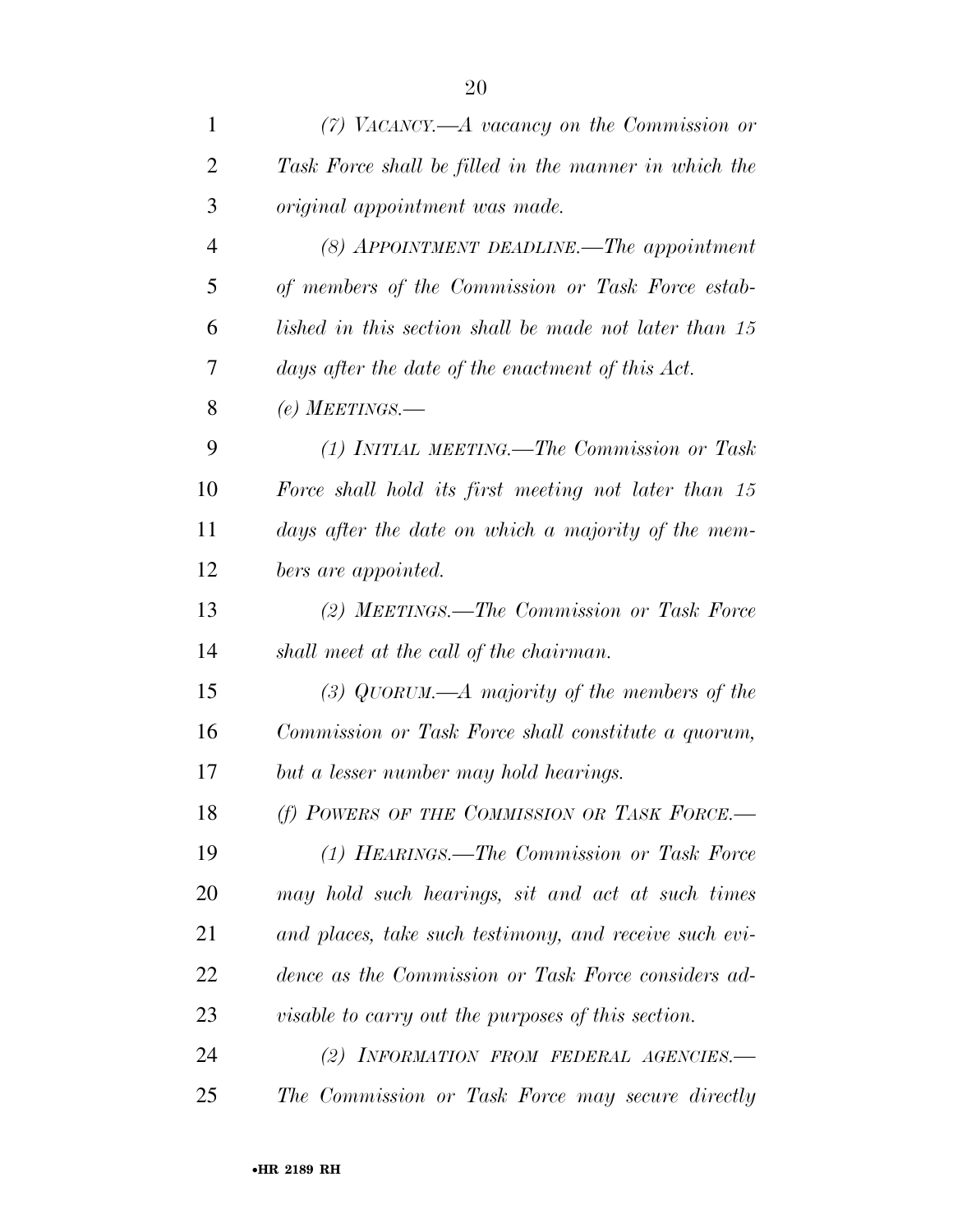*(7) VACANCY.—A vacancy on the Commission or Task Force shall be filled in the manner in which the original appointment was made.*

*(8) APPOINTMENT DEADLINE.—The appointment of members of the Commission or Task Force established in this section shall be made not later than 15 days after the date of the enactment of this Act.*

*(e) MEETINGS.—*

*(1) INITIAL MEETING.—The Commission or Task Force shall hold its first meeting not later than 15 days after the date on which a majority of the members are appointed.*

*(2) MEETINGS.—The Commission or Task Force shall meet at the call of the chairman.*

*(3) QUORUM.—A majority of the members of the Commission or Task Force shall constitute a quorum, but a lesser number may hold hearings.*

*(f) POWERS OF THE COMMISSION OR TASK FORCE.—*

*(1) HEARINGS.—The Commission or Task Force may hold such hearings, sit and act at such times and places, take such testimony, and receive such evidence as the Commission or Task Force considers advisable to carry out the purposes of this section.*

*(2) INFORMATION FROM FEDERAL AGENCIES.—The Commission or Task Force may secure directly*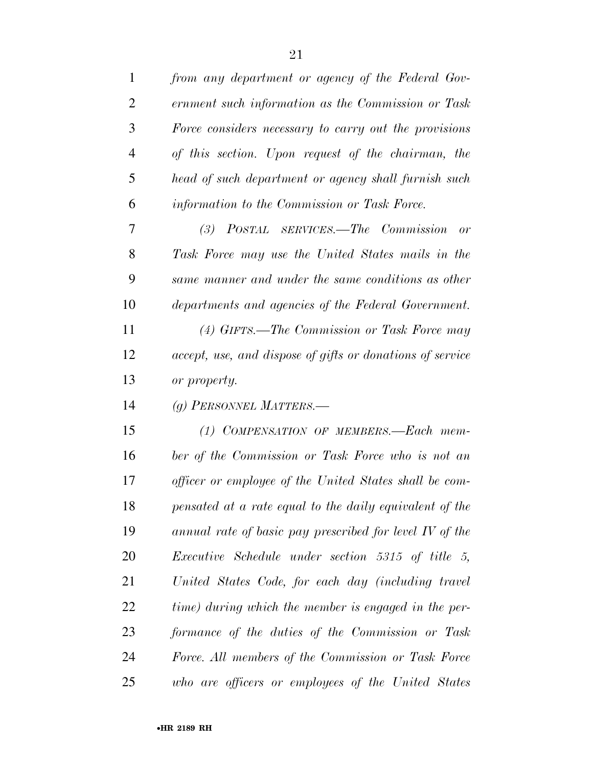*from any department or agency of the Federal Government such information as the Commission or Task Force considers necessary to carry out the provisions of this section. Upon request of the chairman, the head of such department or agency shall furnish such information to the Commission or Task Force.*

*(3) POSTAL SERVICES.—The Commission or Task Force may use the United States mails in the same manner and under the same conditions as other departments and agencies of the Federal Government.*

*(4) GIFTS.—The Commission or Task Force may accept, use, and dispose of gifts or donations of service or property.*

*(g) PERSONNEL MATTERS.—*

*(1) COMPENSATION OF MEMBERS.—Each member of the Commission or Task Force who is not an officer or employee of the United States shall be compensated at a rate equal to the daily equivalent of the annual rate of basic pay prescribed for level IV of the Executive Schedule under section 5315 of title 5, United States Code, for each day (including travel time) during which the member is engaged in the performance of the duties of the Commission or Task Force. All members of the Commission or Task Force who are officers or employees of the United States*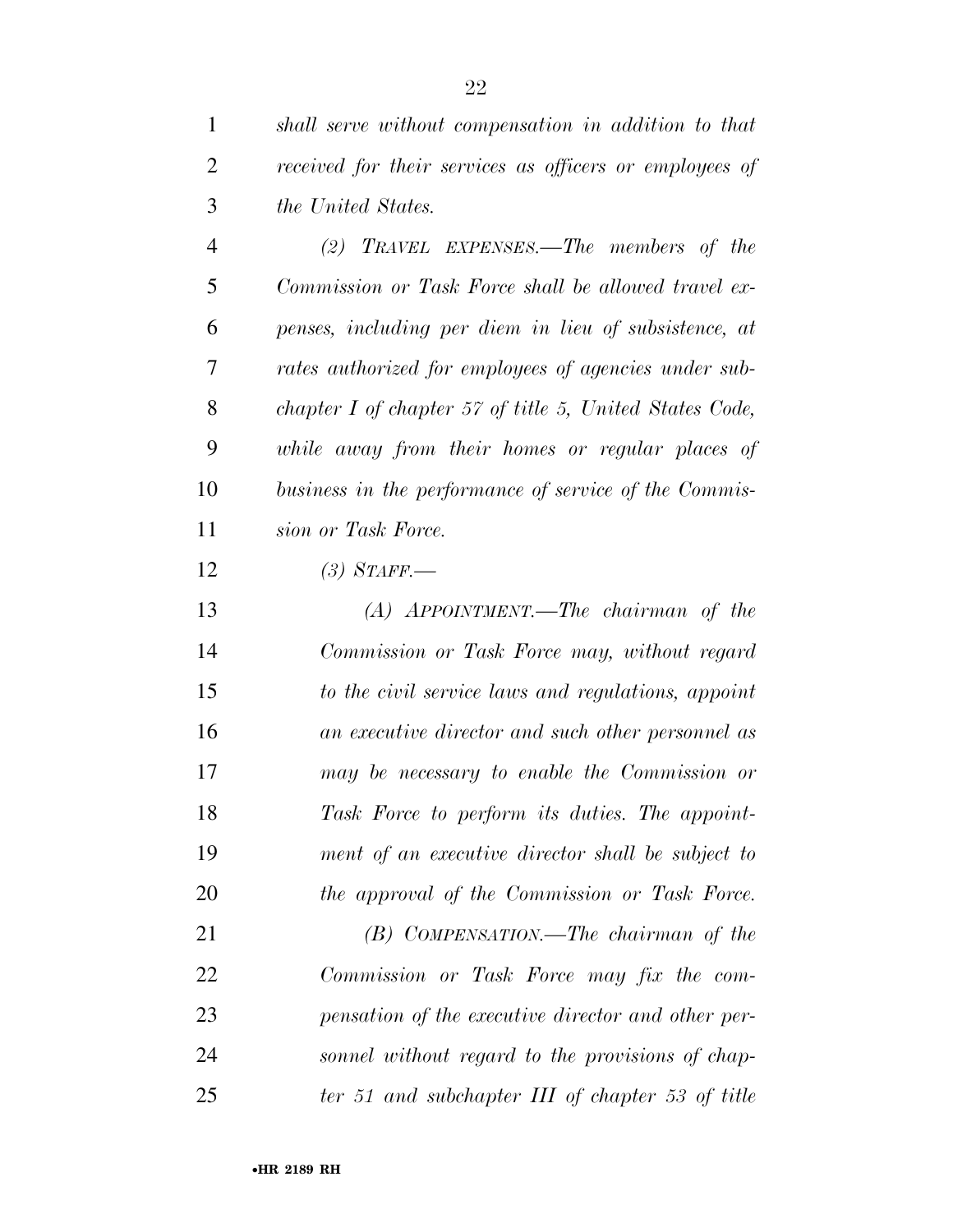*shall serve without compensation in addition to that received for their services as officers or employees of the United States.*

*(2) TRAVEL EXPENSES.—The members of the Commission or Task Force shall be allowed travel expenses, including per diem in lieu of subsistence, at rates authorized for employees of agencies under subchapter I of chapter 57 of title 5, United States Code, while away from their homes or regular places of business in the performance of service of the Commission or Task Force.*

*(3) STAFF.—*

*(A) APPOINTMENT.—The chairman of the Commission or Task Force may, without regard to the civil service laws and regulations, appoint an executive director and such other personnel as may be necessary to enable the Commission or Task Force to perform its duties. The appointment of an executive director shall be subject to the approval of the Commission or Task Force.*

*(B) COMPENSATION.—The chairman of the Commission or Task Force may fix the compensation of the executive director and other personnel without regard to the provisions of chapter 51 and subchapter III of chapter 53 of title*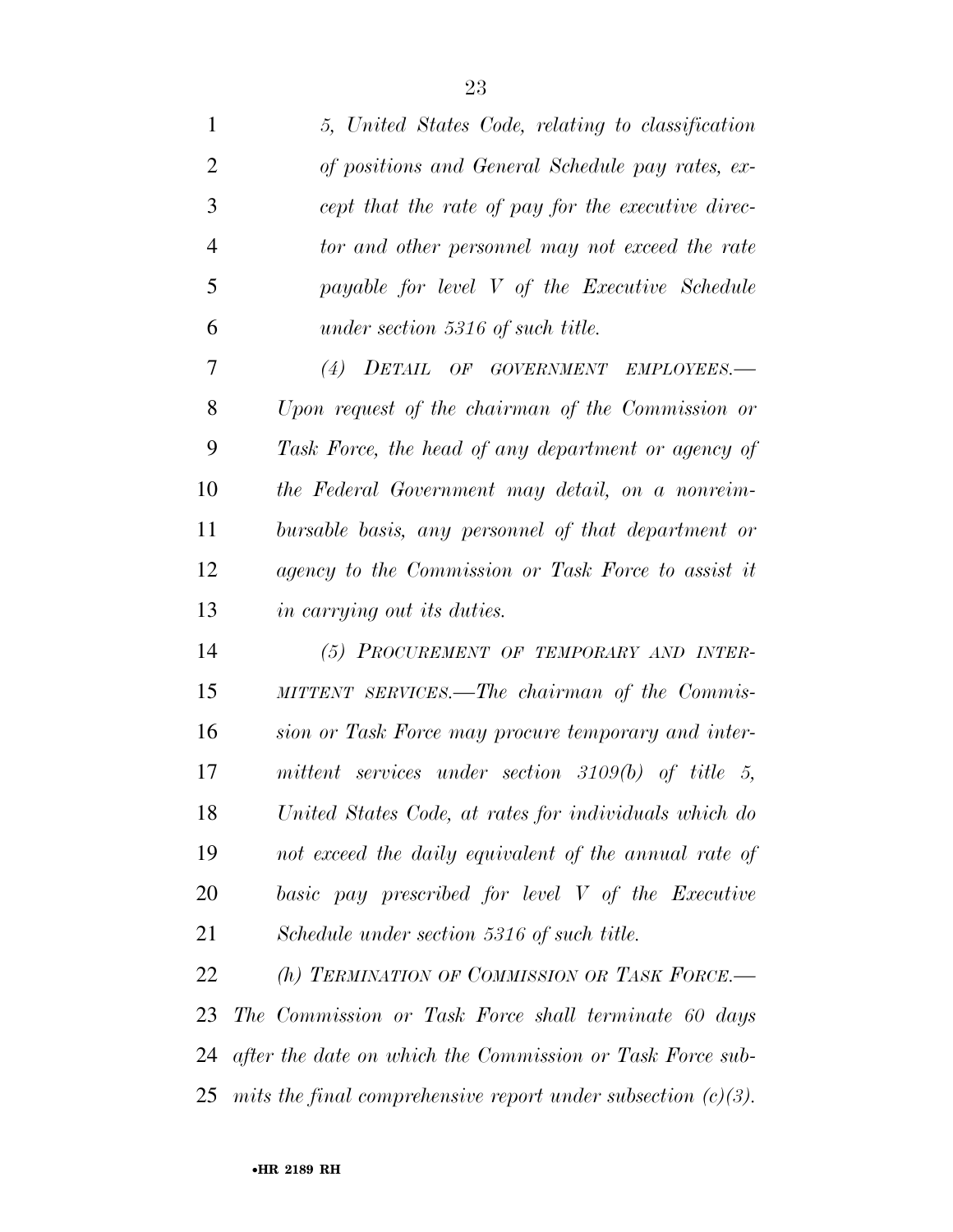*5, United States Code, relating to classification of positions and General Schedule pay rates, except that the rate of pay for the executive director and other personnel may not exceed the rate payable for level V of the Executive Schedule under section 5316 of such title.*

*(4) DETAIL OF GOVERNMENT EMPLOYEES.—Upon request of the chairman of the Commission or Task Force, the head of any department or agency of the Federal Government may detail, on a nonreimbursable basis, any personnel of that department or agency to the Commission or Task Force to assist it in carrying out its duties.*

*(5) PROCUREMENT OF TEMPORARY AND INTERMITTENT SERVICES.—The chairman of the Commission or Task Force may procure temporary and intermittent services under section 3109(b) of title 5, United States Code, at rates for individuals which do not exceed the daily equivalent of the annual rate of basic pay prescribed for level V of the Executive Schedule under section 5316 of such title.*

*(h) TERMINATION OF COMMISSION OR TASK FORCE.—The Commission or Task Force shall terminate 60 days after the date on which the Commission or Task Force submits the final comprehensive report under subsection (c)(3).*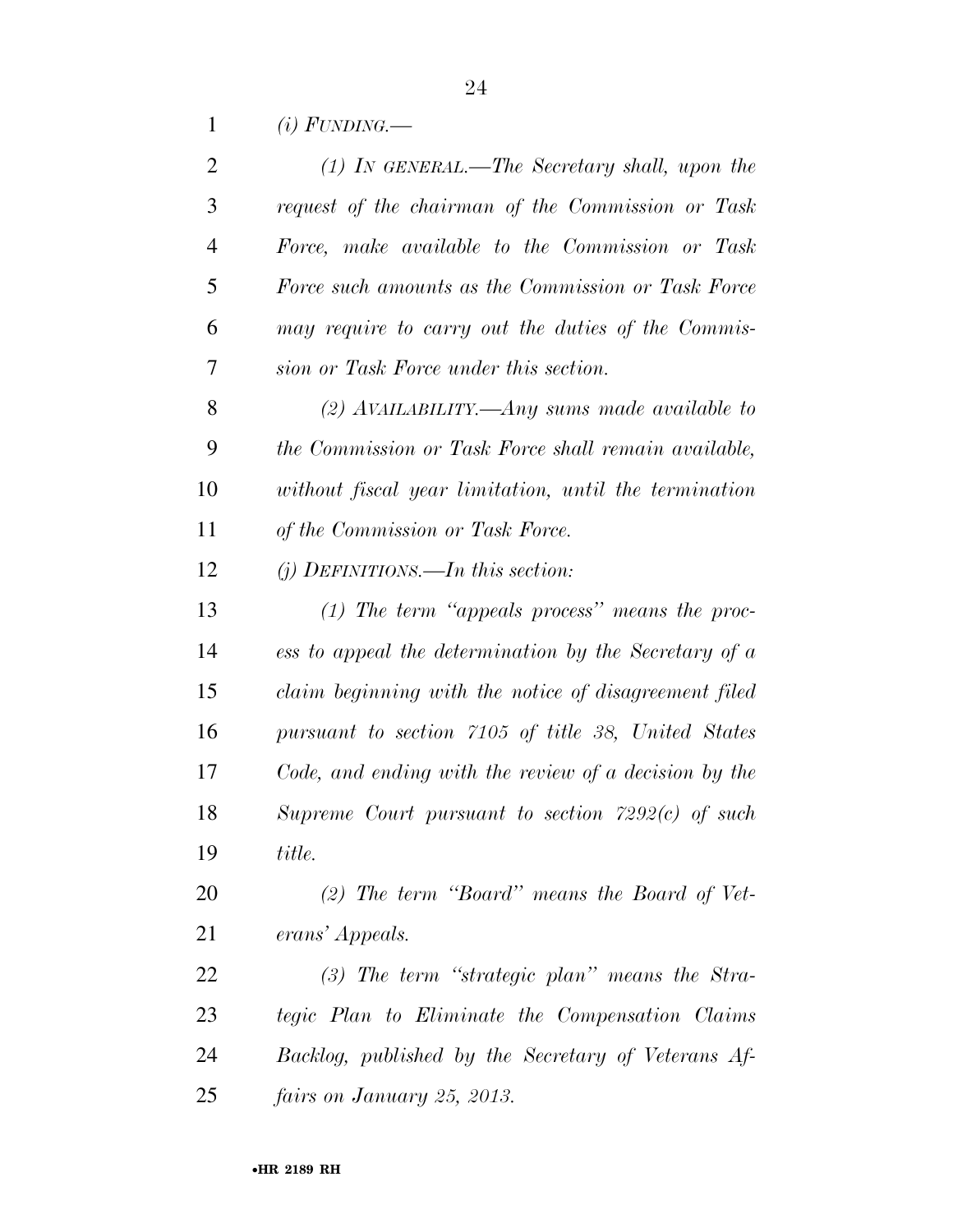*(i) FUNDING.—*

*(1) IN GENERAL.—The Secretary shall, upon the request of the chairman of the Commission or Task Force, make available to the Commission or Task Force such amounts as the Commission or Task Force may require to carry out the duties of the Commission or Task Force under this section.*

*(2) AVAILABILITY.—Any sums made available to the Commission or Task Force shall remain available, without fiscal year limitation, until the termination of the Commission or Task Force.*

*(j) DEFINITIONS.—In this section:*

*(1) The term "appeals process" means the process to appeal the determination by the Secretary of a claim beginning with the notice of disagreement filed pursuant to section 7105 of title 38, United States Code, and ending with the review of a decision by the Supreme Court pursuant to section 7292(c) of such title.*

*(2) The term "Board" means the Board of Veterans' Appeals.*

*(3) The term "strategic plan" means the Strategic Plan to Eliminate the Compensation Claims Backlog, published by the Secretary of Veterans Affairs on January 25, 2013.*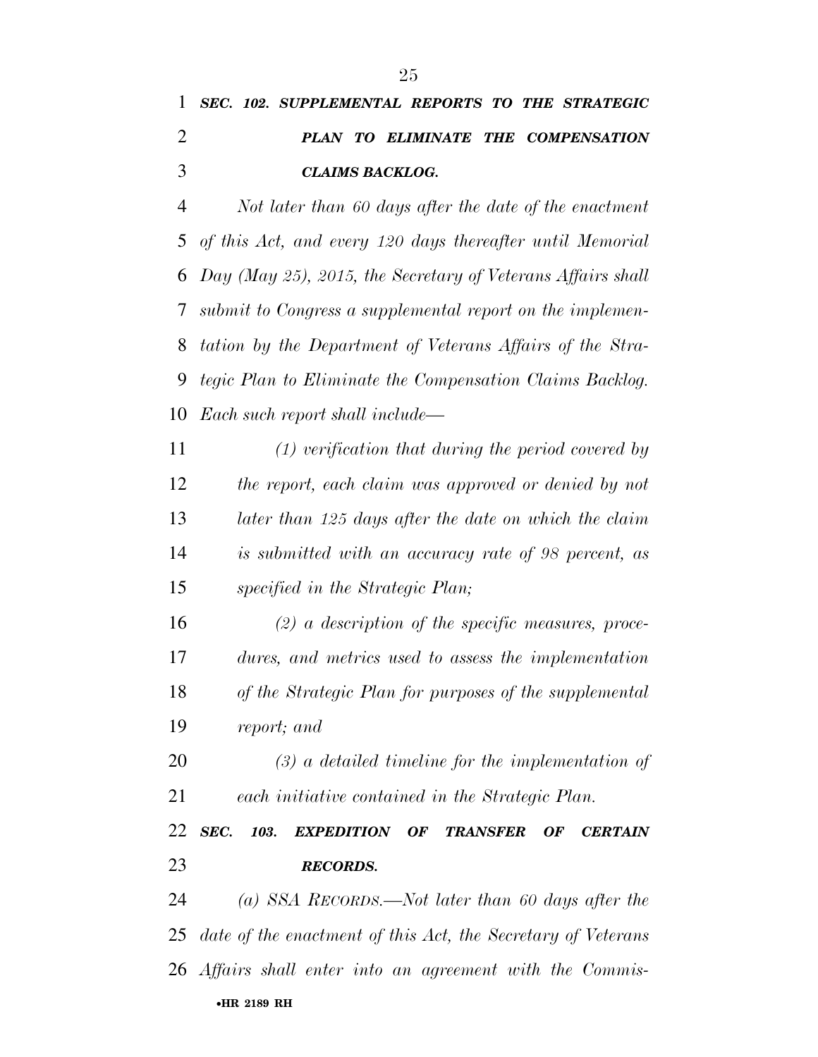***SEC. 102. SUPPLEMENTAL REPORTS TO THE STRATEGIC PLAN TO ELIMINATE THE COMPENSATION CLAIMS BACKLOG.***

*Not later than 60 days after the date of the enactment of this Act, and every 120 days thereafter until Memorial Day (May 25), 2015, the Secretary of Veterans Affairs shall submit to Congress a supplemental report on the implementation by the Department of Veterans Affairs of the Strategic Plan to Eliminate the Compensation Claims Backlog. Each such report shall include—*

*(1) verification that during the period covered by the report, each claim was approved or denied by not later than 125 days after the date on which the claim is submitted with an accuracy rate of 98 percent, as specified in the Strategic Plan;*

*(2) a description of the specific measures, procedures, and metrics used to assess the implementation of the Strategic Plan for purposes of the supplemental report; and*

*(3) a detailed timeline for the implementation of each initiative contained in the Strategic Plan.*

***SEC. 103. EXPEDITION OF TRANSFER OF CERTAIN RECORDS.***

*(a) SSA RECORDS.—Not later than 60 days after the date of the enactment of this Act, the Secretary of Veterans Affairs shall enter into an agreement with the Commis-*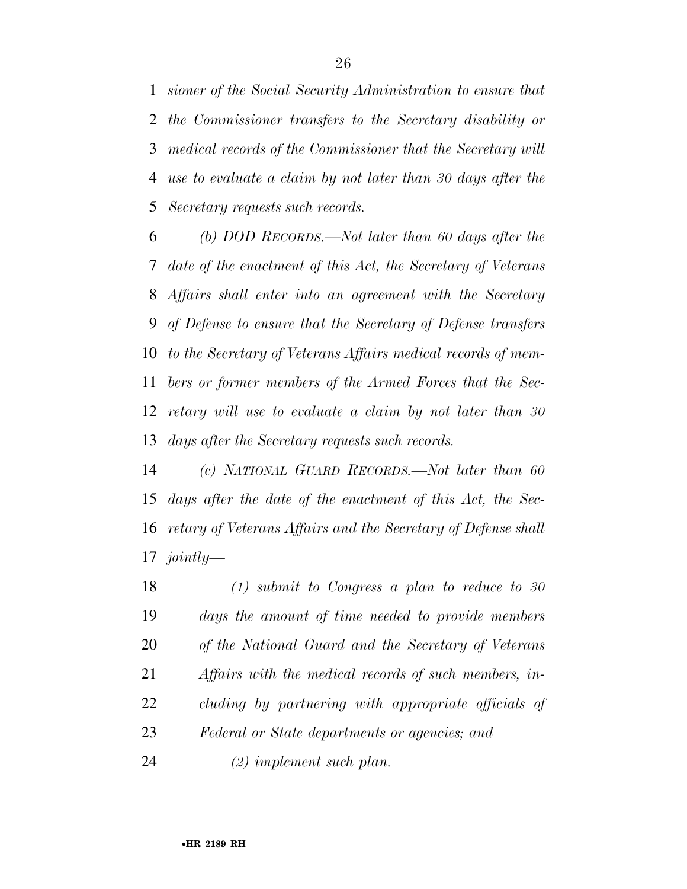*sioner of the Social Security Administration to ensure that the Commissioner transfers to the Secretary disability or medical records of the Commissioner that the Secretary will use to evaluate a claim by not later than 30 days after the Secretary requests such records.*

*(b) DOD RECORDS.—Not later than 60 days after the date of the enactment of this Act, the Secretary of Veterans Affairs shall enter into an agreement with the Secretary of Defense to ensure that the Secretary of Defense transfers to the Secretary of Veterans Affairs medical records of members or former members of the Armed Forces that the Secretary will use to evaluate a claim by not later than 30 days after the Secretary requests such records.*

*(c) NATIONAL GUARD RECORDS.—Not later than 60 days after the date of the enactment of this Act, the Secretary of Veterans Affairs and the Secretary of Defense shall jointly—*

*(1) submit to Congress a plan to reduce to 30 days the amount of time needed to provide members of the National Guard and the Secretary of Veterans Affairs with the medical records of such members, including by partnering with appropriate officials of Federal or State departments or agencies; and*

*(2) implement such plan.*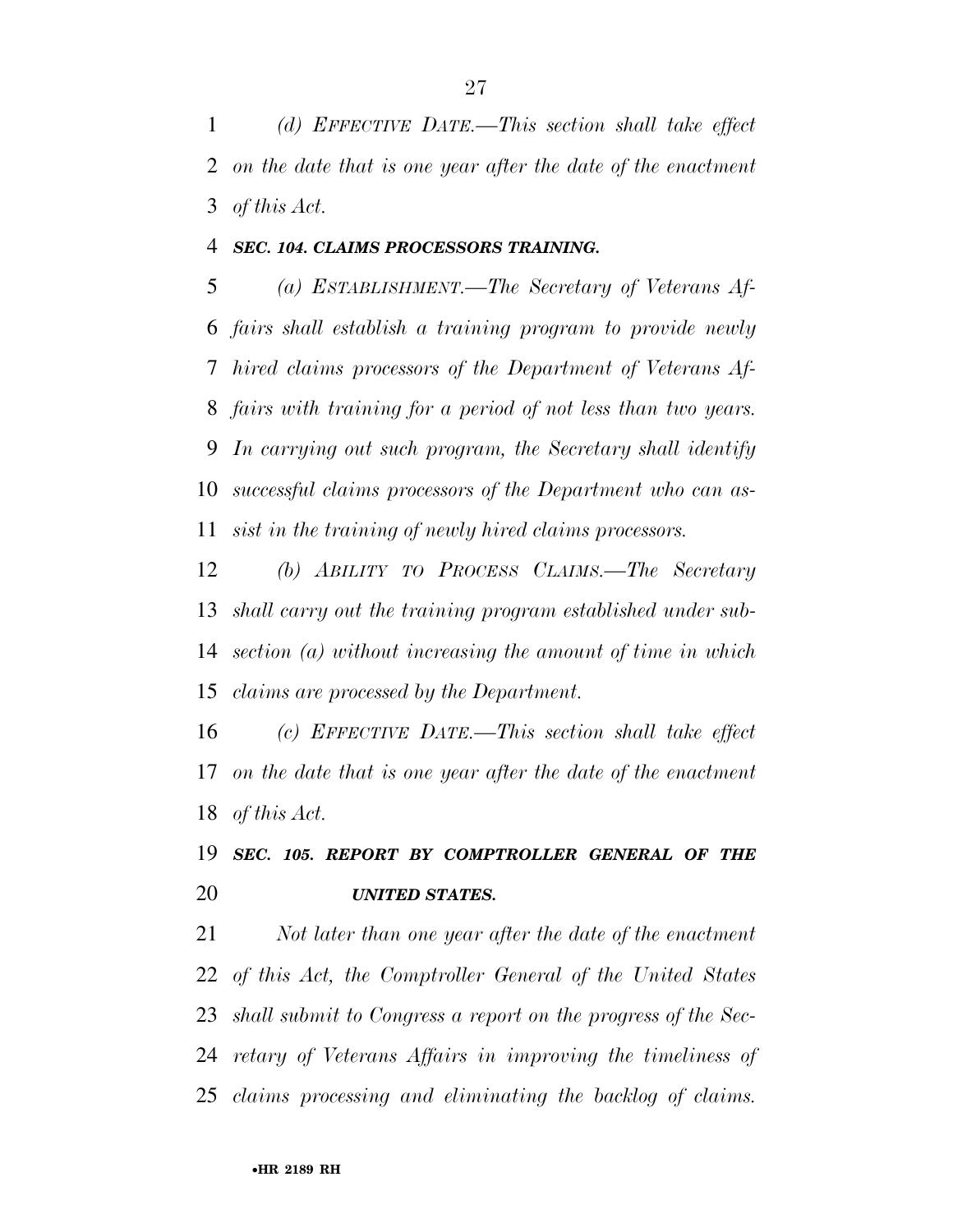*(d) EFFECTIVE DATE.—This section shall take effect on the date that is one year after the date of the enactment of this Act.*

***SEC. 104. CLAIMS PROCESSORS TRAINING.***

*(a) ESTABLISHMENT.—The Secretary of Veterans Affairs shall establish a training program to provide newly hired claims processors of the Department of Veterans Affairs with training for a period of not less than two years. In carrying out such program, the Secretary shall identify successful claims processors of the Department who can assist in the training of newly hired claims processors.*

*(b) ABILITY TO PROCESS CLAIMS.—The Secretary shall carry out the training program established under subsection (a) without increasing the amount of time in which claims are processed by the Department.*

*(c) EFFECTIVE DATE.—This section shall take effect on the date that is one year after the date of the enactment of this Act.*

***SEC. 105. REPORT BY COMPTROLLER GENERAL OF THE UNITED STATES.***

*Not later than one year after the date of the enactment of this Act, the Comptroller General of the United States shall submit to Congress a report on the progress of the Secretary of Veterans Affairs in improving the timeliness of claims processing and eliminating the backlog of claims.*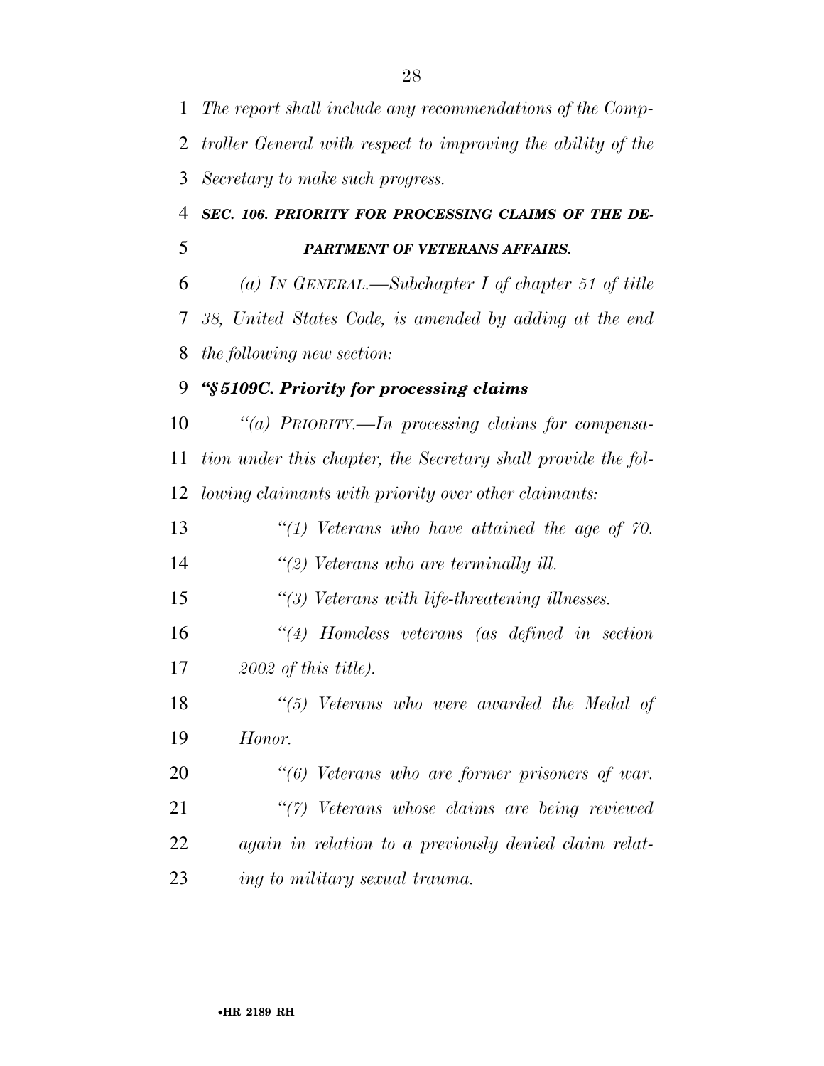*The report shall include any recommendations of the Comptroller General with respect to improving the ability of the Secretary to make such progress.*

***SEC. 106. PRIORITY FOR PROCESSING CLAIMS OF THE DEPARTMENT OF VETERANS AFFAIRS.***

*(a) IN GENERAL.—Subchapter I of chapter 51 of title 38, United States Code, is amended by adding at the end the following new section:*

***"§5109C. Priority for processing claims***

*"(a) PRIORITY.—In processing claims for compensation under this chapter, the Secretary shall provide the following claimants with priority over other claimants:*

*"(1) Veterans who have attained the age of 70.*

*"(2) Veterans who are terminally ill.*

*"(3) Veterans with life-threatening illnesses.*

*"(4) Homeless veterans (as defined in section 2002 of this title).*

*"(5) Veterans who were awarded the Medal of Honor.*

*"(6) Veterans who are former prisoners of war.*

*"(7) Veterans whose claims are being reviewed again in relation to a previously denied claim relating to military sexual trauma.*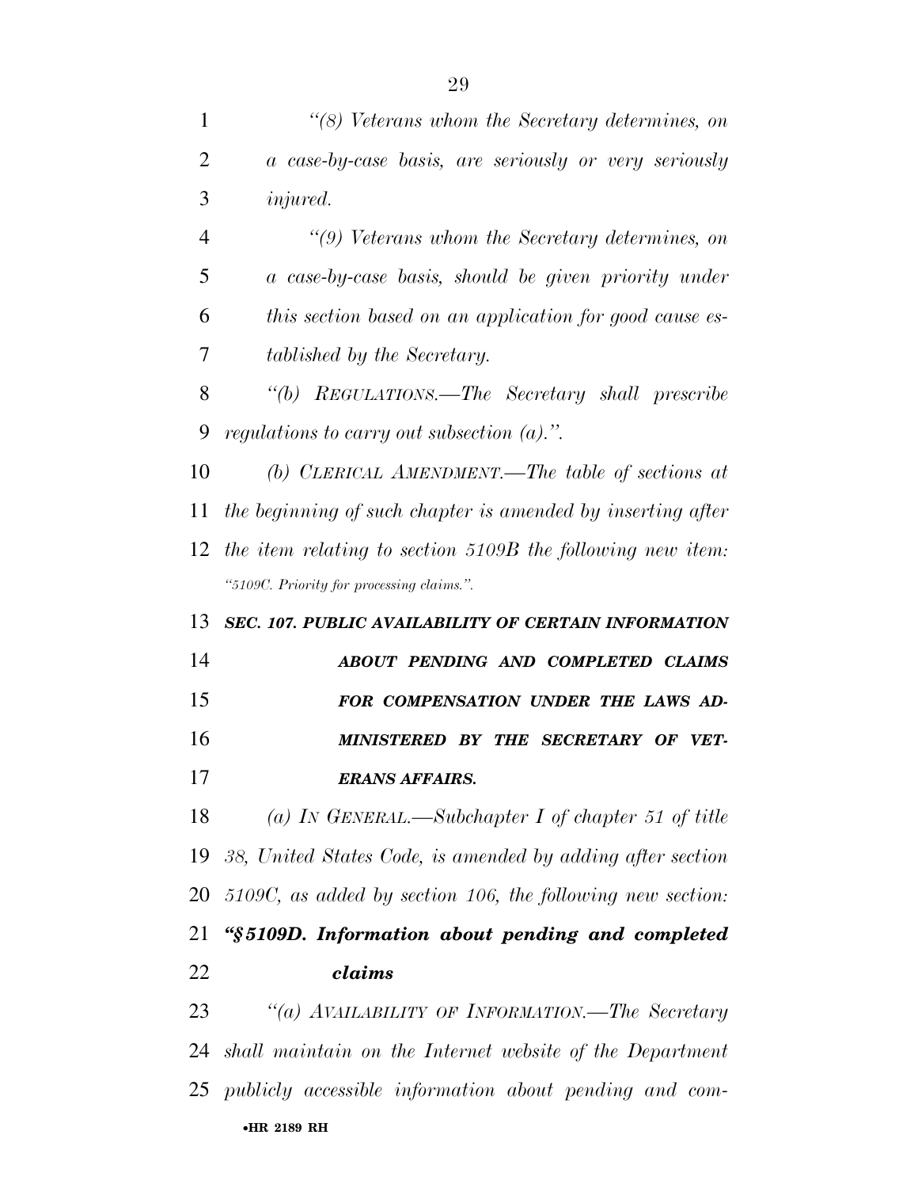*"(8) Veterans whom the Secretary determines, on a case-by-case basis, are seriously or very seriously injured.*

*"(9) Veterans whom the Secretary determines, on a case-by-case basis, should be given priority under this section based on an application for good cause established by the Secretary.*

*"(b) REGULATIONS.—The Secretary shall prescribe regulations to carry out subsection (a).".*

*(b) CLERICAL AMENDMENT.—The table of sections at the beginning of such chapter is amended by inserting after the item relating to section 5109B the following new item:*

*"5109C. Priority for processing claims.".*

***SEC. 107. PUBLIC AVAILABILITY OF CERTAIN INFORMATION ABOUT PENDING AND COMPLETED CLAIMS FOR COMPENSATION UNDER THE LAWS ADMINISTERED BY THE SECRETARY OF VETERANS AFFAIRS.***

*(a) IN GENERAL.—Subchapter I of chapter 51 of title 38, United States Code, is amended by adding after section 5109C, as added by section 106, the following new section:*

***"§5109D. Information about pending and completed claims***

*"(a) AVAILABILITY OF INFORMATION.—The Secretary shall maintain on the Internet website of the Department publicly accessible information about pending and com-*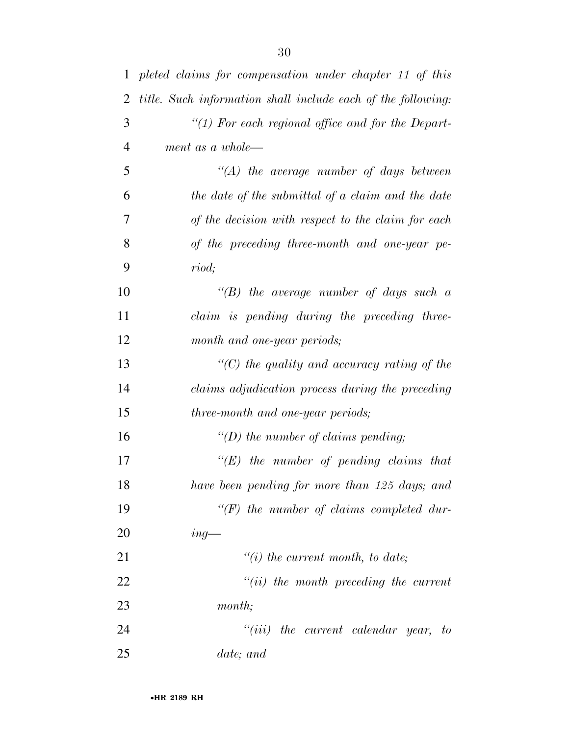*pleted claims for compensation under chapter 11 of this title. Such information shall include each of the following:*

*"(1) For each regional office and for the Department as a whole—*

*"(A) the average number of days between the date of the submittal of a claim and the date of the decision with respect to the claim for each of the preceding three-month and one-year period;*

*"(B) the average number of days such a claim is pending during the preceding three-month and one-year periods;*

*"(C) the quality and accuracy rating of the claims adjudication process during the preceding three-month and one-year periods;*

*"(D) the number of claims pending;*

*"(E) the number of pending claims that have been pending for more than 125 days; and*

*"(F) the number of claims completed during—*

*"(i) the current month, to date;*

*"(ii) the month preceding the current month;*

*"(iii) the current calendar year, to date; and*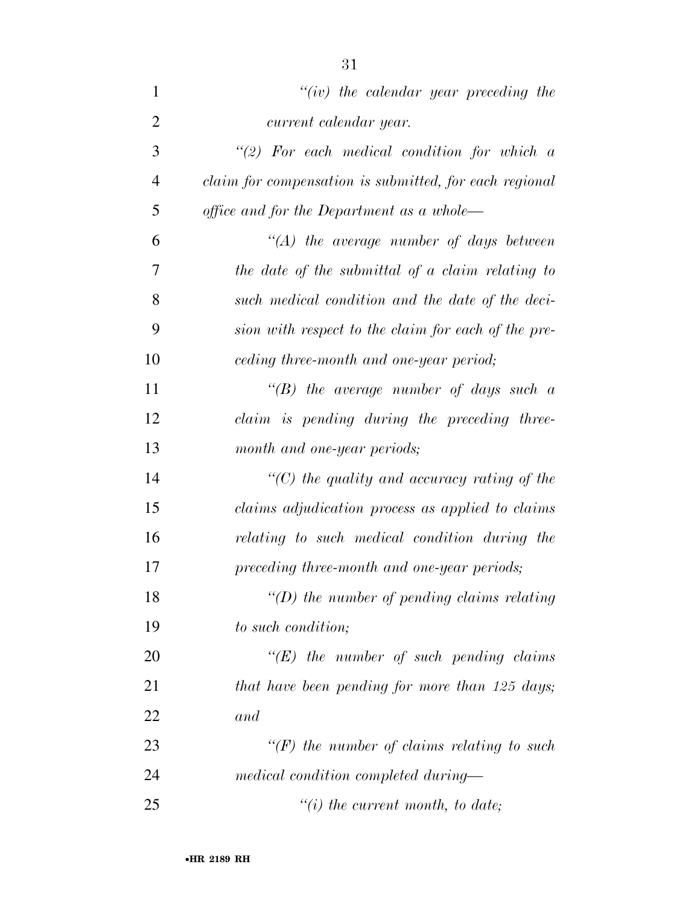*"(iv) the calendar year preceding the current calendar year.*

*"(2) For each medical condition for which a claim for compensation is submitted, for each regional office and for the Department as a whole—*

*"(A) the average number of days between the date of the submittal of a claim relating to such medical condition and the date of the decision with respect to the claim for each of the preceding three-month and one-year period;*

*"(B) the average number of days such a claim is pending during the preceding three-month and one-year periods;*

*"(C) the quality and accuracy rating of the claims adjudication process as applied to claims relating to such medical condition during the preceding three-month and one-year periods;*

*"(D) the number of pending claims relating to such condition;*

*"(E) the number of such pending claims that have been pending for more than 125 days; and*

*"(F) the number of claims relating to such medical condition completed during—*

*"(i) the current month, to date;*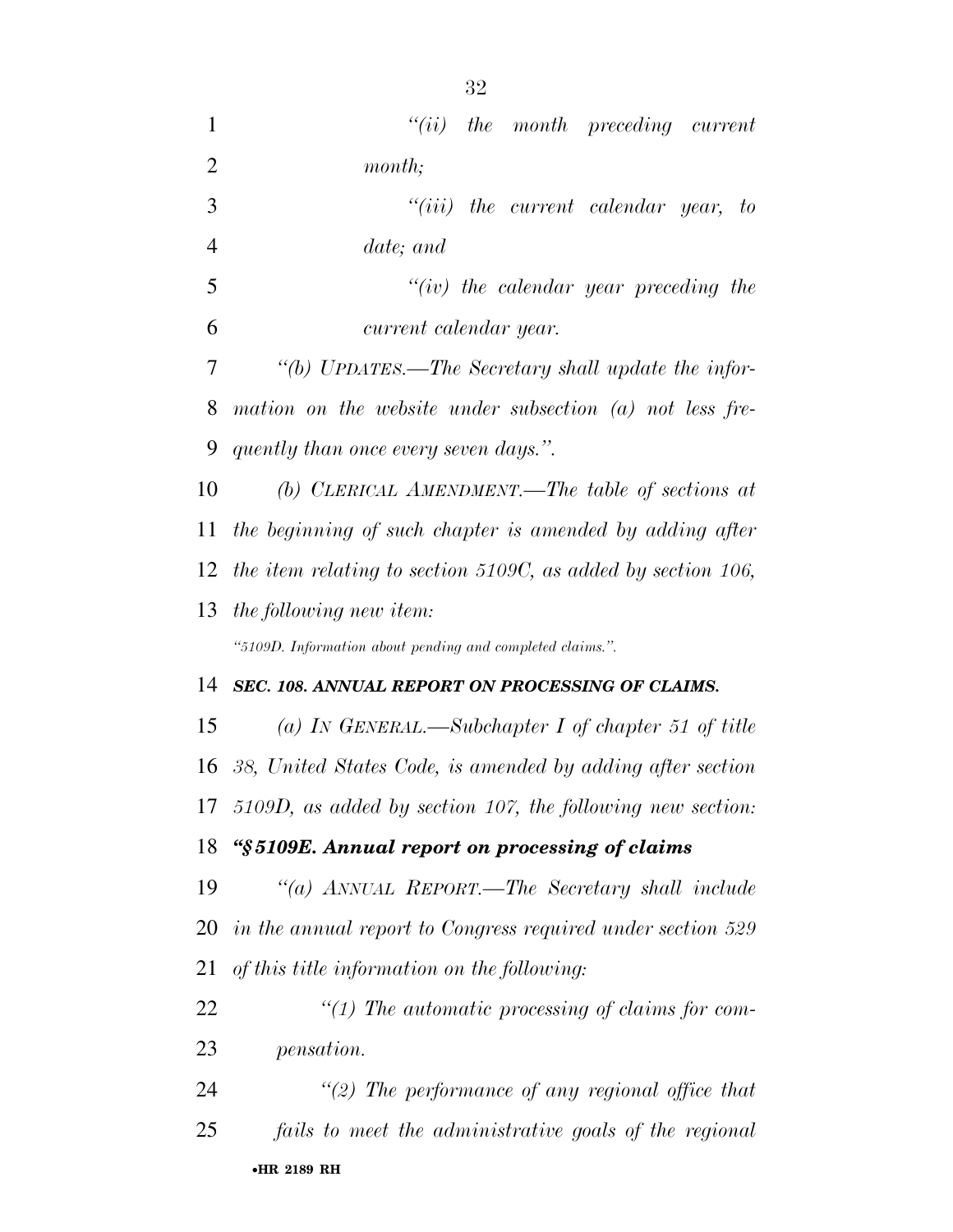*"(ii) the month preceding current month;*

*"(iii) the current calendar year, to date; and*

*"(iv) the calendar year preceding the current calendar year.*

*"(b) UPDATES.—The Secretary shall update the information on the website under subsection (a) not less frequently than once every seven days.".*

*(b) CLERICAL AMENDMENT.—The table of sections at the beginning of such chapter is amended by adding after the item relating to section 5109C, as added by section 106, the following new item:*

*"5109D. Information about pending and completed claims.".*

***SEC. 108. ANNUAL REPORT ON PROCESSING OF CLAIMS.***

*(a) IN GENERAL.—Subchapter I of chapter 51 of title 38, United States Code, is amended by adding after section 5109D, as added by section 107, the following new section:*

***"§5109E. Annual report on processing of claims***

*"(a) ANNUAL REPORT.—The Secretary shall include in the annual report to Congress required under section 529 of this title information on the following:*

*"(1) The automatic processing of claims for compensation.*

*"(2) The performance of any regional office that fails to meet the administrative goals of the regional*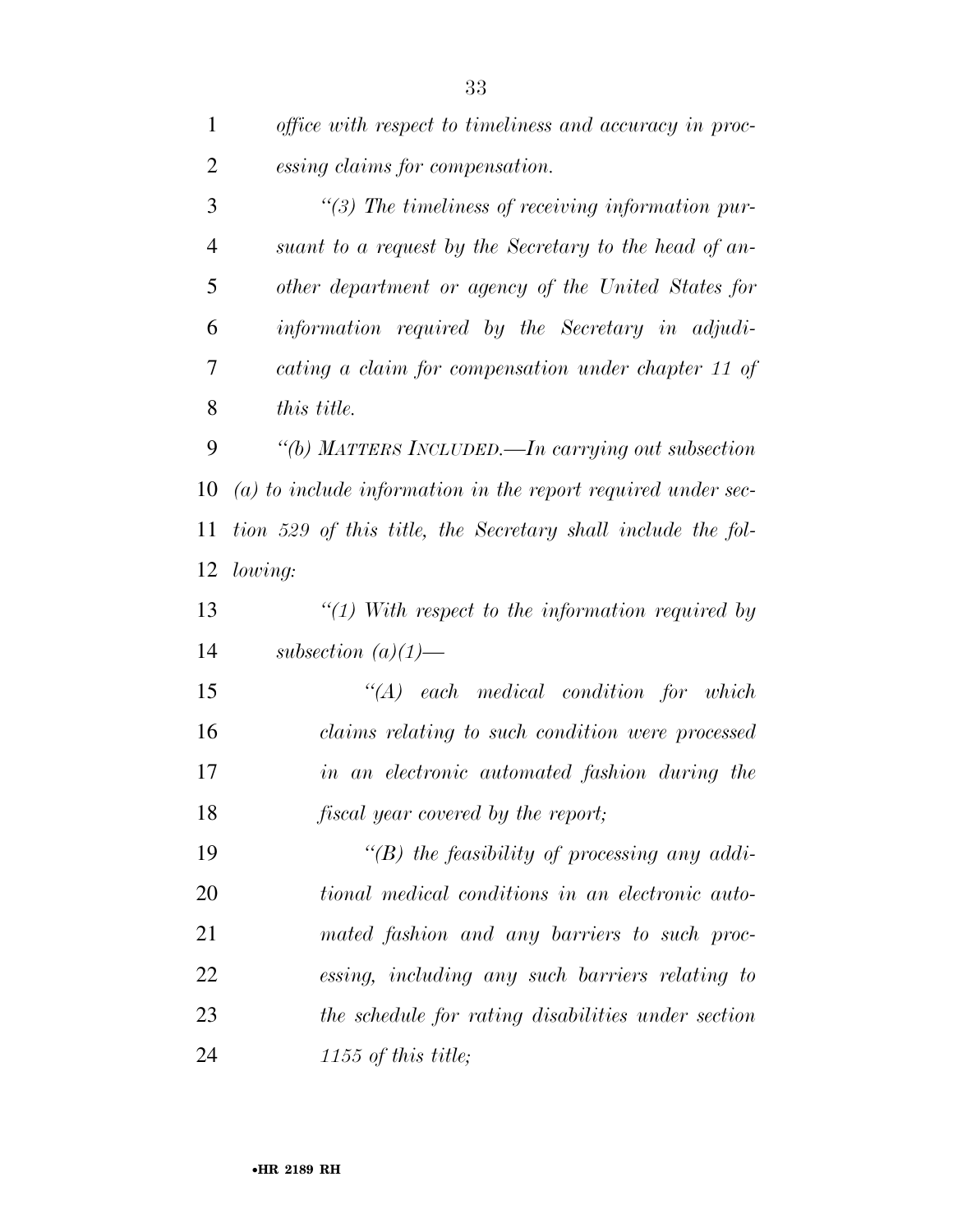*office with respect to timeliness and accuracy in processing claims for compensation.*

*“(3) The timeliness of receiving information pursuant to a request by the Secretary to the head of another department or agency of the United States for information required by the Secretary in adjudicating a claim for compensation under chapter 11 of this title.*

*“(b) MATTERS INCLUDED.—In carrying out subsection (a) to include information in the report required under section 529 of this title, the Secretary shall include the following:*

*“(1) With respect to the information required by subsection (a)(1)—*

*“(A) each medical condition for which claims relating to such condition were processed in an electronic automated fashion during the fiscal year covered by the report;*

*“(B) the feasibility of processing any additional medical conditions in an electronic automated fashion and any barriers to such processing, including any such barriers relating to the schedule for rating disabilities under section 1155 of this title;*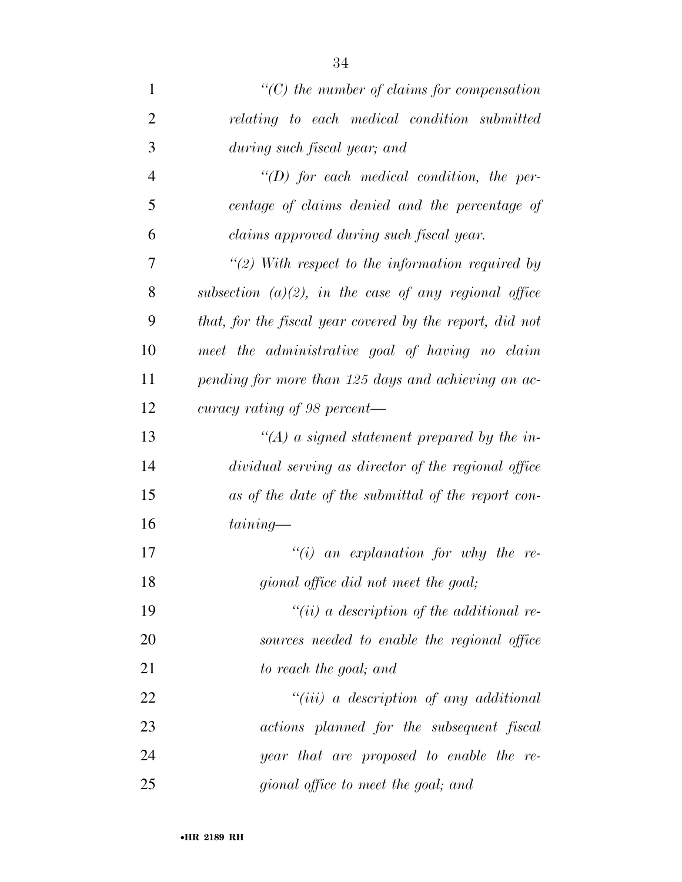*"(C) the number of claims for compensation relating to each medical condition submitted during such fiscal year; and*

*"(D) for each medical condition, the percentage of claims denied and the percentage of claims approved during such fiscal year.*

*"(2) With respect to the information required by subsection (a)(2), in the case of any regional office that, for the fiscal year covered by the report, did not meet the administrative goal of having no claim pending for more than 125 days and achieving an accuracy rating of 98 percent—*

*"(A) a signed statement prepared by the individual serving as director of the regional office as of the date of the submittal of the report containing—*

*"(i) an explanation for why the regional office did not meet the goal;*

*"(ii) a description of the additional resources needed to enable the regional office to reach the goal; and*

*"(iii) a description of any additional actions planned for the subsequent fiscal year that are proposed to enable the regional office to meet the goal; and*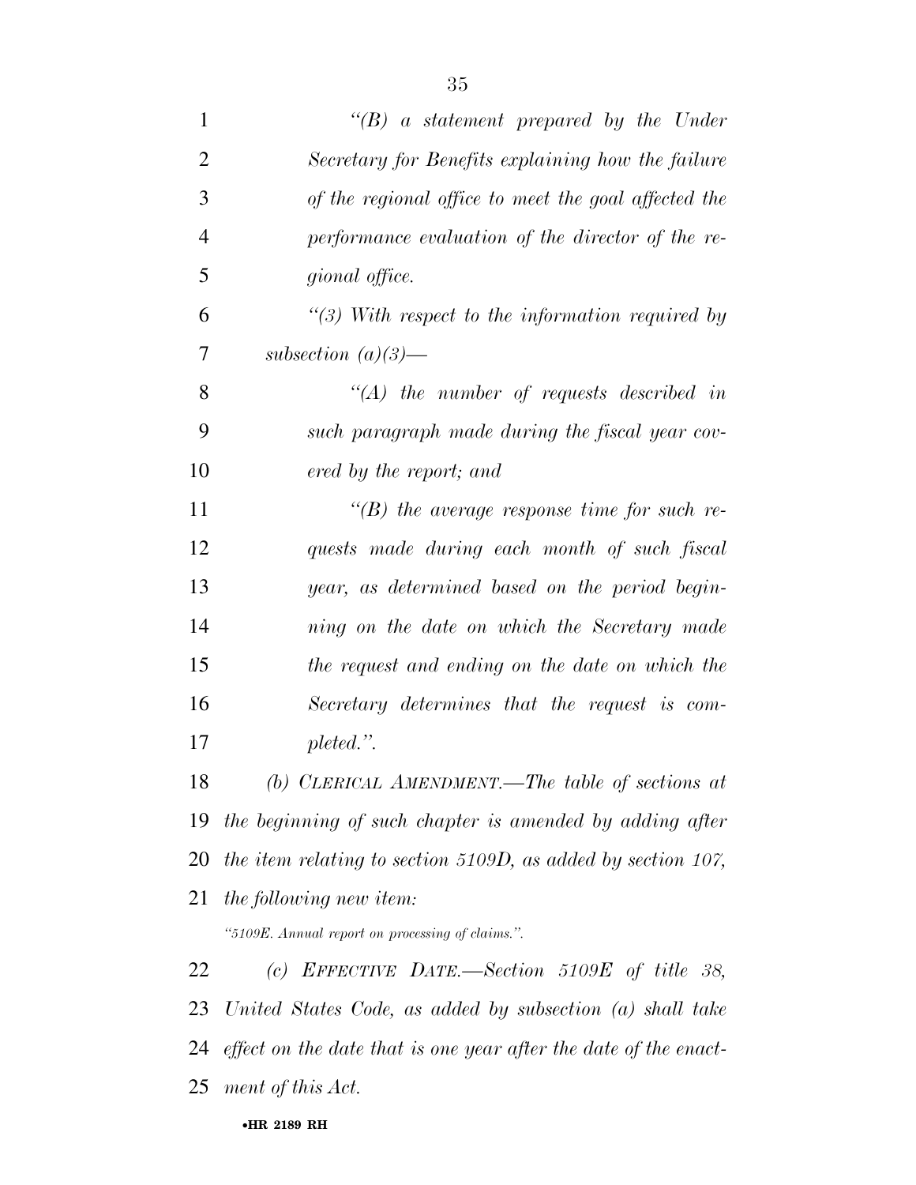*"(B) a statement prepared by the Under Secretary for Benefits explaining how the failure of the regional office to meet the goal affected the performance evaluation of the director of the regional office.*

*"(3) With respect to the information required by subsection (a)(3)—*

*"(A) the number of requests described in such paragraph made during the fiscal year covered by the report; and*

*"(B) the average response time for such requests made during each month of such fiscal year, as determined based on the period beginning on the date on which the Secretary made the request and ending on the date on which the Secretary determines that the request is completed.".*

*(b) CLERICAL AMENDMENT.—The table of sections at the beginning of such chapter is amended by adding after the item relating to section 5109D, as added by section 107, the following new item:*

*"5109E. Annual report on processing of claims.".*

*(c) EFFECTIVE DATE.—Section 5109E of title 38, United States Code, as added by subsection (a) shall take effect on the date that is one year after the date of the enactment of this Act.*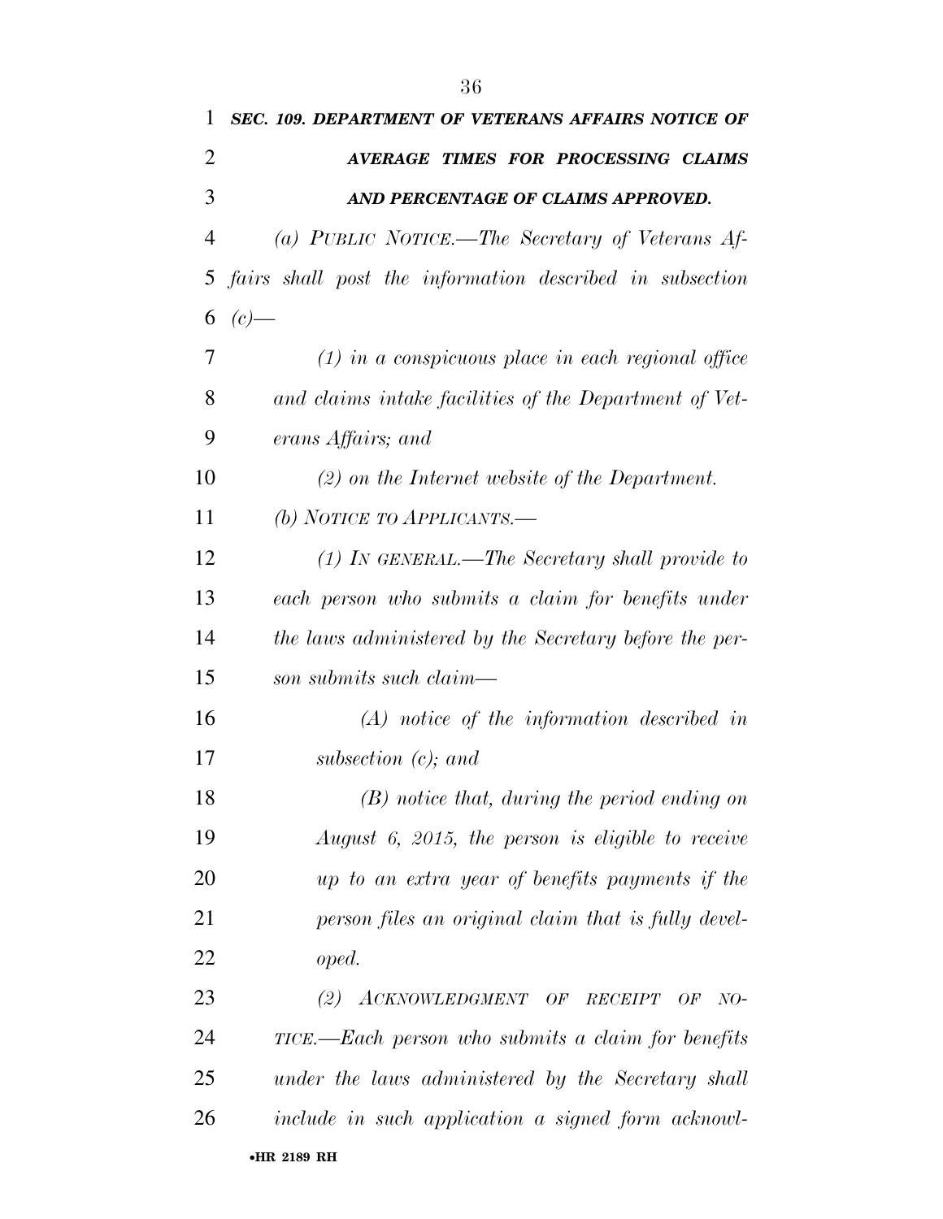***SEC. 109. DEPARTMENT OF VETERANS AFFAIRS NOTICE OF AVERAGE TIMES FOR PROCESSING CLAIMS AND PERCENTAGE OF CLAIMS APPROVED.***

*(a) PUBLIC NOTICE.—The Secretary of Veterans Affairs shall post the information described in subsection (c)—*

*(1) in a conspicuous place in each regional office and claims intake facilities of the Department of Veterans Affairs; and*

*(2) on the Internet website of the Department.*

*(b) NOTICE TO APPLICANTS.—*

*(1) IN GENERAL.—The Secretary shall provide to each person who submits a claim for benefits under the laws administered by the Secretary before the person submits such claim—*

*(A) notice of the information described in subsection (c); and*

*(B) notice that, during the period ending on August 6, 2015, the person is eligible to receive up to an extra year of benefits payments if the person files an original claim that is fully developed.*

*(2) ACKNOWLEDGMENT OF RECEIPT OF NOTICE.—Each person who submits a claim for benefits under the laws administered by the Secretary shall include in such application a signed form acknowl-*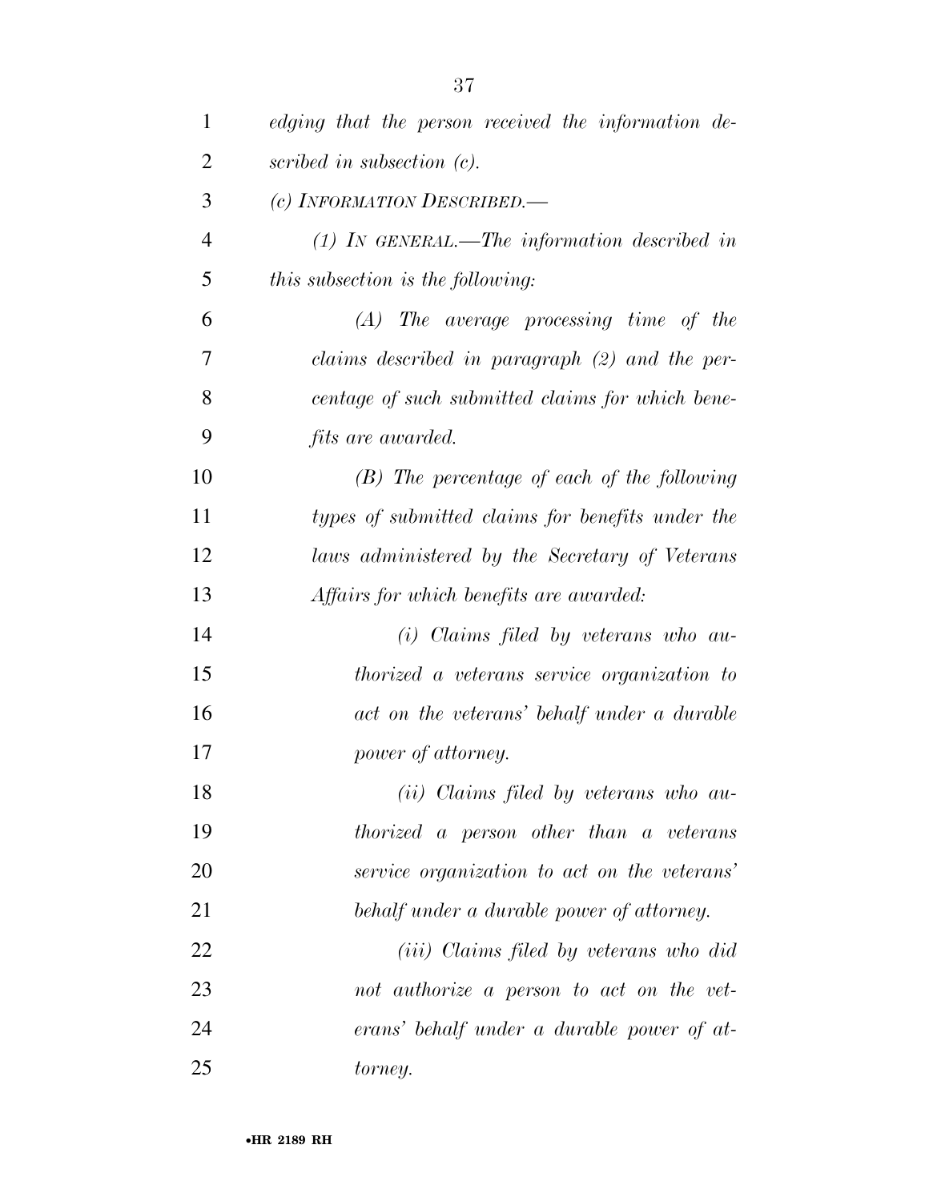*edging that the person received the information described in subsection (c).*

*(c) INFORMATION DESCRIBED.—*

*(1) IN GENERAL.—The information described in this subsection is the following:*

*(A) The average processing time of the claims described in paragraph (2) and the percentage of such submitted claims for which benefits are awarded.*

*(B) The percentage of each of the following types of submitted claims for benefits under the laws administered by the Secretary of Veterans Affairs for which benefits are awarded:*

*(i) Claims filed by veterans who authorized a veterans service organization to act on the veterans' behalf under a durable power of attorney.*

*(ii) Claims filed by veterans who authorized a person other than a veterans service organization to act on the veterans' behalf under a durable power of attorney.*

*(iii) Claims filed by veterans who did not authorize a person to act on the veterans' behalf under a durable power of attorney.*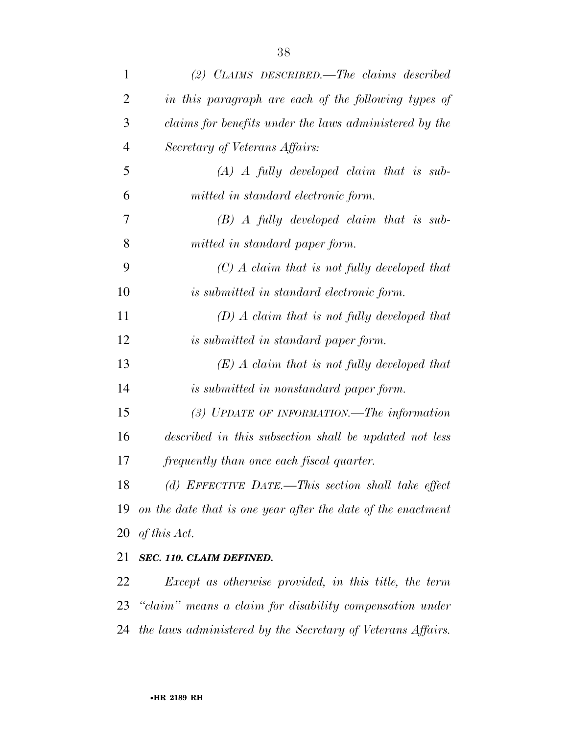*(2) CLAIMS DESCRIBED.—The claims described in this paragraph are each of the following types of claims for benefits under the laws administered by the Secretary of Veterans Affairs:*

*(A) A fully developed claim that is submitted in standard electronic form.*

*(B) A fully developed claim that is submitted in standard paper form.*

*(C) A claim that is not fully developed that is submitted in standard electronic form.*

*(D) A claim that is not fully developed that is submitted in standard paper form.*

*(E) A claim that is not fully developed that is submitted in nonstandard paper form.*

*(3) UPDATE OF INFORMATION.—The information described in this subsection shall be updated not less frequently than once each fiscal quarter.*

*(d) EFFECTIVE DATE.—This section shall take effect on the date that is one year after the date of the enactment of this Act.*

***SEC. 110. CLAIM DEFINED.***

*Except as otherwise provided, in this title, the term "claim" means a claim for disability compensation under the laws administered by the Secretary of Veterans Affairs.*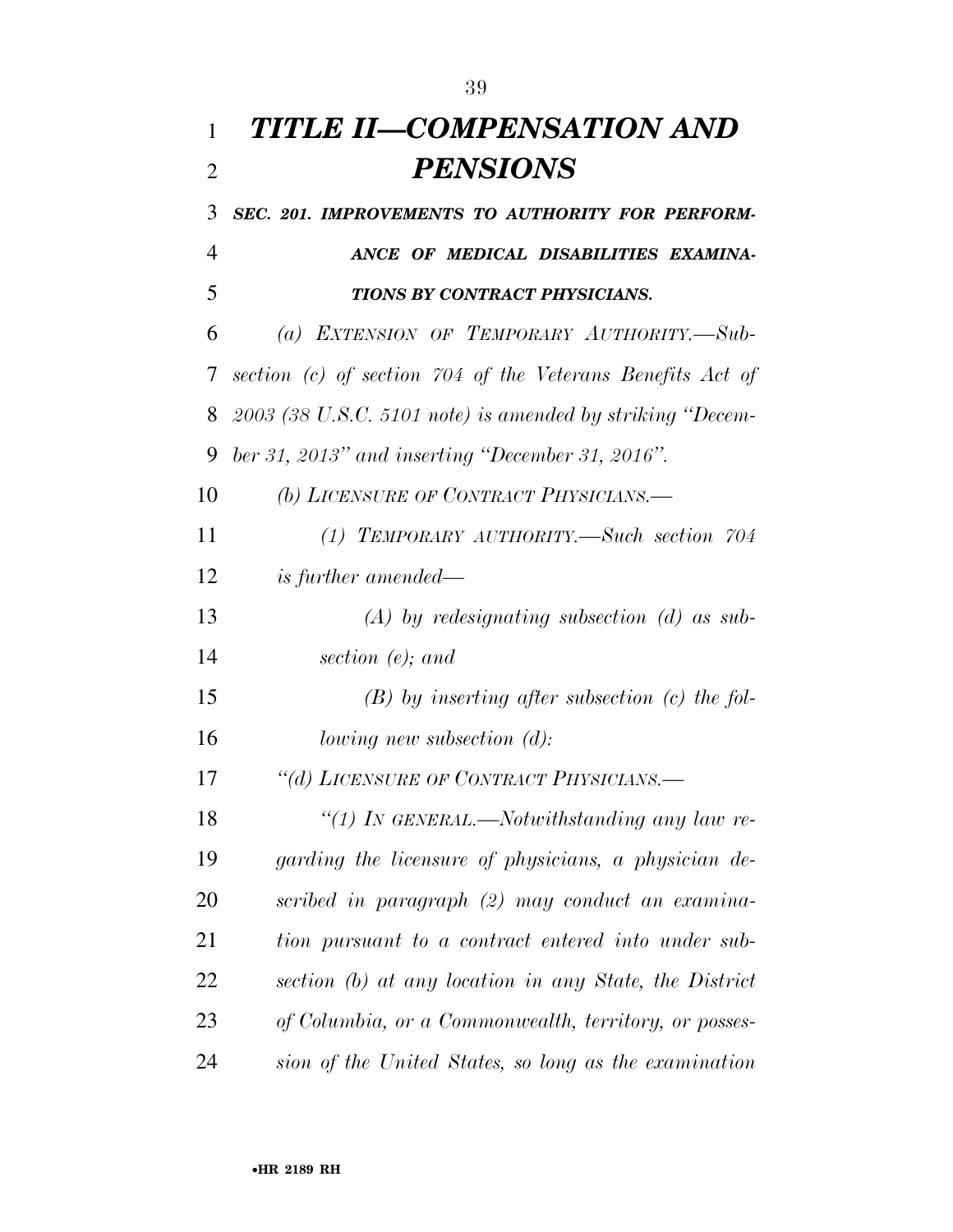# *TITLE II—COMPENSATION AND PENSIONS*

***SEC. 201. IMPROVEMENTS TO AUTHORITY FOR PERFORMANCE OF MEDICAL DISABILITIES EXAMINATIONS BY CONTRACT PHYSICIANS.***

*(a) EXTENSION OF TEMPORARY AUTHORITY.—Subsection (c) of section 704 of the Veterans Benefits Act of 2003 (38 U.S.C. 5101 note) is amended by striking "December 31, 2013" and inserting "December 31, 2016".*

*(b) LICENSURE OF CONTRACT PHYSICIANS.—*

*(1) TEMPORARY AUTHORITY.—Such section 704 is further amended—*

*(A) by redesignating subsection (d) as subsection (e); and*

*(B) by inserting after subsection (c) the following new subsection (d):*

*"(d) LICENSURE OF CONTRACT PHYSICIANS.—*

*"(1) IN GENERAL.—Notwithstanding any law regarding the licensure of physicians, a physician described in paragraph (2) may conduct an examination pursuant to a contract entered into under subsection (b) at any location in any State, the District of Columbia, or a Commonwealth, territory, or possession of the United States, so long as the examination*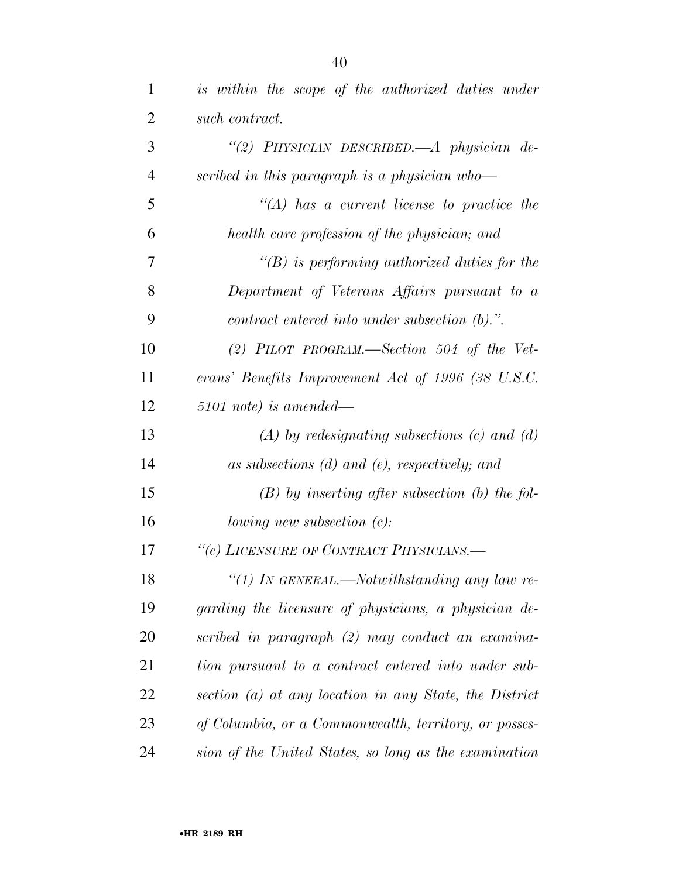*is within the scope of the authorized duties under such contract.*

*"(2) PHYSICIAN DESCRIBED.—A physician described in this paragraph is a physician who—*

*"(A) has a current license to practice the health care profession of the physician; and*

*"(B) is performing authorized duties for the Department of Veterans Affairs pursuant to a contract entered into under subsection (b).".*

*(2) PILOT PROGRAM.—Section 504 of the Veterans' Benefits Improvement Act of 1996 (38 U.S.C. 5101 note) is amended—*

*(A) by redesignating subsections (c) and (d) as subsections (d) and (e), respectively; and*

*(B) by inserting after subsection (b) the following new subsection (c):*

*"(c) LICENSURE OF CONTRACT PHYSICIANS.—*

*"(1) IN GENERAL.—Notwithstanding any law regarding the licensure of physicians, a physician described in paragraph (2) may conduct an examination pursuant to a contract entered into under subsection (a) at any location in any State, the District of Columbia, or a Commonwealth, territory, or possession of the United States, so long as the examination*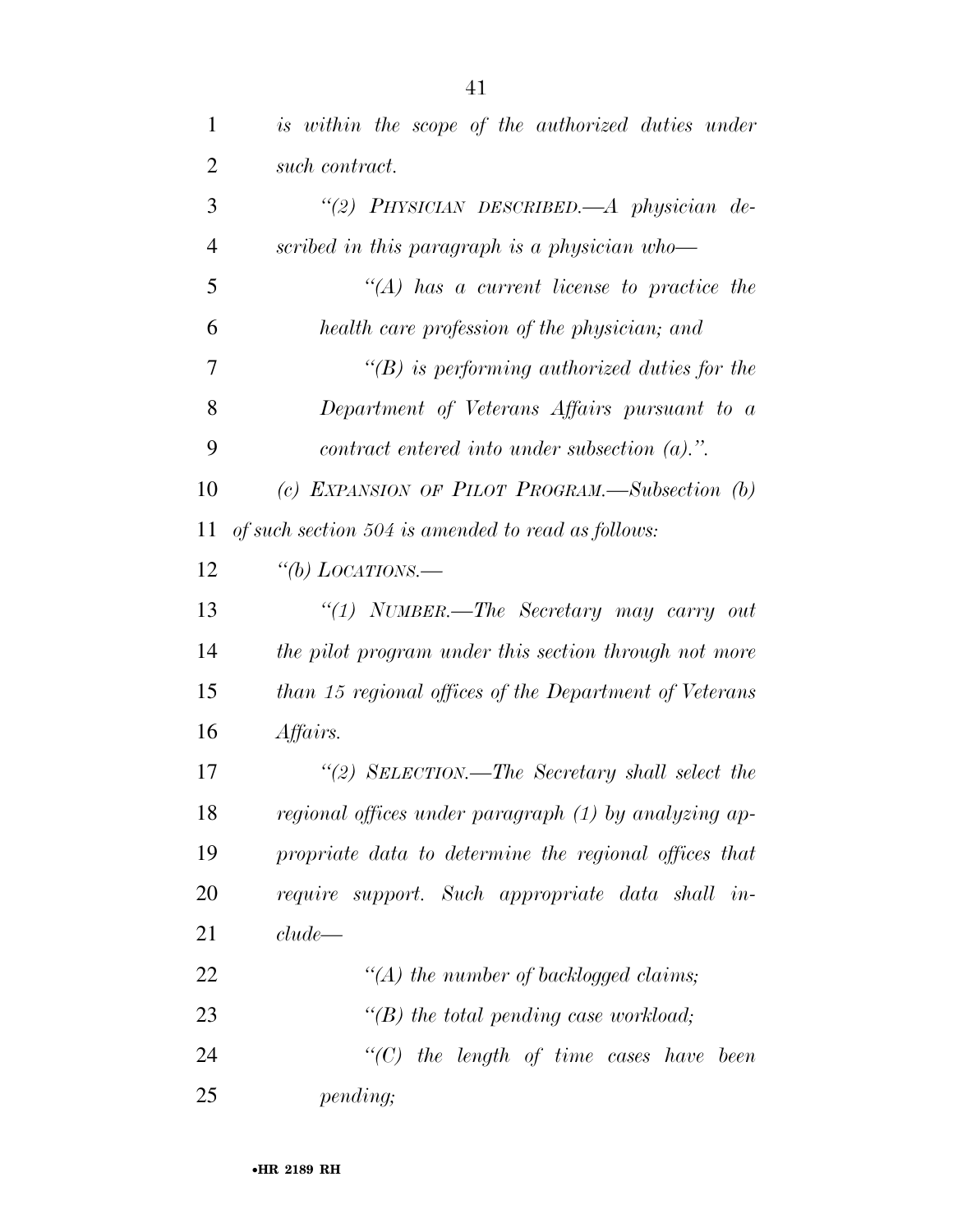*is within the scope of the authorized duties under such contract.*

*"(2) PHYSICIAN DESCRIBED.—A physician described in this paragraph is a physician who—*

*"(A) has a current license to practice the health care profession of the physician; and*

*"(B) is performing authorized duties for the Department of Veterans Affairs pursuant to a contract entered into under subsection (a).".*

*(c) EXPANSION OF PILOT PROGRAM.—Subsection (b) of such section 504 is amended to read as follows:*

*"(b) LOCATIONS.—*

*"(1) NUMBER.—The Secretary may carry out the pilot program under this section through not more than 15 regional offices of the Department of Veterans Affairs.*

*"(2) SELECTION.—The Secretary shall select the regional offices under paragraph (1) by analyzing appropriate data to determine the regional offices that require support. Such appropriate data shall include—*

*"(A) the number of backlogged claims;*

*"(B) the total pending case workload;*

*"(C) the length of time cases have been pending;*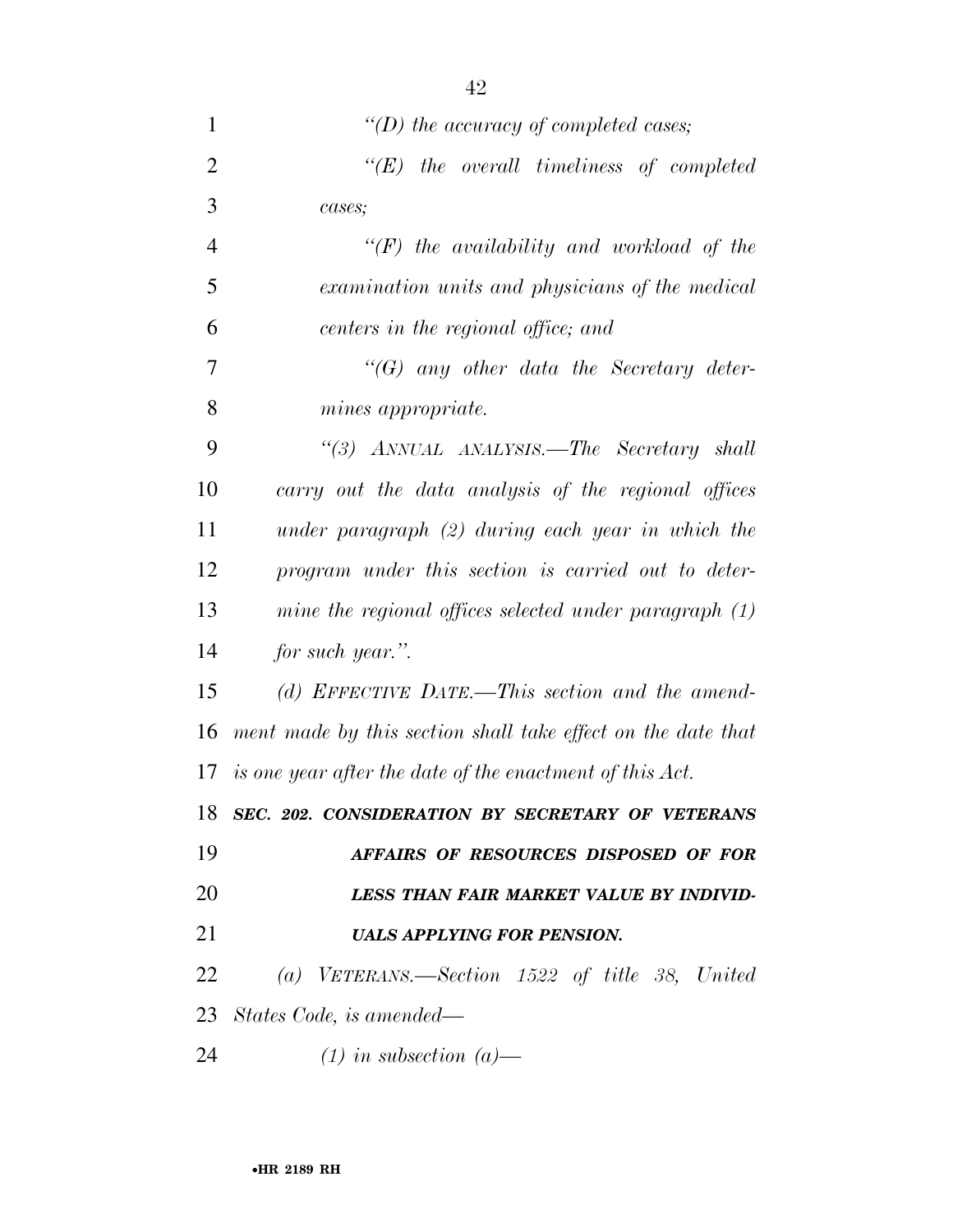*"(D) the accuracy of completed cases;*

*"(E) the overall timeliness of completed cases;*

*"(F) the availability and workload of the examination units and physicians of the medical centers in the regional office; and*

*"(G) any other data the Secretary determines appropriate.*

*"(3) ANNUAL ANALYSIS.—The Secretary shall carry out the data analysis of the regional offices under paragraph (2) during each year in which the program under this section is carried out to determine the regional offices selected under paragraph (1) for such year.".*

*(d) EFFECTIVE DATE.—This section and the amendment made by this section shall take effect on the date that is one year after the date of the enactment of this Act.*

***SEC. 202. CONSIDERATION BY SECRETARY OF VETERANS AFFAIRS OF RESOURCES DISPOSED OF FOR LESS THAN FAIR MARKET VALUE BY INDIVIDUALS APPLYING FOR PENSION.***

*(a) VETERANS.—Section 1522 of title 38, United States Code, is amended—*

*(1) in subsection (a)—*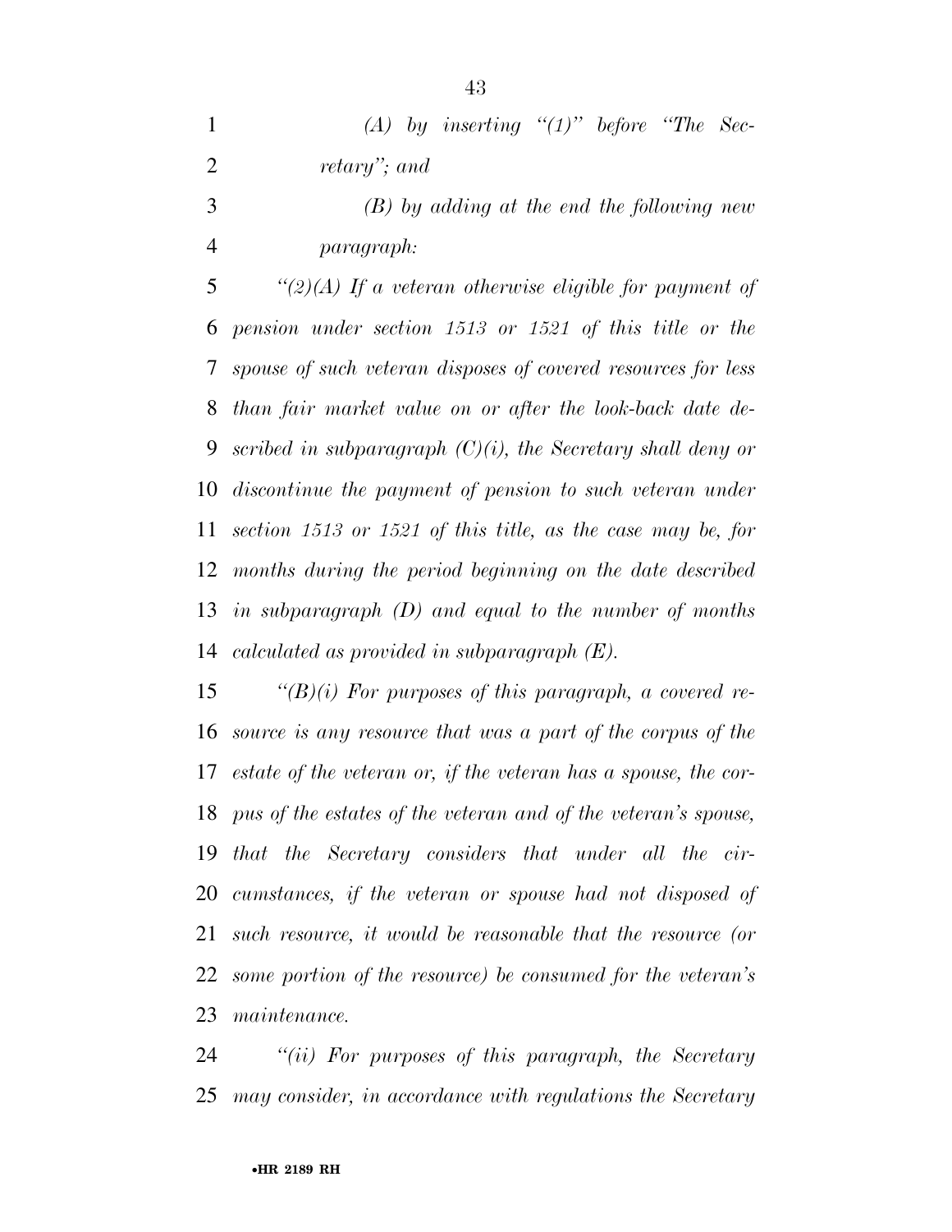*(A) by inserting "(1)" before "The Secretary"; and*

*(B) by adding at the end the following new paragraph:*

*"(2)(A) If a veteran otherwise eligible for payment of pension under section 1513 or 1521 of this title or the spouse of such veteran disposes of covered resources for less than fair market value on or after the look-back date described in subparagraph (C)(i), the Secretary shall deny or discontinue the payment of pension to such veteran under section 1513 or 1521 of this title, as the case may be, for months during the period beginning on the date described in subparagraph (D) and equal to the number of months calculated as provided in subparagraph (E).*

*"(B)(i) For purposes of this paragraph, a covered resource is any resource that was a part of the corpus of the estate of the veteran or, if the veteran has a spouse, the corpus of the estates of the veteran and of the veteran's spouse, that the Secretary considers that under all the circumstances, if the veteran or spouse had not disposed of such resource, it would be reasonable that the resource (or some portion of the resource) be consumed for the veteran's maintenance.*

*"(ii) For purposes of this paragraph, the Secretary may consider, in accordance with regulations the Secretary*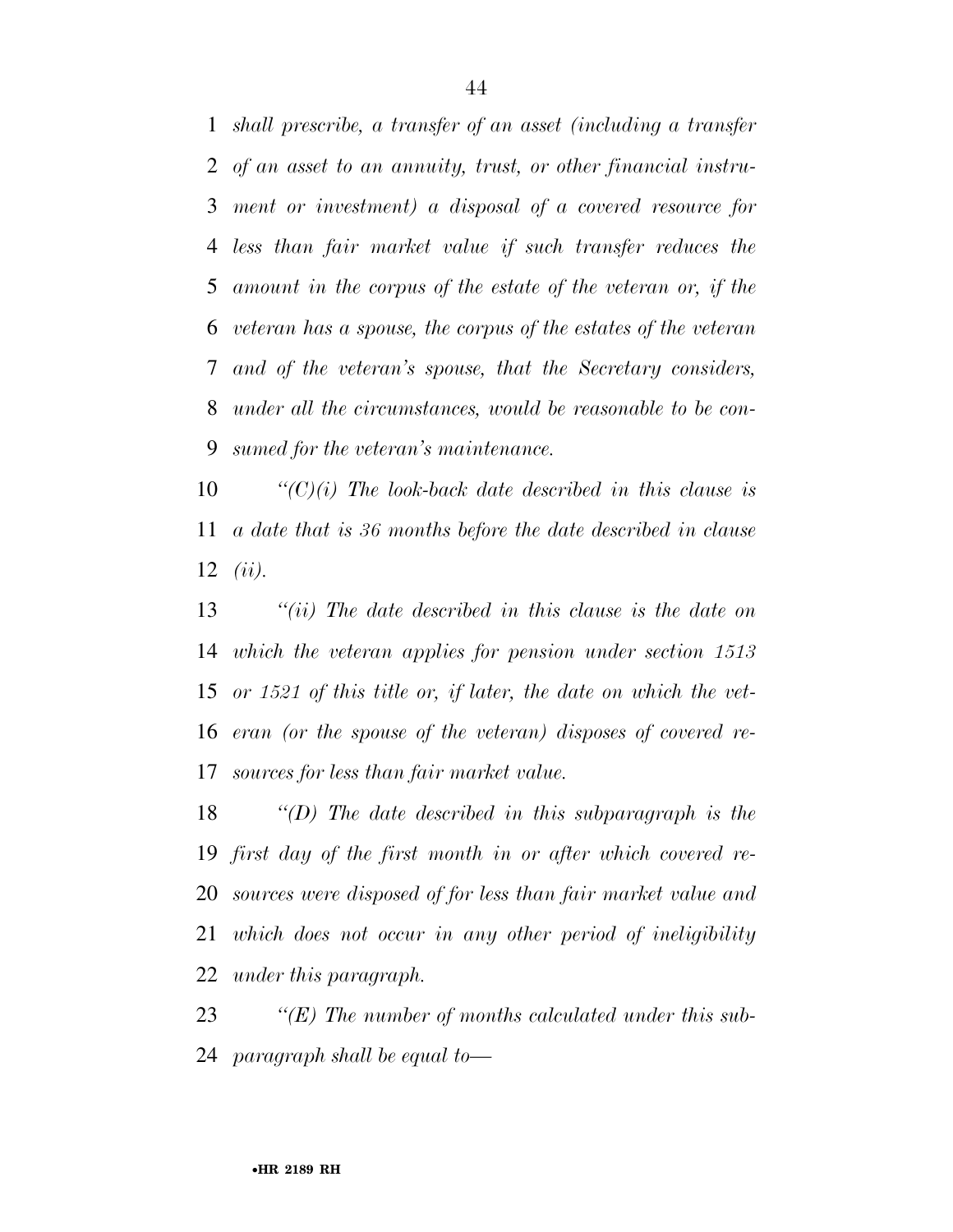*shall prescribe, a transfer of an asset (including a transfer of an asset to an annuity, trust, or other financial instrument or investment) a disposal of a covered resource for less than fair market value if such transfer reduces the amount in the corpus of the estate of the veteran or, if the veteran has a spouse, the corpus of the estates of the veteran and of the veteran's spouse, that the Secretary considers, under all the circumstances, would be reasonable to be consumed for the veteran's maintenance.*

*''(C)(i) The look-back date described in this clause is a date that is 36 months before the date described in clause (ii).*

*''(ii) The date described in this clause is the date on which the veteran applies for pension under section 1513 or 1521 of this title or, if later, the date on which the veteran (or the spouse of the veteran) disposes of covered resources for less than fair market value.*

*''(D) The date described in this subparagraph is the first day of the first month in or after which covered resources were disposed of for less than fair market value and which does not occur in any other period of ineligibility under this paragraph.*

*''(E) The number of months calculated under this subparagraph shall be equal to—*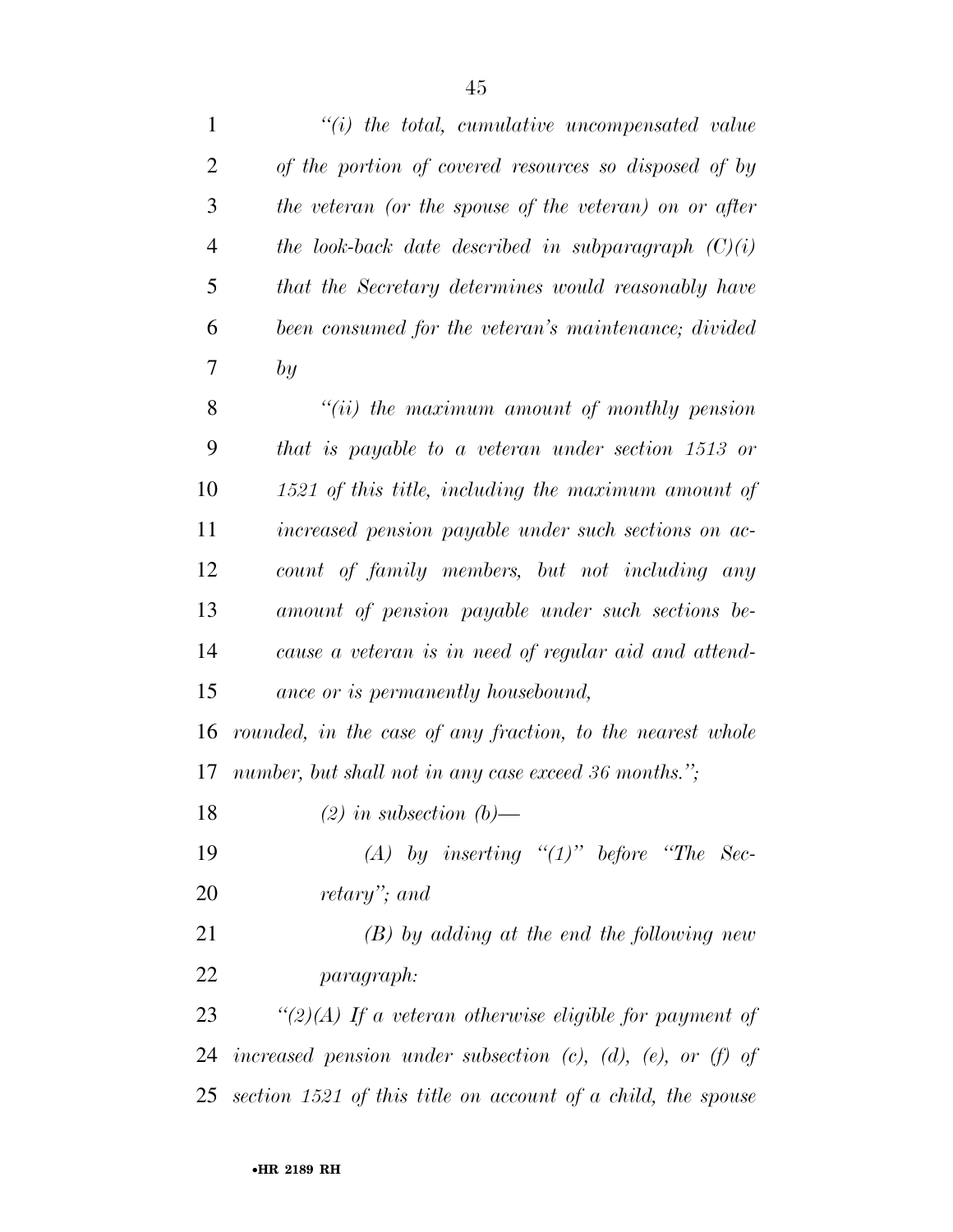*"(i) the total, cumulative uncompensated value of the portion of covered resources so disposed of by the veteran (or the spouse of the veteran) on or after the look-back date described in subparagraph (C)(i) that the Secretary determines would reasonably have been consumed for the veteran's maintenance; divided by*

*"(ii) the maximum amount of monthly pension that is payable to a veteran under section 1513 or 1521 of this title, including the maximum amount of increased pension payable under such sections on account of family members, but not including any amount of pension payable under such sections because a veteran is in need of regular aid and attendance or is permanently housebound,*

*rounded, in the case of any fraction, to the nearest whole number, but shall not in any case exceed 36 months.";*

*(2) in subsection (b)—*

*(A) by inserting "(1)" before "The Secretary"; and*

*(B) by adding at the end the following new paragraph:*

*"(2)(A) If a veteran otherwise eligible for payment of increased pension under subsection (c), (d), (e), or (f) of section 1521 of this title on account of a child, the spouse*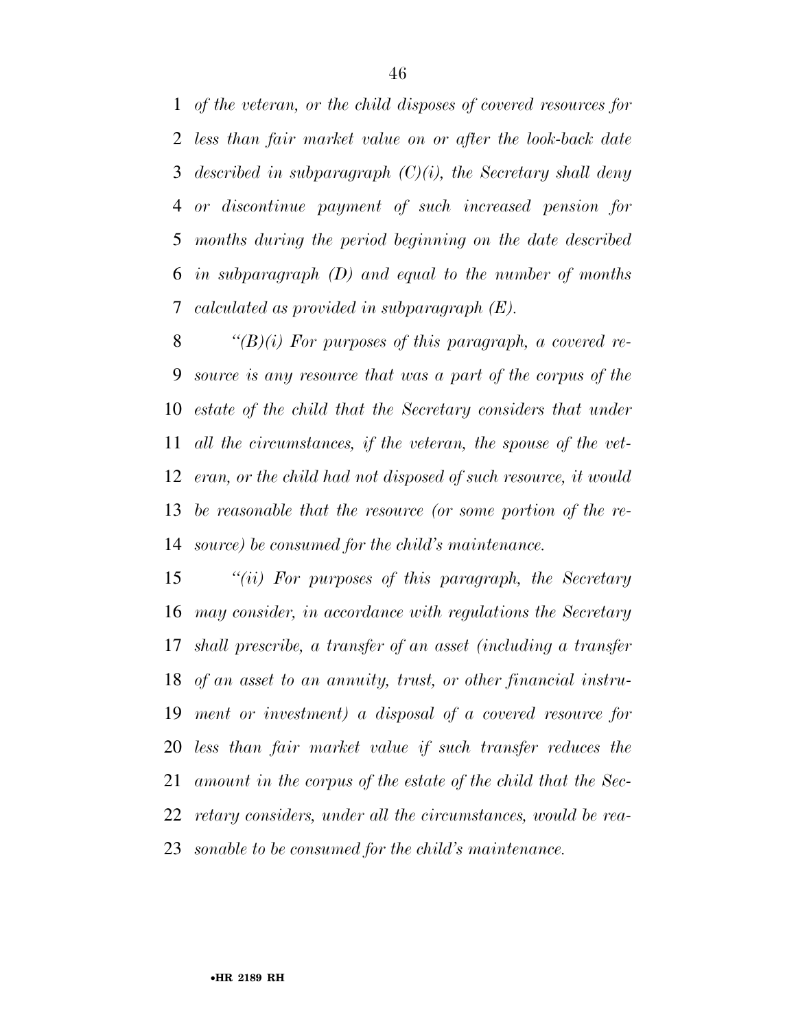*of the veteran, or the child disposes of covered resources for less than fair market value on or after the look-back date described in subparagraph (C)(i), the Secretary shall deny or discontinue payment of such increased pension for months during the period beginning on the date described in subparagraph (D) and equal to the number of months calculated as provided in subparagraph (E).*

*"(B)(i) For purposes of this paragraph, a covered resource is any resource that was a part of the corpus of the estate of the child that the Secretary considers that under all the circumstances, if the veteran, the spouse of the veteran, or the child had not disposed of such resource, it would be reasonable that the resource (or some portion of the resource) be consumed for the child's maintenance.*

*"(ii) For purposes of this paragraph, the Secretary may consider, in accordance with regulations the Secretary shall prescribe, a transfer of an asset (including a transfer of an asset to an annuity, trust, or other financial instrument or investment) a disposal of a covered resource for less than fair market value if such transfer reduces the amount in the corpus of the estate of the child that the Secretary considers, under all the circumstances, would be reasonable to be consumed for the child's maintenance.*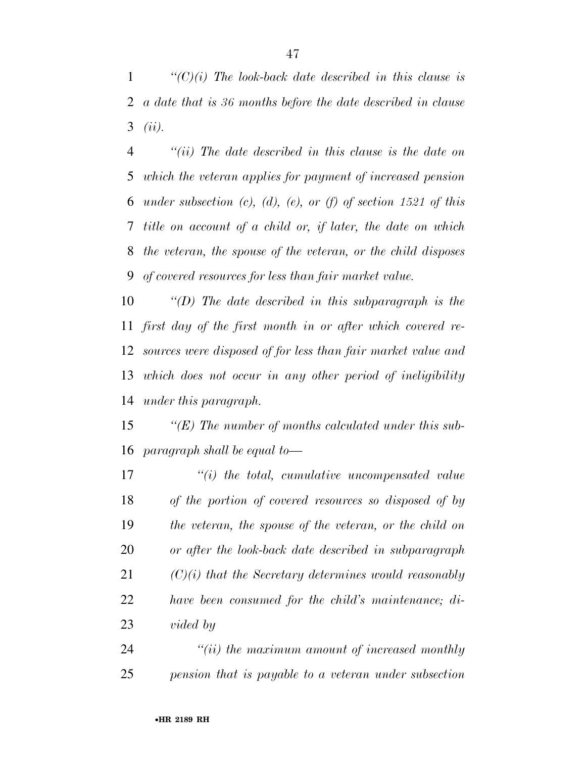*"(C)(i) The look-back date described in this clause is a date that is 36 months before the date described in clause (ii).*

*"(ii) The date described in this clause is the date on which the veteran applies for payment of increased pension under subsection (c), (d), (e), or (f) of section 1521 of this title on account of a child or, if later, the date on which the veteran, the spouse of the veteran, or the child disposes of covered resources for less than fair market value.*

*"(D) The date described in this subparagraph is the first day of the first month in or after which covered resources were disposed of for less than fair market value and which does not occur in any other period of ineligibility under this paragraph.*

*"(E) The number of months calculated under this subparagraph shall be equal to—*

*"(i) the total, cumulative uncompensated value of the portion of covered resources so disposed of by the veteran, the spouse of the veteran, or the child on or after the look-back date described in subparagraph (C)(i) that the Secretary determines would reasonably have been consumed for the child's maintenance; divided by*

*"(ii) the maximum amount of increased monthly pension that is payable to a veteran under subsection*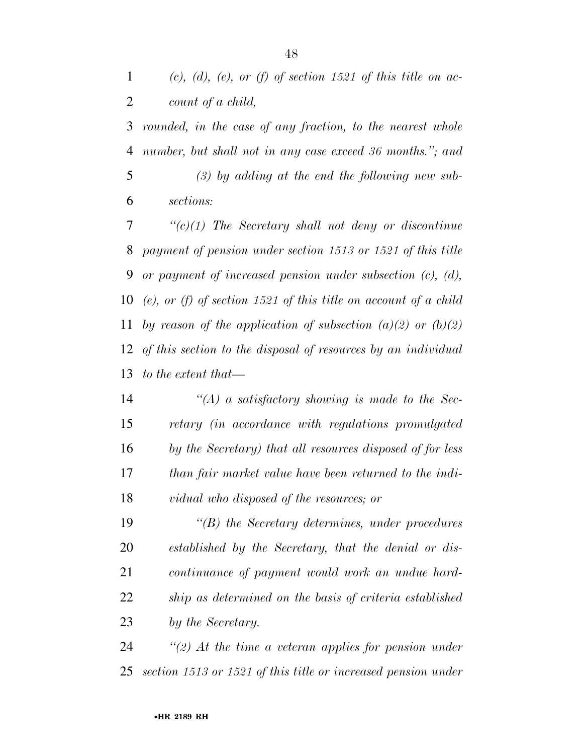*(c), (d), (e), or (f) of section 1521 of this title on account of a child,*

*rounded, in the case of any fraction, to the nearest whole number, but shall not in any case exceed 36 months.''; and*

*(3) by adding at the end the following new subsections:*

*''(c)(1) The Secretary shall not deny or discontinue payment of pension under section 1513 or 1521 of this title or payment of increased pension under subsection (c), (d), (e), or (f) of section 1521 of this title on account of a child by reason of the application of subsection (a)(2) or (b)(2) of this section to the disposal of resources by an individual to the extent that—*

*''(A) a satisfactory showing is made to the Secretary (in accordance with regulations promulgated by the Secretary) that all resources disposed of for less than fair market value have been returned to the individual who disposed of the resources; or*

*''(B) the Secretary determines, under procedures established by the Secretary, that the denial or discontinuance of payment would work an undue hardship as determined on the basis of criteria established by the Secretary.*

*''(2) At the time a veteran applies for pension under section 1513 or 1521 of this title or increased pension under*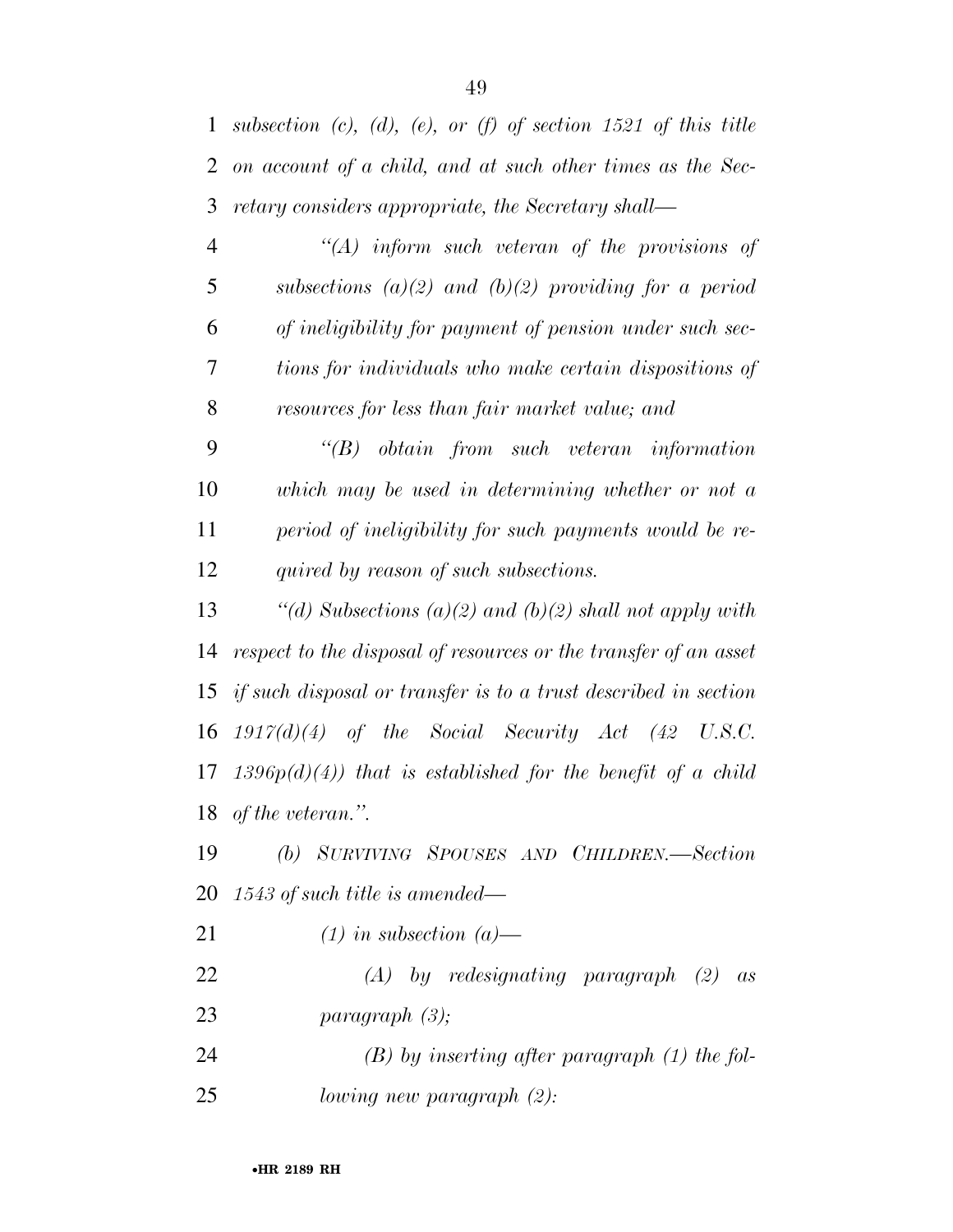*subsection (c), (d), (e), or (f) of section 1521 of this title on account of a child, and at such other times as the Secretary considers appropriate, the Secretary shall—*

*"(A) inform such veteran of the provisions of subsections (a)(2) and (b)(2) providing for a period of ineligibility for payment of pension under such sections for individuals who make certain dispositions of resources for less than fair market value; and*

*"(B) obtain from such veteran information which may be used in determining whether or not a period of ineligibility for such payments would be required by reason of such subsections.*

*"(d) Subsections (a)(2) and (b)(2) shall not apply with respect to the disposal of resources or the transfer of an asset if such disposal or transfer is to a trust described in section 1917(d)(4) of the Social Security Act (42 U.S.C. 1396p(d)(4)) that is established for the benefit of a child of the veteran.".*

*(b) SURVIVING SPOUSES AND CHILDREN.—Section 1543 of such title is amended—*

*(1) in subsection (a)—*

*(A) by redesignating paragraph (2) as paragraph (3);*

*(B) by inserting after paragraph (1) the following new paragraph (2):*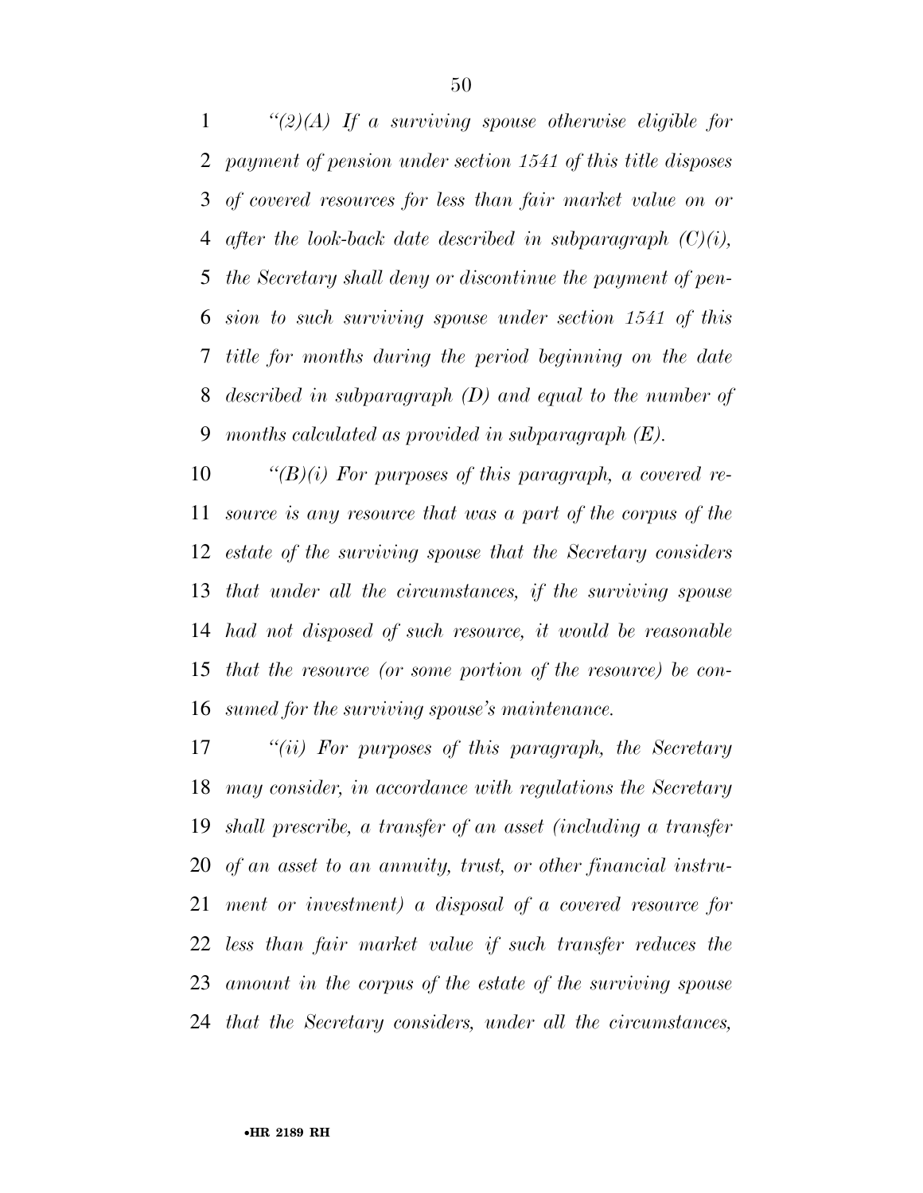*"(2)(A) If a surviving spouse otherwise eligible for payment of pension under section 1541 of this title disposes of covered resources for less than fair market value on or after the look-back date described in subparagraph (C)(i), the Secretary shall deny or discontinue the payment of pension to such surviving spouse under section 1541 of this title for months during the period beginning on the date described in subparagraph (D) and equal to the number of months calculated as provided in subparagraph (E).*

*"(B)(i) For purposes of this paragraph, a covered resource is any resource that was a part of the corpus of the estate of the surviving spouse that the Secretary considers that under all the circumstances, if the surviving spouse had not disposed of such resource, it would be reasonable that the resource (or some portion of the resource) be consumed for the surviving spouse's maintenance.*

*"(ii) For purposes of this paragraph, the Secretary may consider, in accordance with regulations the Secretary shall prescribe, a transfer of an asset (including a transfer of an asset to an annuity, trust, or other financial instrument or investment) a disposal of a covered resource for less than fair market value if such transfer reduces the amount in the corpus of the estate of the surviving spouse that the Secretary considers, under all the circumstances,*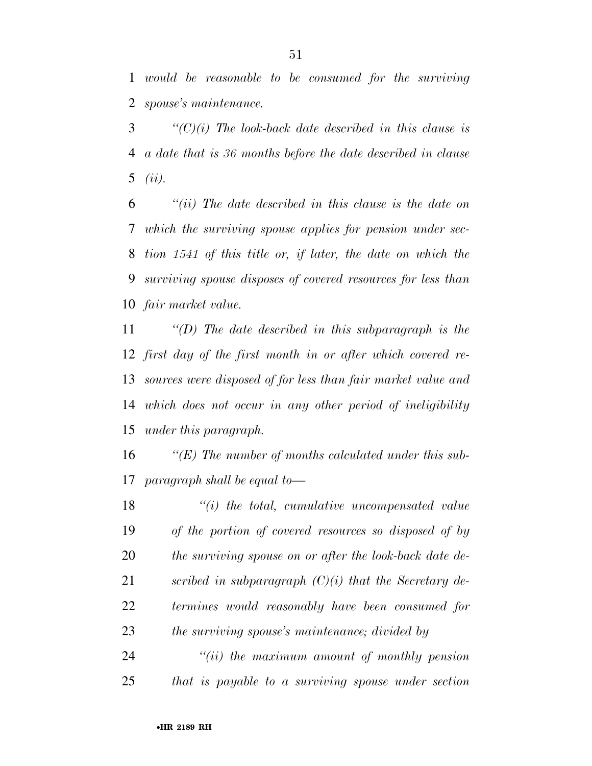*would be reasonable to be consumed for the surviving spouse's maintenance.*

*''(C)(i) The look-back date described in this clause is a date that is 36 months before the date described in clause (ii).*

*''(ii) The date described in this clause is the date on which the surviving spouse applies for pension under section 1541 of this title or, if later, the date on which the surviving spouse disposes of covered resources for less than fair market value.*

*''(D) The date described in this subparagraph is the first day of the first month in or after which covered resources were disposed of for less than fair market value and which does not occur in any other period of ineligibility under this paragraph.*

*''(E) The number of months calculated under this subparagraph shall be equal to—*

*''(i) the total, cumulative uncompensated value of the portion of covered resources so disposed of by the surviving spouse on or after the look-back date described in subparagraph (C)(i) that the Secretary determines would reasonably have been consumed for the surviving spouse's maintenance; divided by*

*''(ii) the maximum amount of monthly pension that is payable to a surviving spouse under section*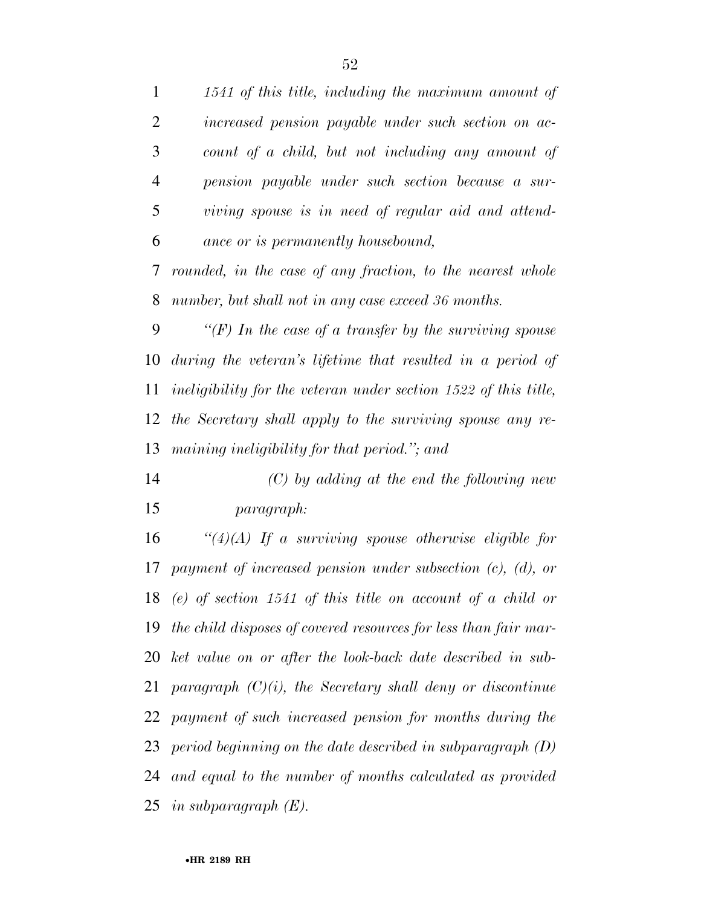*1541 of this title, including the maximum amount of increased pension payable under such section on account of a child, but not including any amount of pension payable under such section because a surviving spouse is in need of regular aid and attendance or is permanently housebound,*

*rounded, in the case of any fraction, to the nearest whole number, but shall not in any case exceed 36 months.*

*"(F) In the case of a transfer by the surviving spouse during the veteran's lifetime that resulted in a period of ineligibility for the veteran under section 1522 of this title, the Secretary shall apply to the surviving spouse any remaining ineligibility for that period."; and*

*(C) by adding at the end the following new paragraph:*

*"(4)(A) If a surviving spouse otherwise eligible for payment of increased pension under subsection (c), (d), or (e) of section 1541 of this title on account of a child or the child disposes of covered resources for less than fair market value on or after the look-back date described in subparagraph (C)(i), the Secretary shall deny or discontinue payment of such increased pension for months during the period beginning on the date described in subparagraph (D) and equal to the number of months calculated as provided in subparagraph (E).*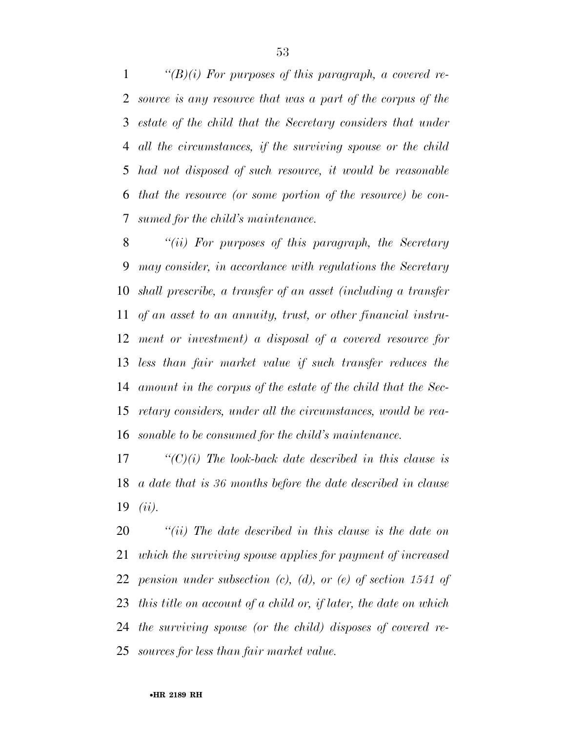*"(B)(i) For purposes of this paragraph, a covered resource is any resource that was a part of the corpus of the estate of the child that the Secretary considers that under all the circumstances, if the surviving spouse or the child had not disposed of such resource, it would be reasonable that the resource (or some portion of the resource) be consumed for the child's maintenance.*

*"(ii) For purposes of this paragraph, the Secretary may consider, in accordance with regulations the Secretary shall prescribe, a transfer of an asset (including a transfer of an asset to an annuity, trust, or other financial instrument or investment) a disposal of a covered resource for less than fair market value if such transfer reduces the amount in the corpus of the estate of the child that the Secretary considers, under all the circumstances, would be reasonable to be consumed for the child's maintenance.*

*"(C)(i) The look-back date described in this clause is a date that is 36 months before the date described in clause (ii).*

*"(ii) The date described in this clause is the date on which the surviving spouse applies for payment of increased pension under subsection (c), (d), or (e) of section 1541 of this title on account of a child or, if later, the date on which the surviving spouse (or the child) disposes of covered resources for less than fair market value.*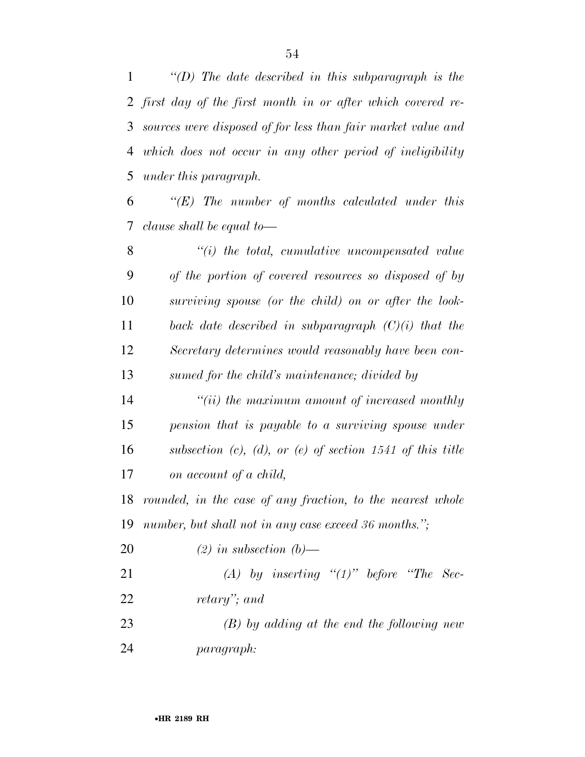*"(D) The date described in this subparagraph is the first day of the first month in or after which covered resources were disposed of for less than fair market value and which does not occur in any other period of ineligibility under this paragraph.*

*"(E) The number of months calculated under this clause shall be equal to—*

*"(i) the total, cumulative uncompensated value of the portion of covered resources so disposed of by surviving spouse (or the child) on or after the look-back date described in subparagraph (C)(i) that the Secretary determines would reasonably have been consumed for the child's maintenance; divided by*

*"(ii) the maximum amount of increased monthly pension that is payable to a surviving spouse under subsection (c), (d), or (e) of section 1541 of this title on account of a child,*

*rounded, in the case of any fraction, to the nearest whole number, but shall not in any case exceed 36 months.";*

*(2) in subsection (b)—*

*(A) by inserting "(1)" before "The Secretary"; and*

*(B) by adding at the end the following new paragraph:*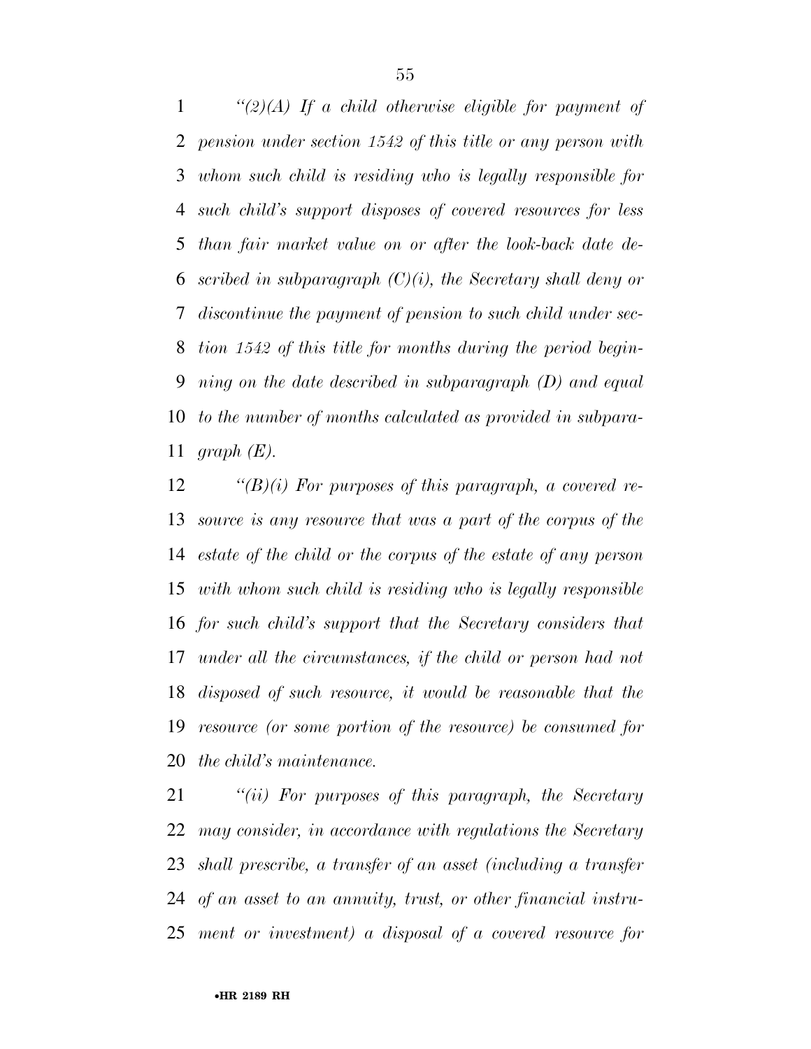*"(2)(A) If a child otherwise eligible for payment of pension under section 1542 of this title or any person with whom such child is residing who is legally responsible for such child's support disposes of covered resources for less than fair market value on or after the look-back date described in subparagraph (C)(i), the Secretary shall deny or discontinue the payment of pension to such child under section 1542 of this title for months during the period beginning on the date described in subparagraph (D) and equal to the number of months calculated as provided in subparagraph (E).*

*"(B)(i) For purposes of this paragraph, a covered resource is any resource that was a part of the corpus of the estate of the child or the corpus of the estate of any person with whom such child is residing who is legally responsible for such child's support that the Secretary considers that under all the circumstances, if the child or person had not disposed of such resource, it would be reasonable that the resource (or some portion of the resource) be consumed for the child's maintenance.*

*"(ii) For purposes of this paragraph, the Secretary may consider, in accordance with regulations the Secretary shall prescribe, a transfer of an asset (including a transfer of an asset to an annuity, trust, or other financial instrument or investment) a disposal of a covered resource for*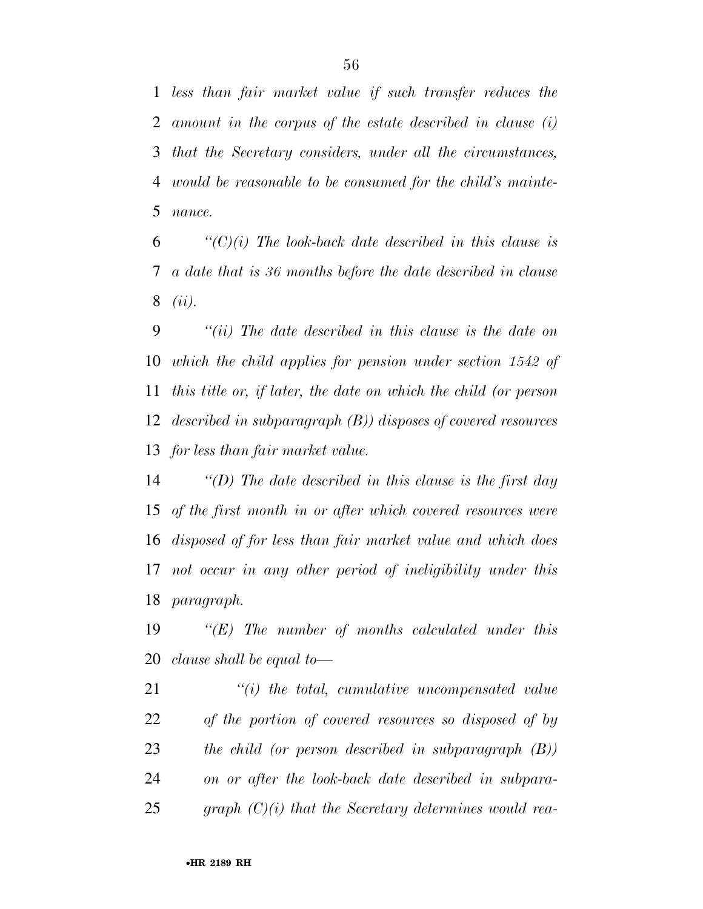*less than fair market value if such transfer reduces the amount in the corpus of the estate described in clause (i) that the Secretary considers, under all the circumstances, would be reasonable to be consumed for the child's maintenance.*

*"(C)(i) The look-back date described in this clause is a date that is 36 months before the date described in clause (ii).*

*"(ii) The date described in this clause is the date on which the child applies for pension under section 1542 of this title or, if later, the date on which the child (or person described in subparagraph (B)) disposes of covered resources for less than fair market value.*

*"(D) The date described in this clause is the first day of the first month in or after which covered resources were disposed of for less than fair market value and which does not occur in any other period of ineligibility under this paragraph.*

*"(E) The number of months calculated under this clause shall be equal to—*

*"(i) the total, cumulative uncompensated value of the portion of covered resources so disposed of by the child (or person described in subparagraph (B)) on or after the look-back date described in subparagraph (C)(i) that the Secretary determines would rea-*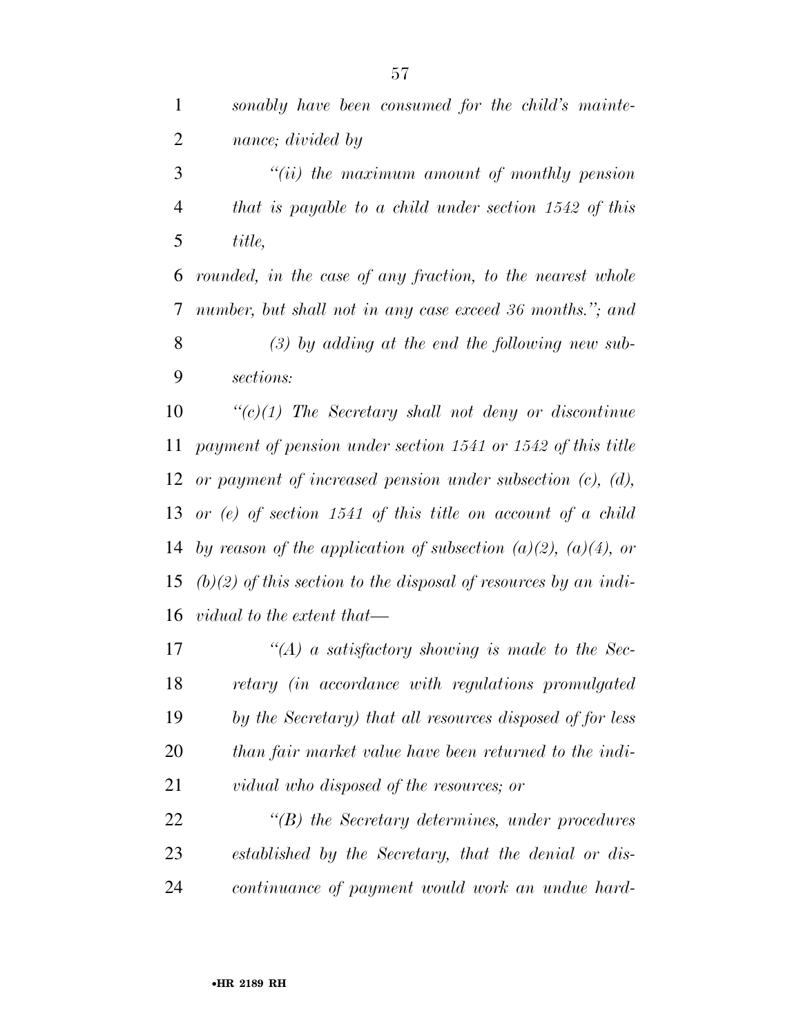*sonably have been consumed for the child's maintenance; divided by*

*''(ii) the maximum amount of monthly pension that is payable to a child under section 1542 of this title,*

*rounded, in the case of any fraction, to the nearest whole number, but shall not in any case exceed 36 months.''; and*

*(3) by adding at the end the following new subsections:*

*''(c)(1) The Secretary shall not deny or discontinue payment of pension under section 1541 or 1542 of this title or payment of increased pension under subsection (c), (d), or (e) of section 1541 of this title on account of a child by reason of the application of subsection (a)(2), (a)(4), or (b)(2) of this section to the disposal of resources by an individual to the extent that—*

*''(A) a satisfactory showing is made to the Secretary (in accordance with regulations promulgated by the Secretary) that all resources disposed of for less than fair market value have been returned to the individual who disposed of the resources; or*

*''(B) the Secretary determines, under procedures established by the Secretary, that the denial or discontinuance of payment would work an undue hard-*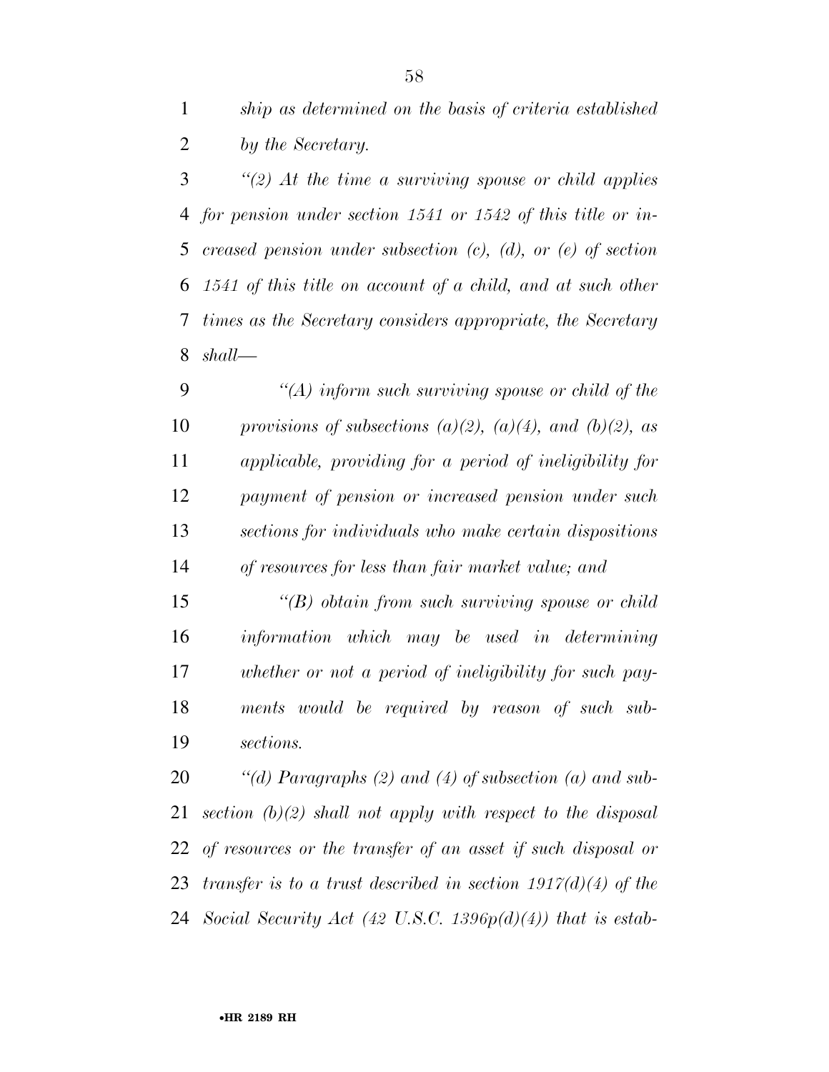*ship as determined on the basis of criteria established by the Secretary.*

*"(2) At the time a surviving spouse or child applies for pension under section 1541 or 1542 of this title or increased pension under subsection (c), (d), or (e) of section 1541 of this title on account of a child, and at such other times as the Secretary considers appropriate, the Secretary shall—*

*"(A) inform such surviving spouse or child of the provisions of subsections (a)(2), (a)(4), and (b)(2), as applicable, providing for a period of ineligibility for payment of pension or increased pension under such sections for individuals who make certain dispositions of resources for less than fair market value; and*

*"(B) obtain from such surviving spouse or child information which may be used in determining whether or not a period of ineligibility for such payments would be required by reason of such subsections.*

*"(d) Paragraphs (2) and (4) of subsection (a) and subsection (b)(2) shall not apply with respect to the disposal of resources or the transfer of an asset if such disposal or transfer is to a trust described in section 1917(d)(4) of the Social Security Act (42 U.S.C. 1396p(d)(4)) that is estab-*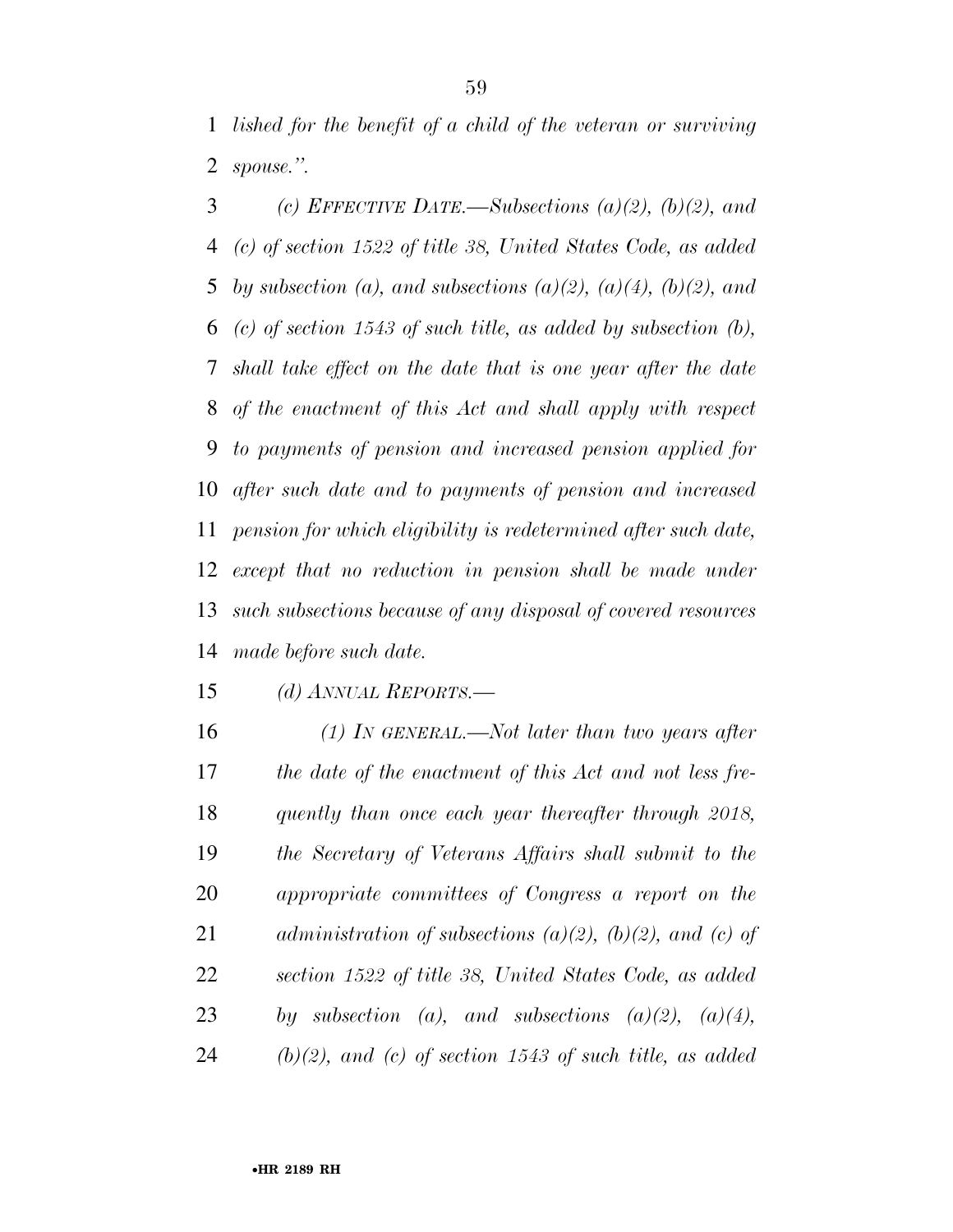*lished for the benefit of a child of the veteran or surviving spouse.''.*

*(c) EFFECTIVE DATE.—Subsections (a)(2), (b)(2), and (c) of section 1522 of title 38, United States Code, as added by subsection (a), and subsections (a)(2), (a)(4), (b)(2), and (c) of section 1543 of such title, as added by subsection (b), shall take effect on the date that is one year after the date of the enactment of this Act and shall apply with respect to payments of pension and increased pension applied for after such date and to payments of pension and increased pension for which eligibility is redetermined after such date, except that no reduction in pension shall be made under such subsections because of any disposal of covered resources made before such date.*

*(d) ANNUAL REPORTS.—*

*(1) IN GENERAL.—Not later than two years after the date of the enactment of this Act and not less frequently than once each year thereafter through 2018, the Secretary of Veterans Affairs shall submit to the appropriate committees of Congress a report on the administration of subsections (a)(2), (b)(2), and (c) of section 1522 of title 38, United States Code, as added by subsection (a), and subsections (a)(2), (a)(4), (b)(2), and (c) of section 1543 of such title, as added*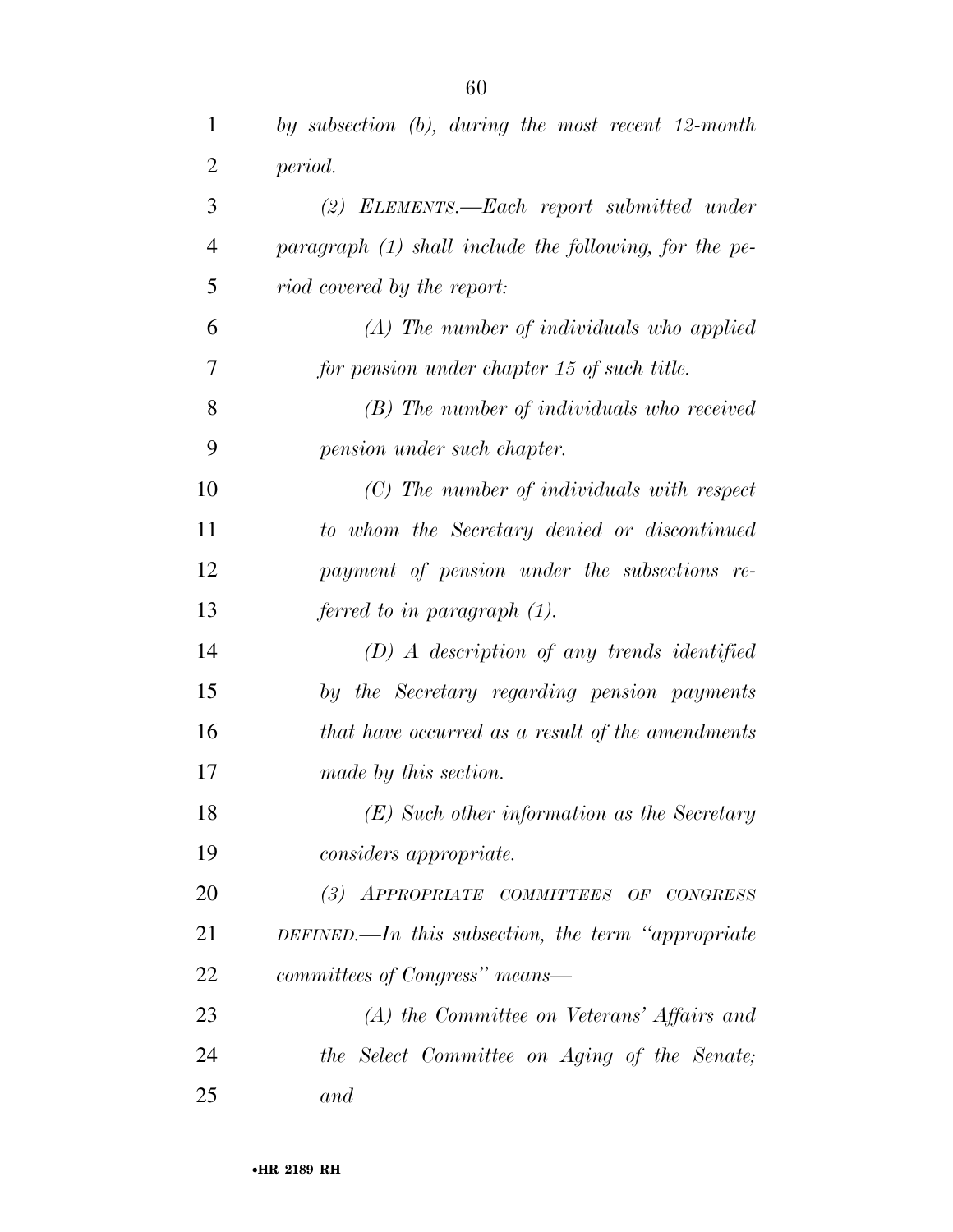*by subsection (b), during the most recent 12-month period.*

*(2) ELEMENTS.—Each report submitted under paragraph (1) shall include the following, for the period covered by the report:*

*(A) The number of individuals who applied for pension under chapter 15 of such title.*

*(B) The number of individuals who received pension under such chapter.*

*(C) The number of individuals with respect to whom the Secretary denied or discontinued payment of pension under the subsections referred to in paragraph (1).*

*(D) A description of any trends identified by the Secretary regarding pension payments that have occurred as a result of the amendments made by this section.*

*(E) Such other information as the Secretary considers appropriate.*

*(3) APPROPRIATE COMMITTEES OF CONGRESS DEFINED.—In this subsection, the term "appropriate committees of Congress" means—*

*(A) the Committee on Veterans' Affairs and the Select Committee on Aging of the Senate; and*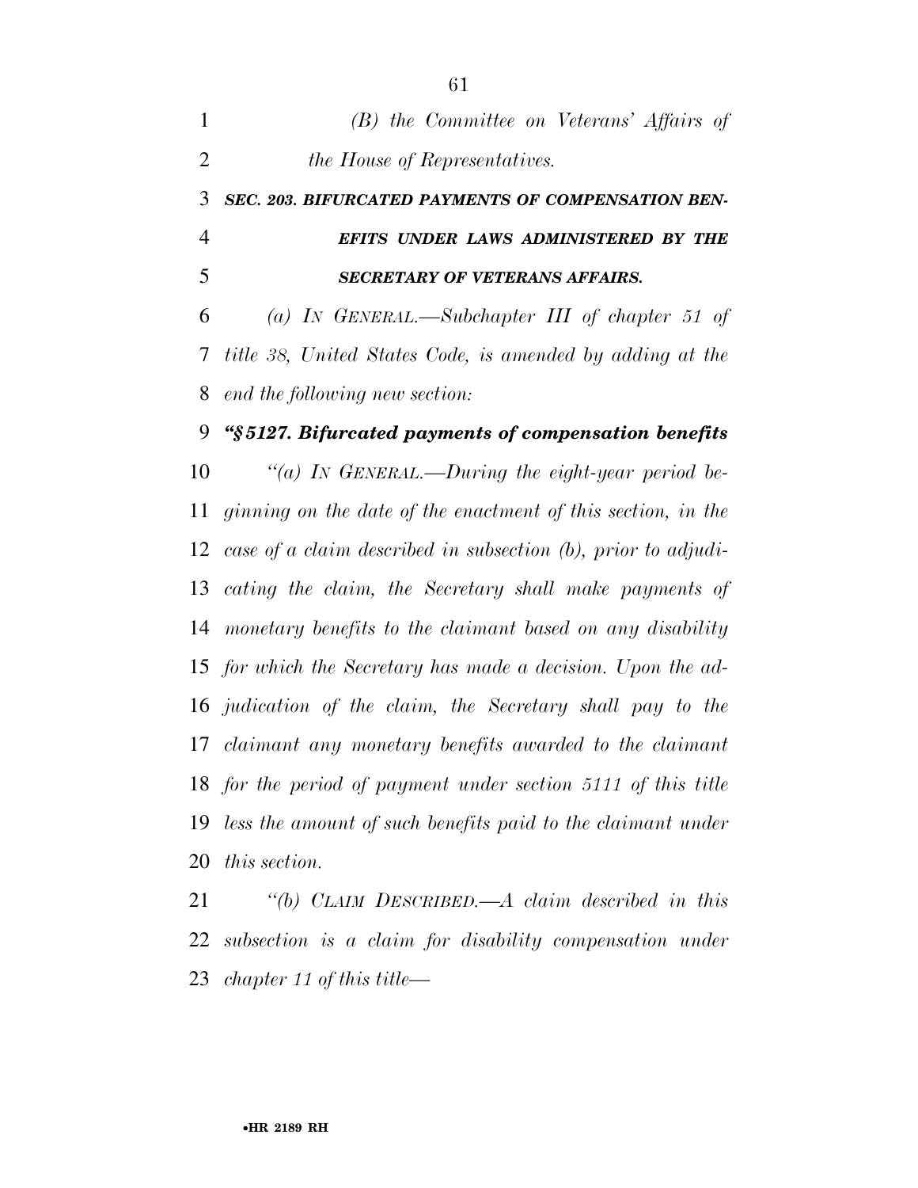*(B) the Committee on Veterans' Affairs of the House of Representatives.*

***SEC. 203. BIFURCATED PAYMENTS OF COMPENSATION BENEFITS UNDER LAWS ADMINISTERED BY THE SECRETARY OF VETERANS AFFAIRS.***

*(a) IN GENERAL.—Subchapter III of chapter 51 of title 38, United States Code, is amended by adding at the end the following new section:*

***"§5127. Bifurcated payments of compensation benefits***

*"(a) IN GENERAL.—During the eight-year period beginning on the date of the enactment of this section, in the case of a claim described in subsection (b), prior to adjudicating the claim, the Secretary shall make payments of monetary benefits to the claimant based on any disability for which the Secretary has made a decision. Upon the adjudication of the claim, the Secretary shall pay to the claimant any monetary benefits awarded to the claimant for the period of payment under section 5111 of this title less the amount of such benefits paid to the claimant under this section.*

*"(b) CLAIM DESCRIBED.—A claim described in this subsection is a claim for disability compensation under chapter 11 of this title—*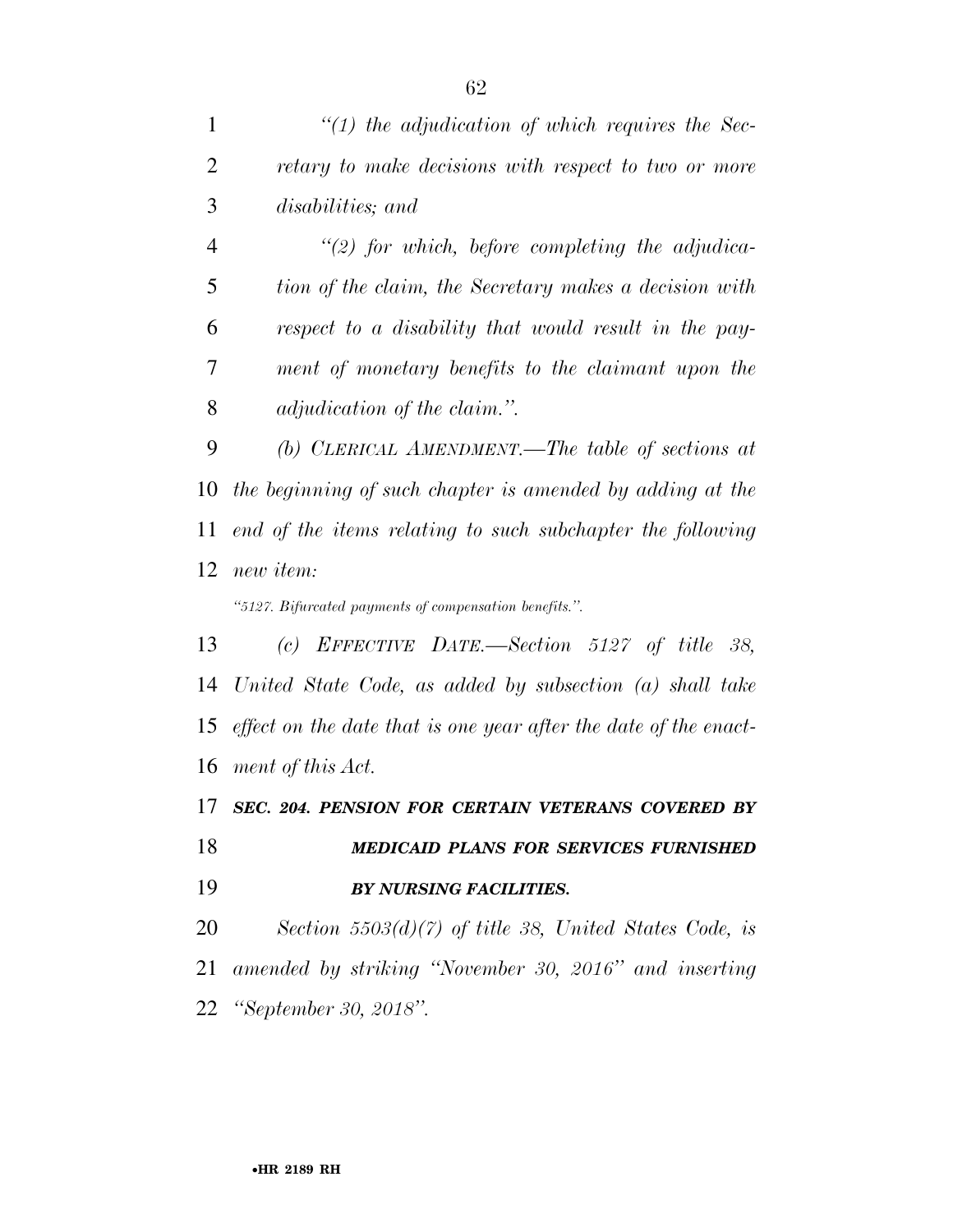*"(1) the adjudication of which requires the Secretary to make decisions with respect to two or more disabilities; and*

*"(2) for which, before completing the adjudication of the claim, the Secretary makes a decision with respect to a disability that would result in the payment of monetary benefits to the claimant upon the adjudication of the claim.".*

*(b) CLERICAL AMENDMENT.—The table of sections at the beginning of such chapter is amended by adding at the end of the items relating to such subchapter the following new item:*

*"5127. Bifurcated payments of compensation benefits.".*

*(c) EFFECTIVE DATE.—Section 5127 of title 38, United State Code, as added by subsection (a) shall take effect on the date that is one year after the date of the enactment of this Act.*

***SEC. 204. PENSION FOR CERTAIN VETERANS COVERED BY MEDICAID PLANS FOR SERVICES FURNISHED BY NURSING FACILITIES.***

*Section 5503(d)(7) of title 38, United States Code, is amended by striking "November 30, 2016" and inserting "September 30, 2018".*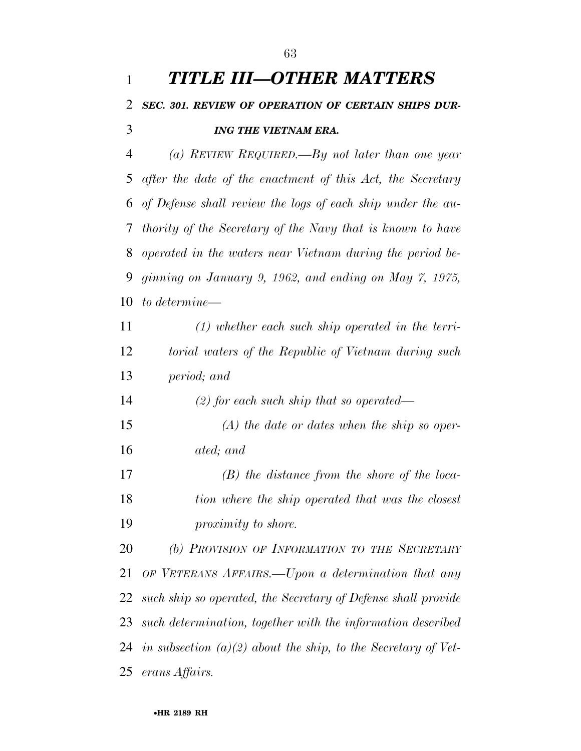# *TITLE III—OTHER MATTERS*

## *SEC. 301. REVIEW OF OPERATION OF CERTAIN SHIPS DURING THE VIETNAM ERA.*

*(a) REVIEW REQUIRED.—By not later than one year after the date of the enactment of this Act, the Secretary of Defense shall review the logs of each ship under the authority of the Secretary of the Navy that is known to have operated in the waters near Vietnam during the period beginning on January 9, 1962, and ending on May 7, 1975, to determine—*

*(1) whether each such ship operated in the territorial waters of the Republic of Vietnam during such period; and*

*(2) for each such ship that so operated—*

*(A) the date or dates when the ship so operated; and*

*(B) the distance from the shore of the location where the ship operated that was the closest proximity to shore.*

*(b) PROVISION OF INFORMATION TO THE SECRETARY OF VETERANS AFFAIRS.—Upon a determination that any such ship so operated, the Secretary of Defense shall provide such determination, together with the information described in subsection (a)(2) about the ship, to the Secretary of Veterans Affairs.*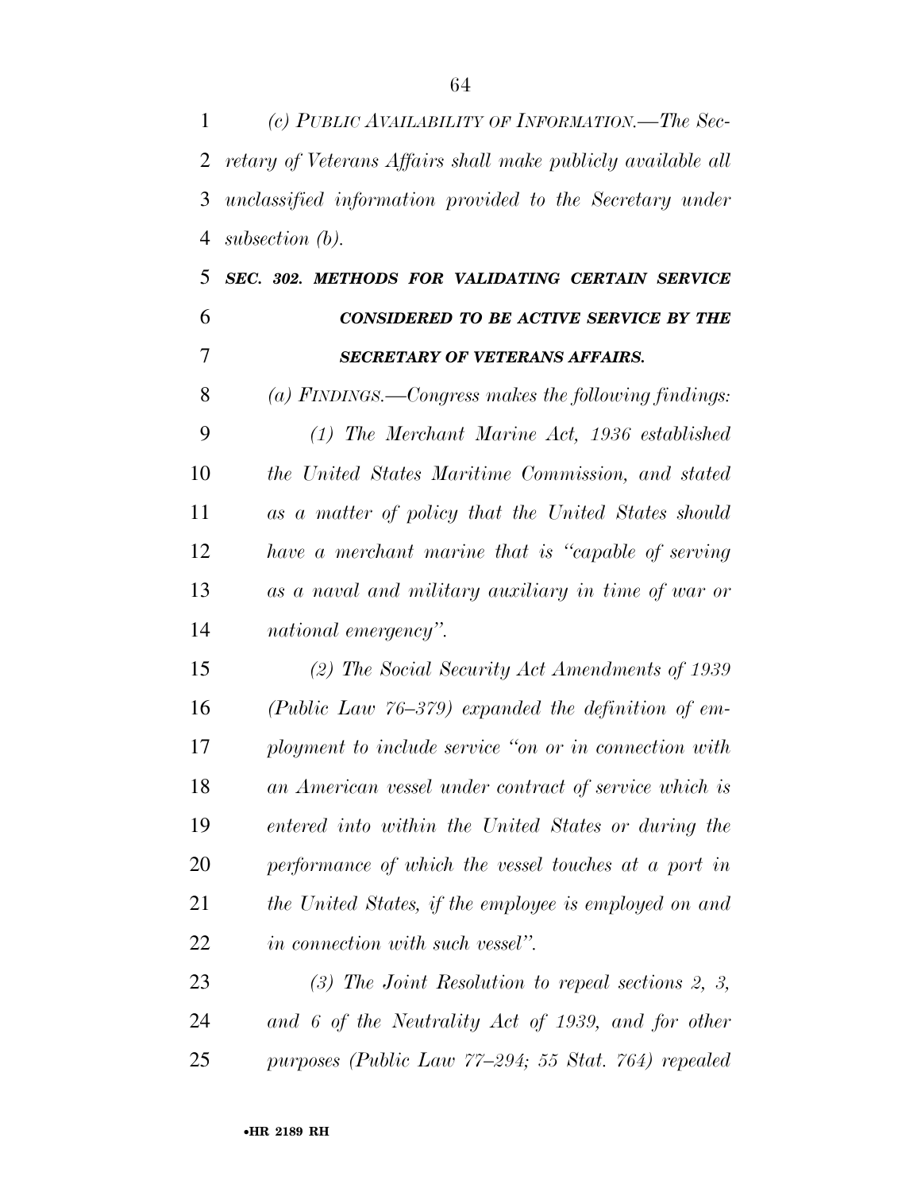*(c) PUBLIC AVAILABILITY OF INFORMATION.—The Secretary of Veterans Affairs shall make publicly available all unclassified information provided to the Secretary under subsection (b).*

***SEC. 302. METHODS FOR VALIDATING CERTAIN SERVICE CONSIDERED TO BE ACTIVE SERVICE BY THE SECRETARY OF VETERANS AFFAIRS.***

*(a) FINDINGS.—Congress makes the following findings:*

*(1) The Merchant Marine Act, 1936 established the United States Maritime Commission, and stated as a matter of policy that the United States should have a merchant marine that is "capable of serving as a naval and military auxiliary in time of war or national emergency".*

*(2) The Social Security Act Amendments of 1939 (Public Law 76–379) expanded the definition of employment to include service "on or in connection with an American vessel under contract of service which is entered into within the United States or during the performance of which the vessel touches at a port in the United States, if the employee is employed on and in connection with such vessel".*

*(3) The Joint Resolution to repeal sections 2, 3, and 6 of the Neutrality Act of 1939, and for other purposes (Public Law 77–294; 55 Stat. 764) repealed*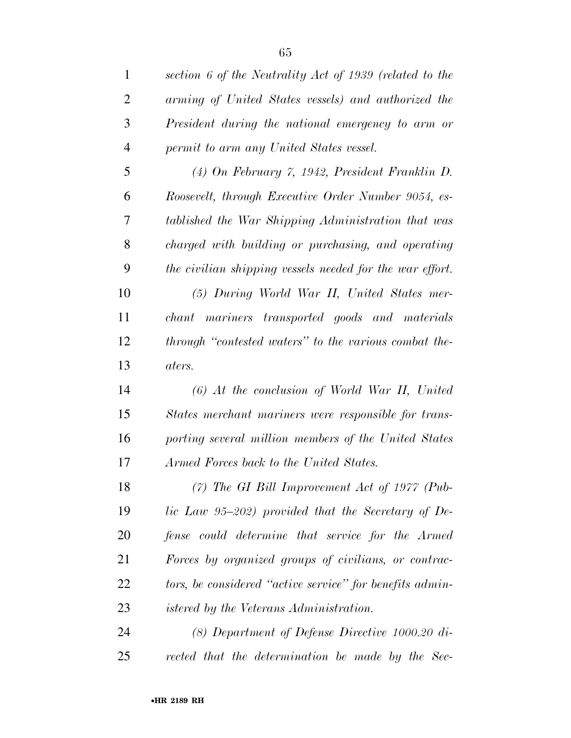*section 6 of the Neutrality Act of 1939 (related to the arming of United States vessels) and authorized the President during the national emergency to arm or permit to arm any United States vessel.*

*(4) On February 7, 1942, President Franklin D. Roosevelt, through Executive Order Number 9054, established the War Shipping Administration that was charged with building or purchasing, and operating the civilian shipping vessels needed for the war effort.*

*(5) During World War II, United States merchant mariners transported goods and materials through "contested waters" to the various combat theaters.*

*(6) At the conclusion of World War II, United States merchant mariners were responsible for transporting several million members of the United States Armed Forces back to the United States.*

*(7) The GI Bill Improvement Act of 1977 (Public Law 95–202) provided that the Secretary of Defense could determine that service for the Armed Forces by organized groups of civilians, or contractors, be considered "active service" for benefits administered by the Veterans Administration.*

*(8) Department of Defense Directive 1000.20 directed that the determination be made by the Sec-*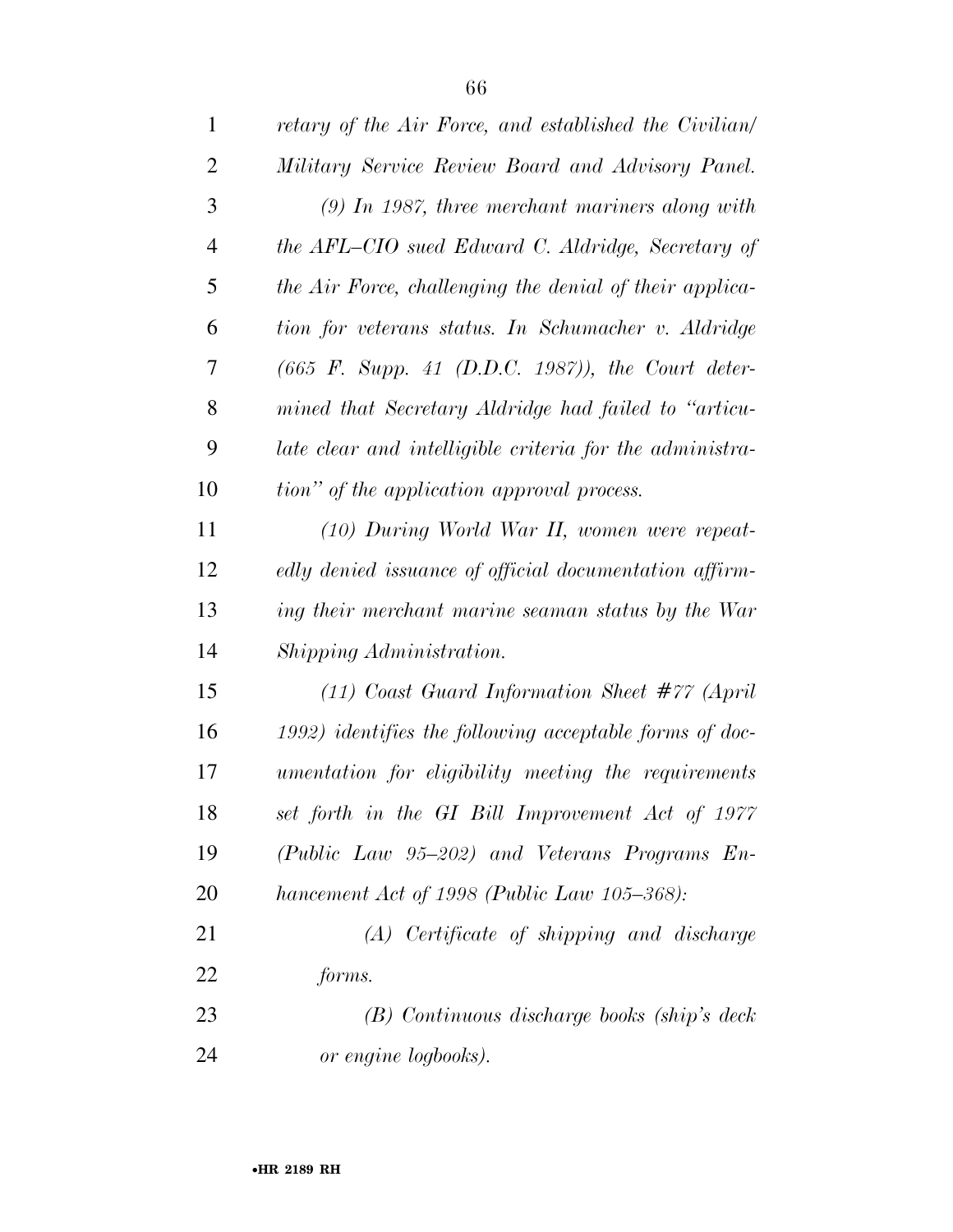*retary of the Air Force, and established the Civilian/Military Service Review Board and Advisory Panel.*

*(9) In 1987, three merchant mariners along with the AFL–CIO sued Edward C. Aldridge, Secretary of the Air Force, challenging the denial of their application for veterans status. In Schumacher v. Aldridge (665 F. Supp. 41 (D.D.C. 1987)), the Court determined that Secretary Aldridge had failed to "articulate clear and intelligible criteria for the administration" of the application approval process.*

*(10) During World War II, women were repeatedly denied issuance of official documentation affirming their merchant marine seaman status by the War Shipping Administration.*

*(11) Coast Guard Information Sheet #77 (April 1992) identifies the following acceptable forms of documentation for eligibility meeting the requirements set forth in the GI Bill Improvement Act of 1977 (Public Law 95–202) and Veterans Programs Enhancement Act of 1998 (Public Law 105–368):*

*(A) Certificate of shipping and discharge forms.*

*(B) Continuous discharge books (ship's deck or engine logbooks).*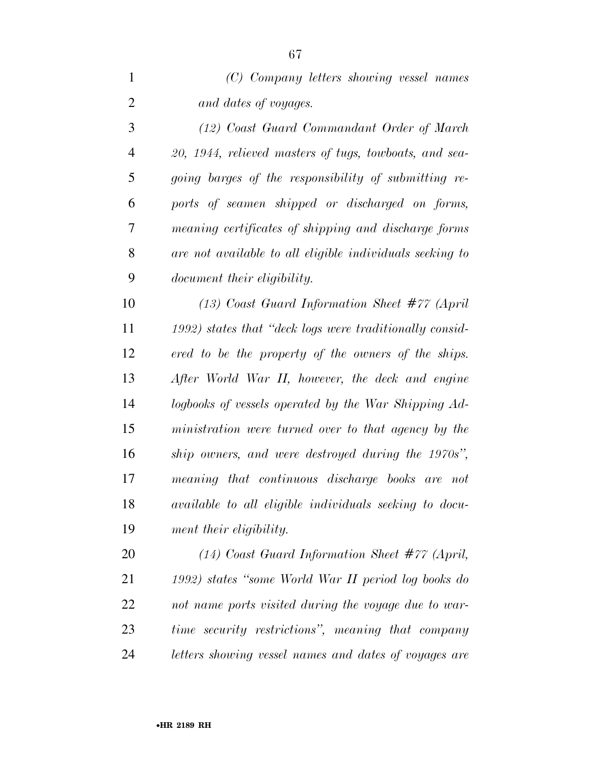*(C) Company letters showing vessel names and dates of voyages.*

*(12) Coast Guard Commandant Order of March 20, 1944, relieved masters of tugs, towboats, and seagoing barges of the responsibility of submitting reports of seamen shipped or discharged on forms, meaning certificates of shipping and discharge forms are not available to all eligible individuals seeking to document their eligibility.*

*(13) Coast Guard Information Sheet #77 (April 1992) states that "deck logs were traditionally considered to be the property of the owners of the ships. After World War II, however, the deck and engine logbooks of vessels operated by the War Shipping Administration were turned over to that agency by the ship owners, and were destroyed during the 1970s", meaning that continuous discharge books are not available to all eligible individuals seeking to document their eligibility.*

*(14) Coast Guard Information Sheet #77 (April, 1992) states "some World War II period log books do not name ports visited during the voyage due to wartime security restrictions", meaning that company letters showing vessel names and dates of voyages are*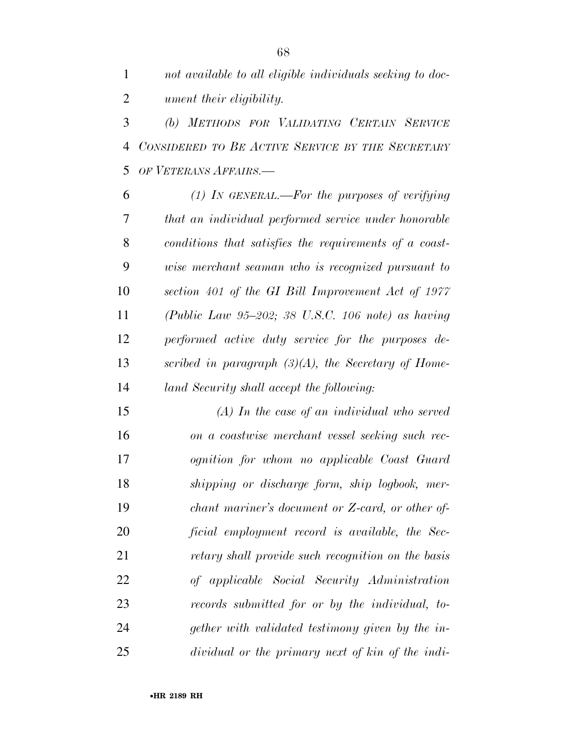*not available to all eligible individuals seeking to document their eligibility.*

*(b) METHODS FOR VALIDATING CERTAIN SERVICE CONSIDERED TO BE ACTIVE SERVICE BY THE SECRETARY OF VETERANS AFFAIRS.—*

*(1) IN GENERAL.—For the purposes of verifying that an individual performed service under honorable conditions that satisfies the requirements of a coastwise merchant seaman who is recognized pursuant to section 401 of the GI Bill Improvement Act of 1977 (Public Law 95–202; 38 U.S.C. 106 note) as having performed active duty service for the purposes described in paragraph (3)(A), the Secretary of Homeland Security shall accept the following:*

*(A) In the case of an individual who served on a coastwise merchant vessel seeking such recognition for whom no applicable Coast Guard shipping or discharge form, ship logbook, merchant mariner's document or Z-card, or other official employment record is available, the Secretary shall provide such recognition on the basis of applicable Social Security Administration records submitted for or by the individual, together with validated testimony given by the individual or the primary next of kin of the indi-*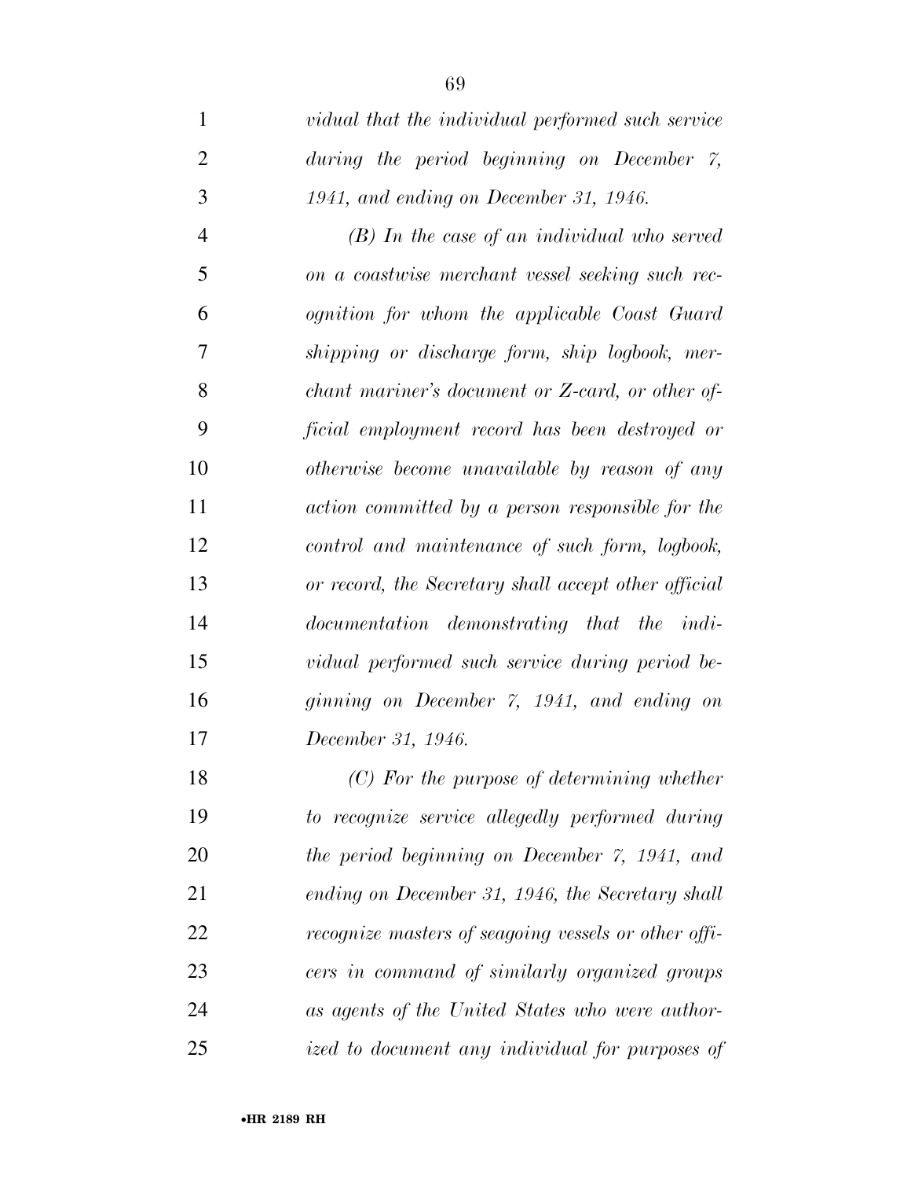*vidual that the individual performed such service during the period beginning on December 7, 1941, and ending on December 31, 1946.*

*(B) In the case of an individual who served on a coastwise merchant vessel seeking such recognition for whom the applicable Coast Guard shipping or discharge form, ship logbook, merchant mariner's document or Z-card, or other official employment record has been destroyed or otherwise become unavailable by reason of any action committed by a person responsible for the control and maintenance of such form, logbook, or record, the Secretary shall accept other official documentation demonstrating that the individual performed such service during period beginning on December 7, 1941, and ending on December 31, 1946.*

*(C) For the purpose of determining whether to recognize service allegedly performed during the period beginning on December 7, 1941, and ending on December 31, 1946, the Secretary shall recognize masters of seagoing vessels or other officers in command of similarly organized groups as agents of the United States who were authorized to document any individual for purposes of*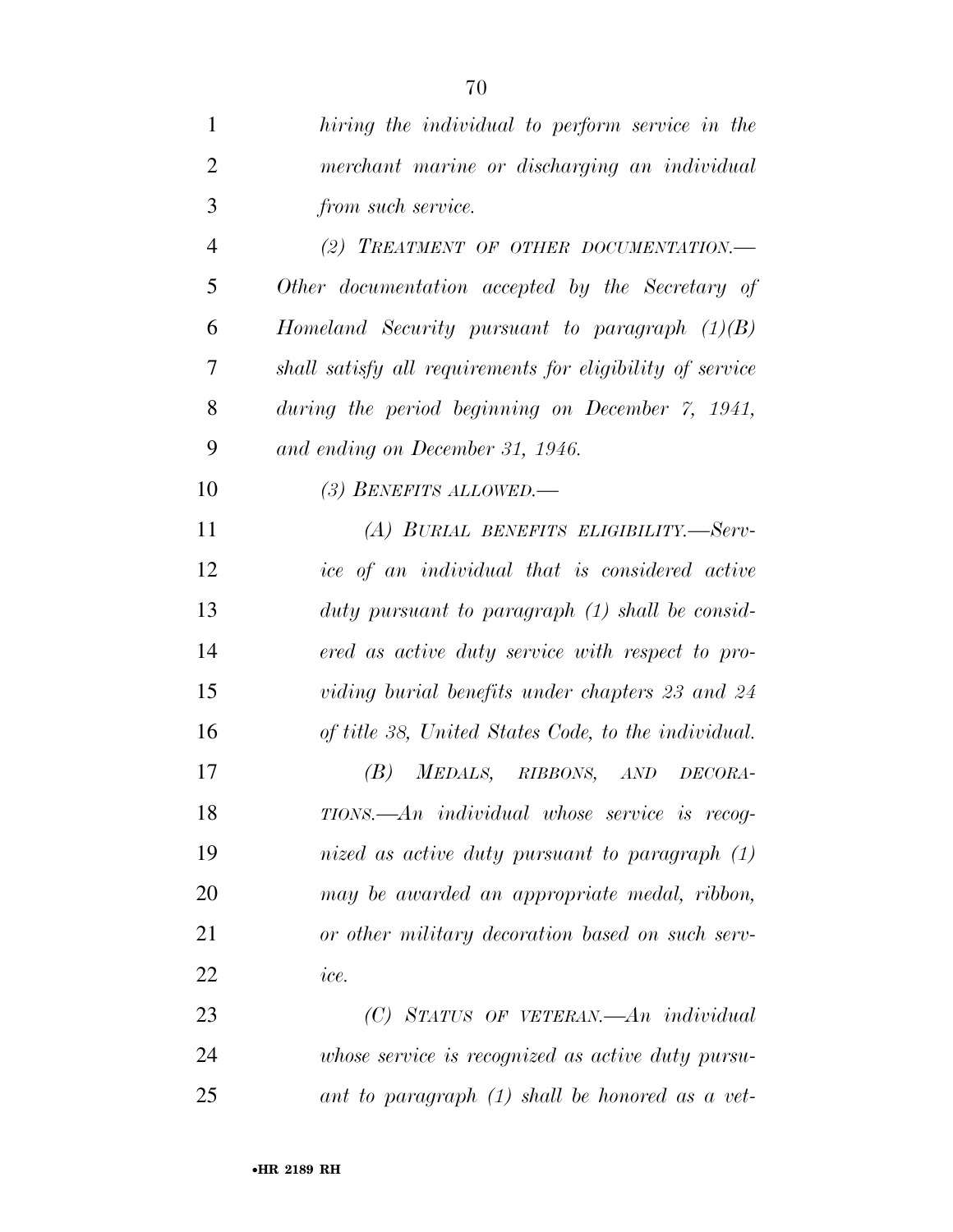*hiring the individual to perform service in the merchant marine or discharging an individual from such service.*

*(2) TREATMENT OF OTHER DOCUMENTATION.—Other documentation accepted by the Secretary of Homeland Security pursuant to paragraph (1)(B) shall satisfy all requirements for eligibility of service during the period beginning on December 7, 1941, and ending on December 31, 1946.*

*(3) BENEFITS ALLOWED.—*

*(A) BURIAL BENEFITS ELIGIBILITY.—Service of an individual that is considered active duty pursuant to paragraph (1) shall be considered as active duty service with respect to providing burial benefits under chapters 23 and 24 of title 38, United States Code, to the individual.*

*(B) MEDALS, RIBBONS, AND DECORATIONS.—An individual whose service is recognized as active duty pursuant to paragraph (1) may be awarded an appropriate medal, ribbon, or other military decoration based on such service.*

*(C) STATUS OF VETERAN.—An individual whose service is recognized as active duty pursuant to paragraph (1) shall be honored as a vet-*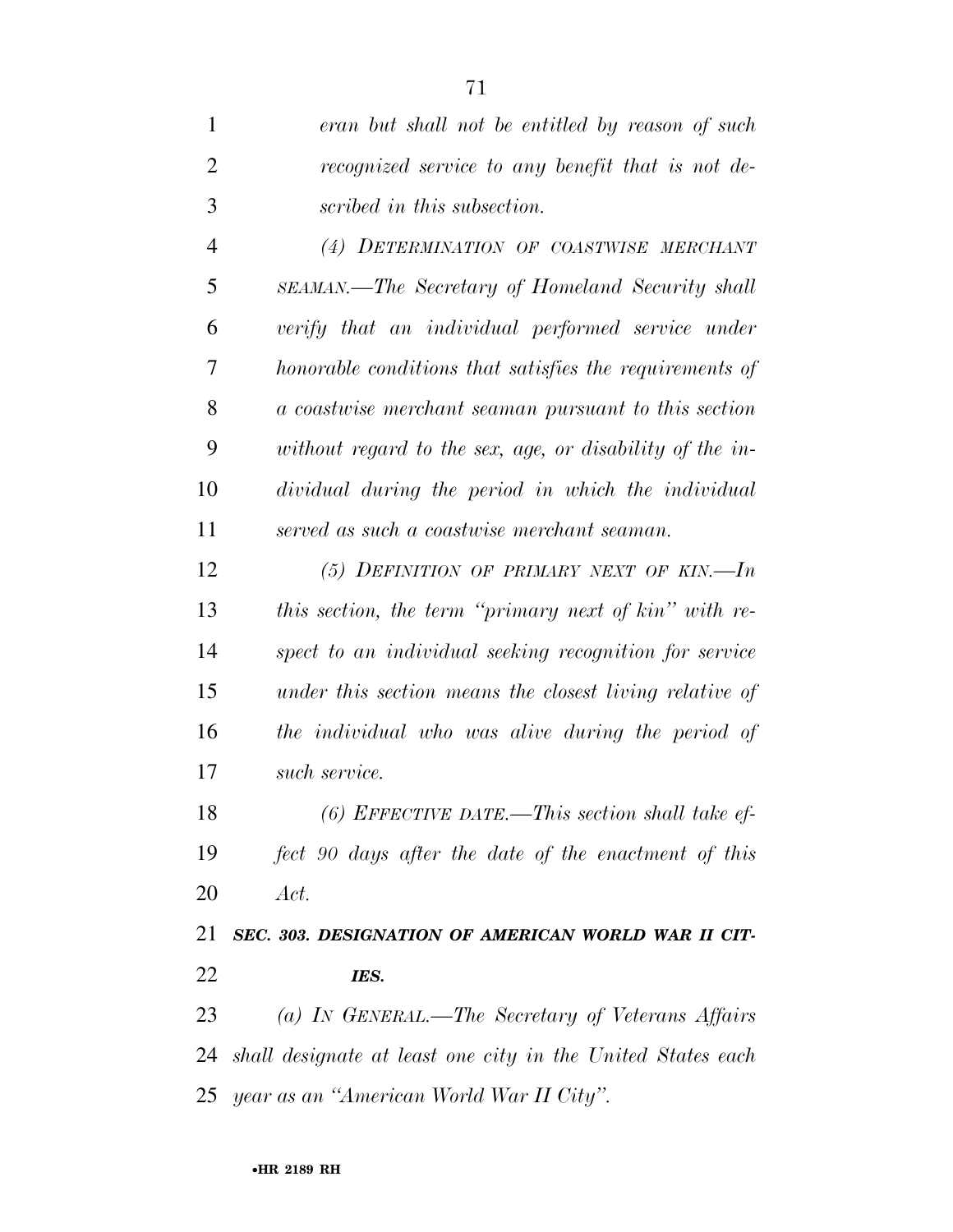*eran but shall not be entitled by reason of such recognized service to any benefit that is not described in this subsection.*

*(4) DETERMINATION OF COASTWISE MERCHANT SEAMAN.—The Secretary of Homeland Security shall verify that an individual performed service under honorable conditions that satisfies the requirements of a coastwise merchant seaman pursuant to this section without regard to the sex, age, or disability of the individual during the period in which the individual served as such a coastwise merchant seaman.*

*(5) DEFINITION OF PRIMARY NEXT OF KIN.—In this section, the term "primary next of kin" with respect to an individual seeking recognition for service under this section means the closest living relative of the individual who was alive during the period of such service.*

*(6) EFFECTIVE DATE.—This section shall take effect 90 days after the date of the enactment of this Act.*

***SEC. 303. DESIGNATION OF AMERICAN WORLD WAR II CITIES.***

*(a) IN GENERAL.—The Secretary of Veterans Affairs shall designate at least one city in the United States each year as an "American World War II City".*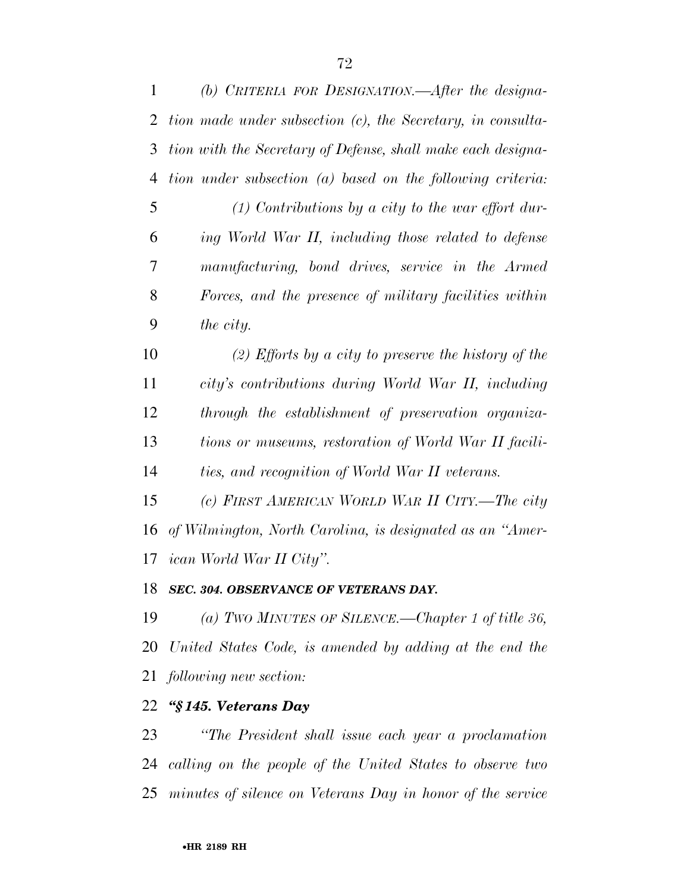*(b) CRITERIA FOR DESIGNATION.—After the designation made under subsection (c), the Secretary, in consultation with the Secretary of Defense, shall make each designation under subsection (a) based on the following criteria:*

*(1) Contributions by a city to the war effort during World War II, including those related to defense manufacturing, bond drives, service in the Armed Forces, and the presence of military facilities within the city.*

*(2) Efforts by a city to preserve the history of the city's contributions during World War II, including through the establishment of preservation organizations or museums, restoration of World War II facilities, and recognition of World War II veterans.*

*(c) FIRST AMERICAN WORLD WAR II CITY.—The city of Wilmington, North Carolina, is designated as an "American World War II City".*

***SEC. 304. OBSERVANCE OF VETERANS DAY.***

*(a) TWO MINUTES OF SILENCE.—Chapter 1 of title 36, United States Code, is amended by adding at the end the following new section:*

***"§145. Veterans Day***

*"The President shall issue each year a proclamation calling on the people of the United States to observe two minutes of silence on Veterans Day in honor of the service*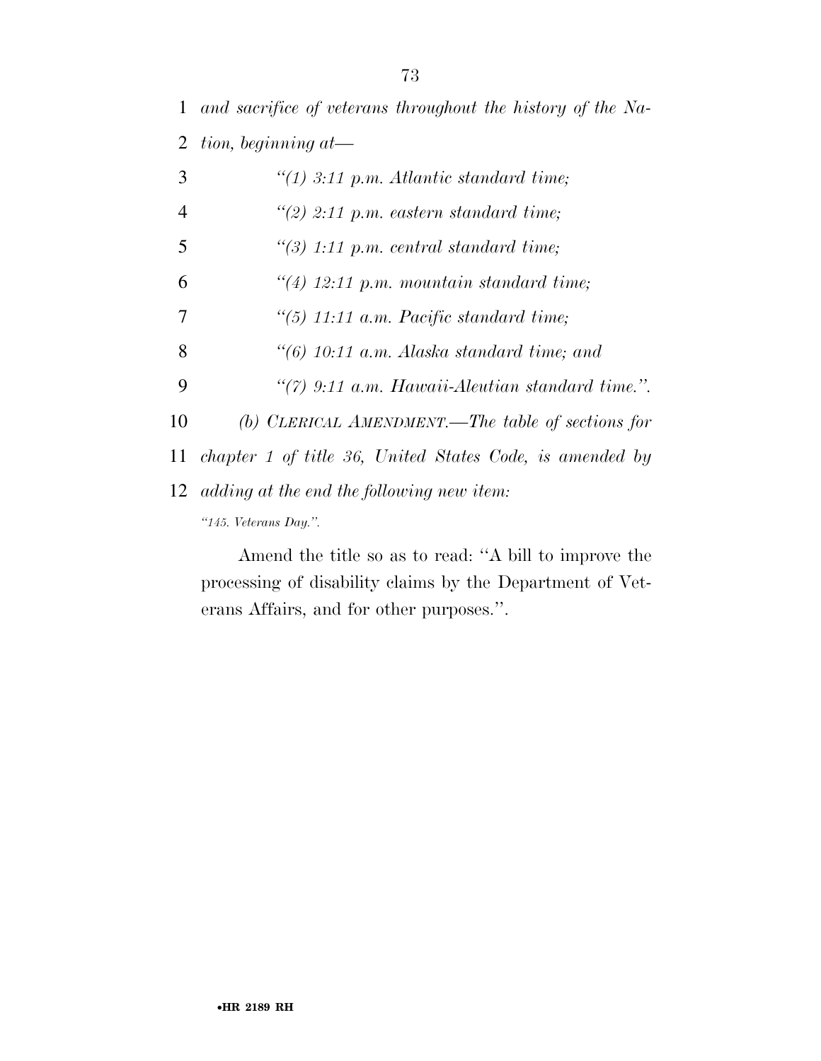*and sacrifice of veterans throughout the history of the Nation, beginning at—*

*"(1) 3:11 p.m. Atlantic standard time;*

*"(2) 2:11 p.m. eastern standard time;*

*"(3) 1:11 p.m. central standard time;*

*"(4) 12:11 p.m. mountain standard time;*

*"(5) 11:11 a.m. Pacific standard time;*

*"(6) 10:11 a.m. Alaska standard time; and*

*"(7) 9:11 a.m. Hawaii-Aleutian standard time.".*

*(b) CLERICAL AMENDMENT.—The table of sections for chapter 1 of title 36, United States Code, is amended by adding at the end the following new item:*

*"145. Veterans Day.".*

Amend the title so as to read: "A bill to improve the processing of disability claims by the Department of Veterans Affairs, and for other purposes.".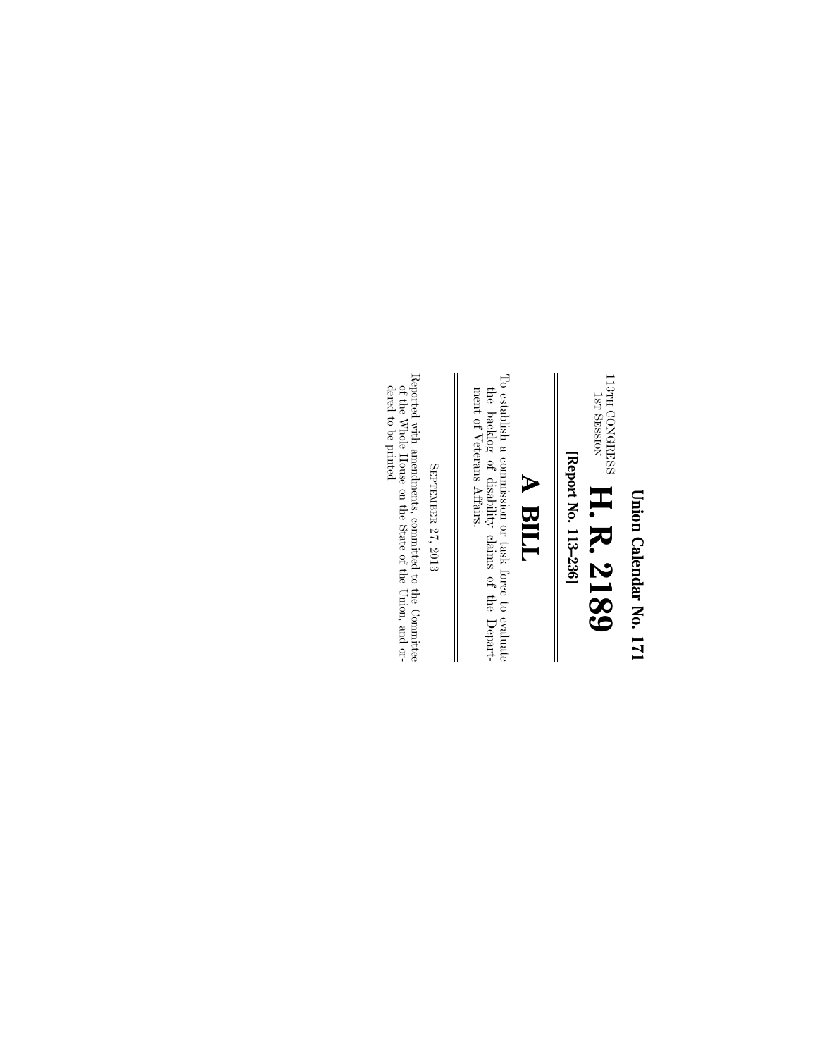# Union Calendar No. 171

113TH CONGRESS
1ST SESSION

# H. R. 2189

**[Report No. 113–236]**

---

# A BILL

To establish a commission or task force to evaluate the backlog of disability claims of the Department of Veterans Affairs.

---

SEPTEMBER 27, 2013

Reported with amendments, committed to the Committee of the Whole House on the State of the Union, and ordered to be printed